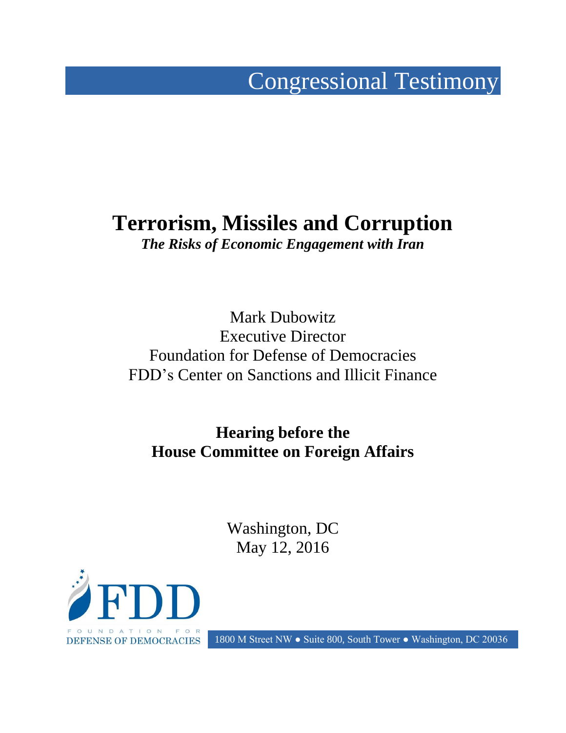Congressional Testimony

# Terrorism, Missiles and Corruption

***The Risks of Economic Engagement with Iran***

Mark Dubowitz
Executive Director
Foundation for Defense of Democracies
FDD's Center on Sanctions and Illicit Finance

**Hearing before the**
**House Committee on Foreign Affairs**

Washington, DC
May 12, 2016

FDD
FOUNDATION FOR
DEFENSE OF DEMOCRACIES

1800 M Street NW ● Suite 800, South Tower ● Washington, DC 20036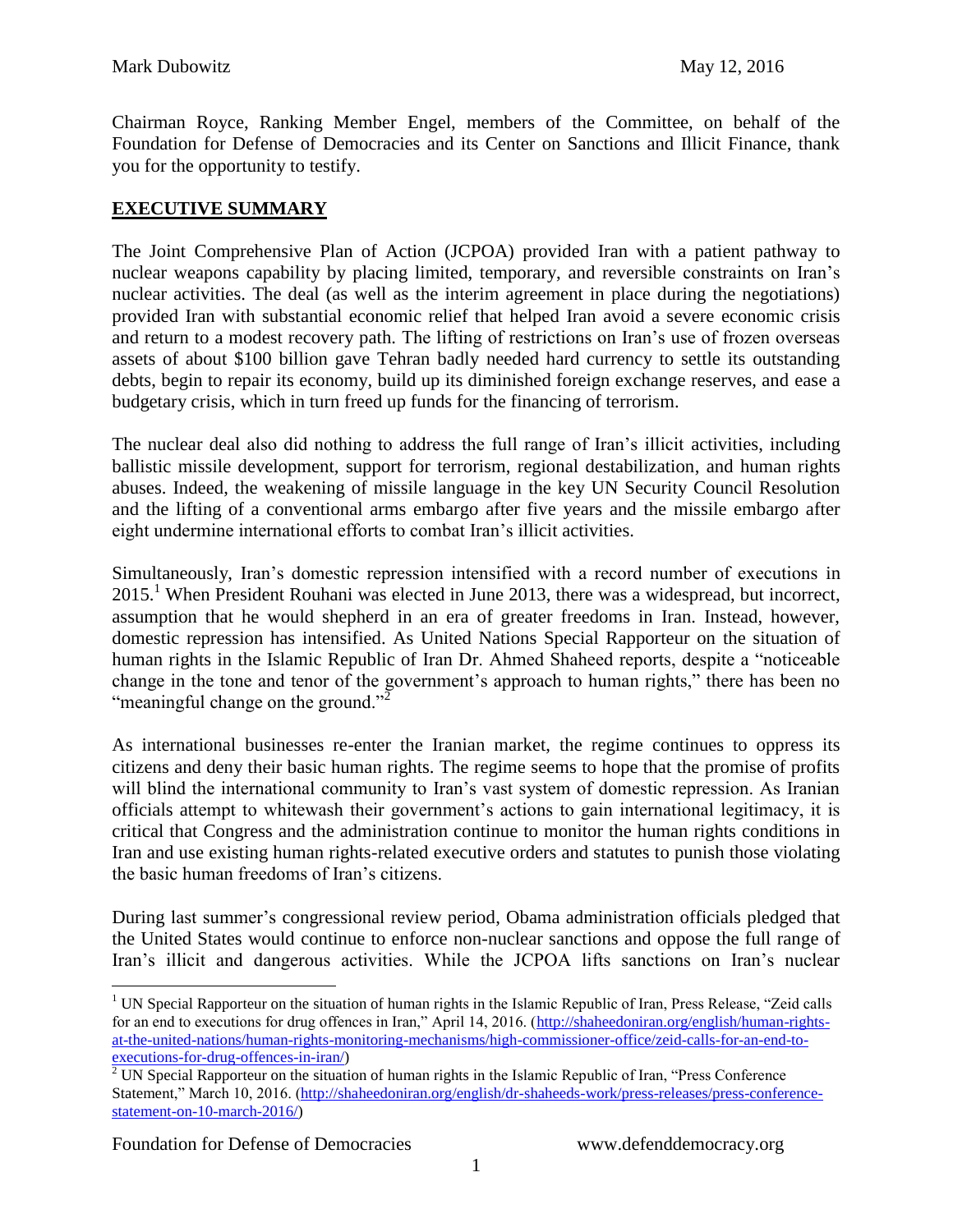Chairman Royce, Ranking Member Engel, members of the Committee, on behalf of the Foundation for Defense of Democracies and its Center on Sanctions and Illicit Finance, thank you for the opportunity to testify.

## EXECUTIVE SUMMARY

The Joint Comprehensive Plan of Action (JCPOA) provided Iran with a patient pathway to nuclear weapons capability by placing limited, temporary, and reversible constraints on Iran's nuclear activities. The deal (as well as the interim agreement in place during the negotiations) provided Iran with substantial economic relief that helped Iran avoid a severe economic crisis and return to a modest recovery path. The lifting of restrictions on Iran's use of frozen overseas assets of about $100 billion gave Tehran badly needed hard currency to settle its outstanding debts, begin to repair its economy, build up its diminished foreign exchange reserves, and ease a budgetary crisis, which in turn freed up funds for the financing of terrorism.

The nuclear deal also did nothing to address the full range of Iran's illicit activities, including ballistic missile development, support for terrorism, regional destabilization, and human rights abuses. Indeed, the weakening of missile language in the key UN Security Council Resolution and the lifting of a conventional arms embargo after five years and the missile embargo after eight undermine international efforts to combat Iran's illicit activities.

Simultaneously, Iran's domestic repression intensified with a record number of executions in 2015.[1] When President Rouhani was elected in June 2013, there was a widespread, but incorrect, assumption that he would shepherd in an era of greater freedoms in Iran. Instead, however, domestic repression has intensified. As United Nations Special Rapporteur on the situation of human rights in the Islamic Republic of Iran Dr. Ahmed Shaheed reports, despite a "noticeable change in the tone and tenor of the government's approach to human rights," there has been no "meaningful change on the ground."[2]

As international businesses re-enter the Iranian market, the regime continues to oppress its citizens and deny their basic human rights. The regime seems to hope that the promise of profits will blind the international community to Iran's vast system of domestic repression. As Iranian officials attempt to whitewash their government's actions to gain international legitimacy, it is critical that Congress and the administration continue to monitor the human rights conditions in Iran and use existing human rights-related executive orders and statutes to punish those violating the basic human freedoms of Iran's citizens.

During last summer's congressional review period, Obama administration officials pledged that the United States would continue to enforce non-nuclear sanctions and oppose the full range of Iran's illicit and dangerous activities. While the JCPOA lifts sanctions on Iran's nuclear

---

[1] UN Special Rapporteur on the situation of human rights in the Islamic Republic of Iran, Press Release, "Zeid calls for an end to executions for drug offences in Iran," April 14, 2016. (http://shaheedoniran.org/english/human-rights-at-the-united-nations/human-rights-monitoring-mechanisms/high-commissioner-office/zeid-calls-for-an-end-to-executions-for-drug-offences-in-iran/)

[2] UN Special Rapporteur on the situation of human rights in the Islamic Republic of Iran, "Press Conference Statement," March 10, 2016. (http://shaheedoniran.org/english/dr-shaheeds-work/press-releases/press-conference-statement-on-10-march-2016/)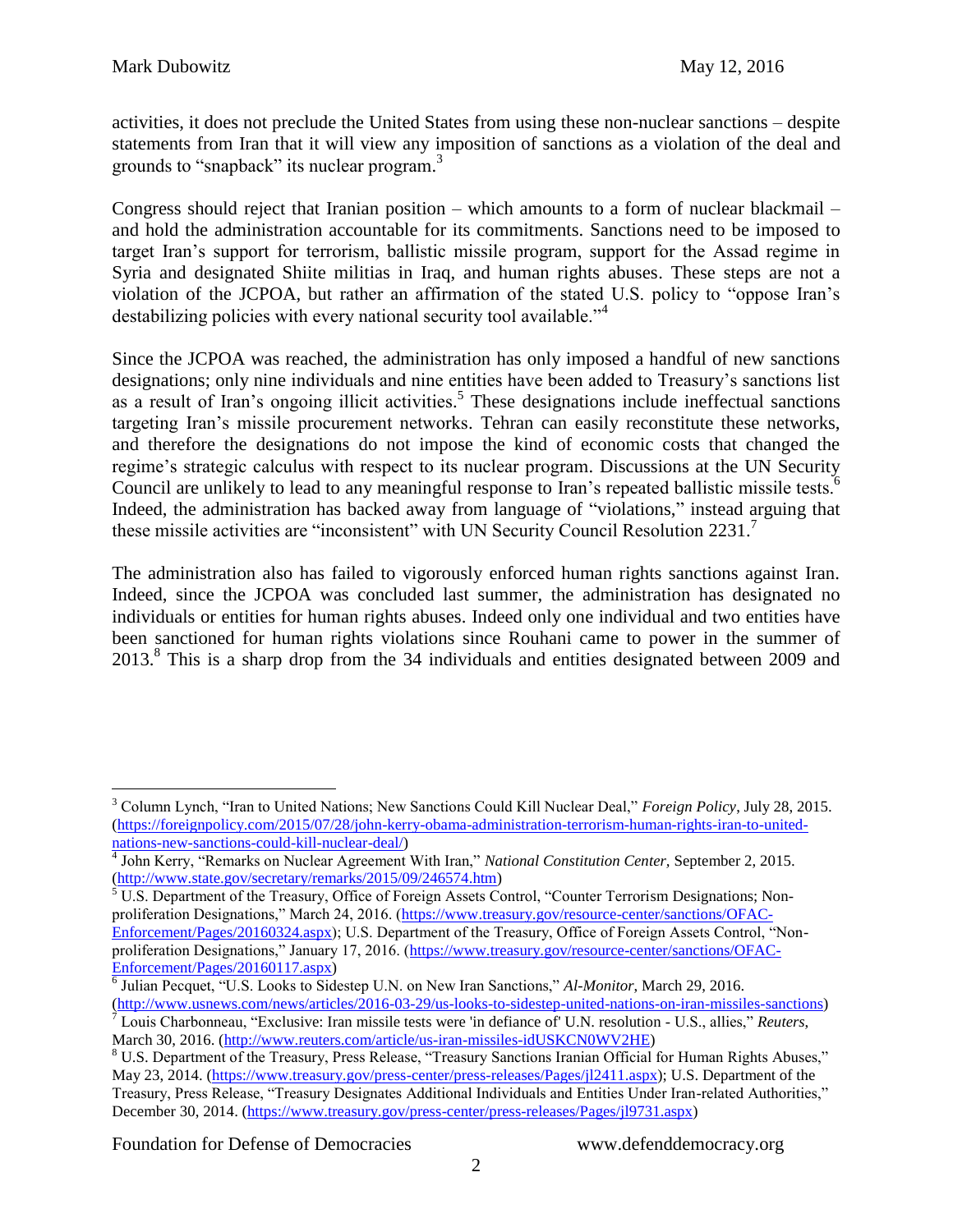activities, it does not preclude the United States from using these non-nuclear sanctions – despite statements from Iran that it will view any imposition of sanctions as a violation of the deal and grounds to "snapback" its nuclear program.[3]

Congress should reject that Iranian position – which amounts to a form of nuclear blackmail – and hold the administration accountable for its commitments. Sanctions need to be imposed to target Iran's support for terrorism, ballistic missile program, support for the Assad regime in Syria and designated Shiite militias in Iraq, and human rights abuses. These steps are not a violation of the JCPOA, but rather an affirmation of the stated U.S. policy to "oppose Iran's destabilizing policies with every national security tool available."[4]

Since the JCPOA was reached, the administration has only imposed a handful of new sanctions designations; only nine individuals and nine entities have been added to Treasury's sanctions list as a result of Iran's ongoing illicit activities.[5] These designations include ineffectual sanctions targeting Iran's missile procurement networks. Tehran can easily reconstitute these networks, and therefore the designations do not impose the kind of economic costs that changed the regime's strategic calculus with respect to its nuclear program. Discussions at the UN Security Council are unlikely to lead to any meaningful response to Iran's repeated ballistic missile tests.[6] Indeed, the administration has backed away from language of "violations," instead arguing that these missile activities are "inconsistent" with UN Security Council Resolution 2231.[7]

The administration also has failed to vigorously enforced human rights sanctions against Iran. Indeed, since the JCPOA was concluded last summer, the administration has designated no individuals or entities for human rights abuses. Indeed only one individual and two entities have been sanctioned for human rights violations since Rouhani came to power in the summer of 2013.[8] This is a sharp drop from the 34 individuals and entities designated between 2009 and

---

[3] Column Lynch, "Iran to United Nations; New Sanctions Could Kill Nuclear Deal," *Foreign Policy,* July 28, 2015. (https://foreignpolicy.com/2015/07/28/john-kerry-obama-administration-terrorism-human-rights-iran-to-united-nations-new-sanctions-could-kill-nuclear-deal/)

[4] John Kerry, "Remarks on Nuclear Agreement With Iran," *National Constitution Center,* September 2, 2015. (http://www.state.gov/secretary/remarks/2015/09/246574.htm)

[5] U.S. Department of the Treasury, Office of Foreign Assets Control, "Counter Terrorism Designations; Non-proliferation Designations," March 24, 2016. (https://www.treasury.gov/resource-center/sanctions/OFAC-Enforcement/Pages/20160324.aspx); U.S. Department of the Treasury, Office of Foreign Assets Control, "Non-proliferation Designations," January 17, 2016. (https://www.treasury.gov/resource-center/sanctions/OFAC-Enforcement/Pages/20160117.aspx)

[6] Julian Pecquet, "U.S. Looks to Sidestep U.N. on New Iran Sanctions," *Al-Monitor,* March 29, 2016. (http://www.usnews.com/news/articles/2016-03-29/us-looks-to-sidestep-united-nations-on-iran-missiles-sanctions)

[7] Louis Charbonneau, "Exclusive: Iran missile tests were 'in defiance of' U.N. resolution - U.S., allies," *Reuters,* March 30, 2016. (http://www.reuters.com/article/us-iran-missiles-idUSKCN0WV2HE)

[8] U.S. Department of the Treasury, Press Release, "Treasury Sanctions Iranian Official for Human Rights Abuses," May 23, 2014. (https://www.treasury.gov/press-center/press-releases/Pages/jl2411.aspx); U.S. Department of the Treasury, Press Release, "Treasury Designates Additional Individuals and Entities Under Iran-related Authorities," December 30, 2014. (https://www.treasury.gov/press-center/press-releases/Pages/jl9731.aspx)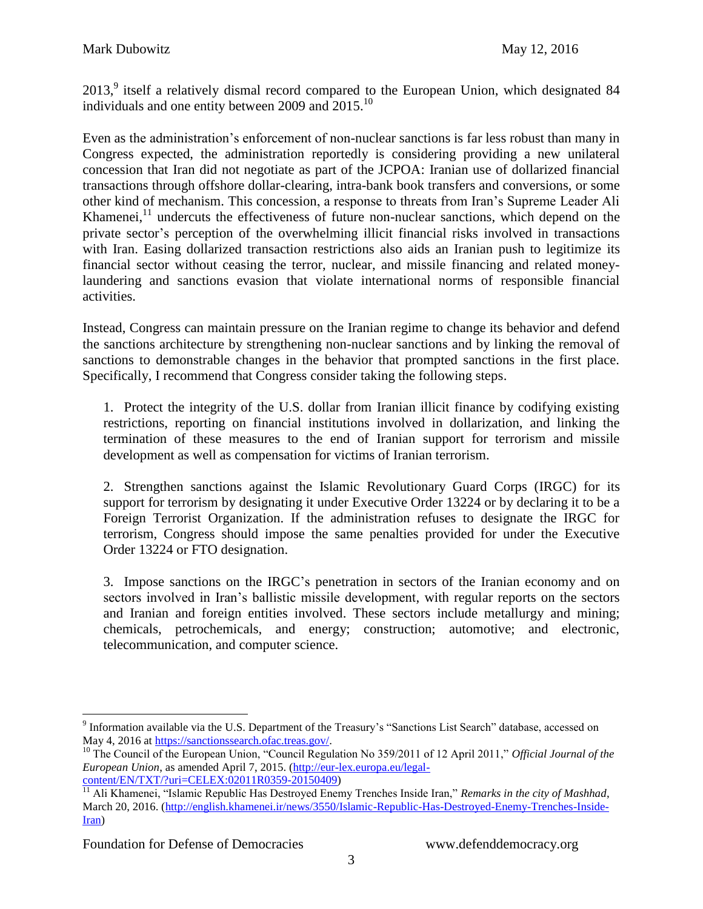2013,[9] itself a relatively dismal record compared to the European Union, which designated 84 individuals and one entity between 2009 and 2015.[10]

Even as the administration's enforcement of non-nuclear sanctions is far less robust than many in Congress expected, the administration reportedly is considering providing a new unilateral concession that Iran did not negotiate as part of the JCPOA: Iranian use of dollarized financial transactions through offshore dollar-clearing, intra-bank book transfers and conversions, or some other kind of mechanism. This concession, a response to threats from Iran's Supreme Leader Ali Khamenei,[11] undercuts the effectiveness of future non-nuclear sanctions, which depend on the private sector's perception of the overwhelming illicit financial risks involved in transactions with Iran. Easing dollarized transaction restrictions also aids an Iranian push to legitimize its financial sector without ceasing the terror, nuclear, and missile financing and related money-laundering and sanctions evasion that violate international norms of responsible financial activities.

Instead, Congress can maintain pressure on the Iranian regime to change its behavior and defend the sanctions architecture by strengthening non-nuclear sanctions and by linking the removal of sanctions to demonstrable changes in the behavior that prompted sanctions in the first place. Specifically, I recommend that Congress consider taking the following steps.

1. Protect the integrity of the U.S. dollar from Iranian illicit finance by codifying existing restrictions, reporting on financial institutions involved in dollarization, and linking the termination of these measures to the end of Iranian support for terrorism and missile development as well as compensation for victims of Iranian terrorism.

2. Strengthen sanctions against the Islamic Revolutionary Guard Corps (IRGC) for its support for terrorism by designating it under Executive Order 13224 or by declaring it to be a Foreign Terrorist Organization. If the administration refuses to designate the IRGC for terrorism, Congress should impose the same penalties provided for under the Executive Order 13224 or FTO designation.

3. Impose sanctions on the IRGC's penetration in sectors of the Iranian economy and on sectors involved in Iran's ballistic missile development, with regular reports on the sectors and Iranian and foreign entities involved. These sectors include metallurgy and mining; chemicals, petrochemicals, and energy; construction; automotive; and electronic, telecommunication, and computer science.

---

[9] Information available via the U.S. Department of the Treasury's "Sanctions List Search" database, accessed on May 4, 2016 at https://sanctionssearch.ofac.treas.gov/.

[10] The Council of the European Union, "Council Regulation No 359/2011 of 12 April 2011," *Official Journal of the European Union*, as amended April 7, 2015. (http://eur-lex.europa.eu/legal-content/EN/TXT/?uri=CELEX:02011R0359-20150409)

[11] Ali Khamenei, "Islamic Republic Has Destroyed Enemy Trenches Inside Iran," *Remarks in the city of Mashhad*, March 20, 2016. (http://english.khamenei.ir/news/3550/Islamic-Republic-Has-Destroyed-Enemy-Trenches-Inside-Iran)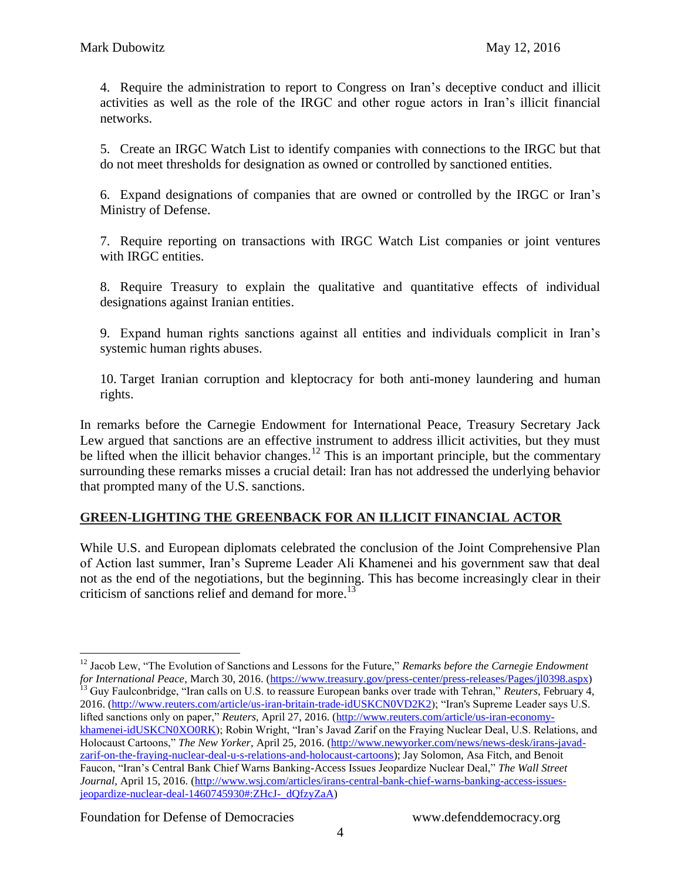4. Require the administration to report to Congress on Iran's deceptive conduct and illicit activities as well as the role of the IRGC and other rogue actors in Iran's illicit financial networks.

5. Create an IRGC Watch List to identify companies with connections to the IRGC but that do not meet thresholds for designation as owned or controlled by sanctioned entities.

6. Expand designations of companies that are owned or controlled by the IRGC or Iran's Ministry of Defense.

7. Require reporting on transactions with IRGC Watch List companies or joint ventures with IRGC entities.

8. Require Treasury to explain the qualitative and quantitative effects of individual designations against Iranian entities.

9. Expand human rights sanctions against all entities and individuals complicit in Iran's systemic human rights abuses.

10. Target Iranian corruption and kleptocracy for both anti-money laundering and human rights.

In remarks before the Carnegie Endowment for International Peace, Treasury Secretary Jack Lew argued that sanctions are an effective instrument to address illicit activities, but they must be lifted when the illicit behavior changes.[12] This is an important principle, but the commentary surrounding these remarks misses a crucial detail: Iran has not addressed the underlying behavior that prompted many of the U.S. sanctions.

## GREEN-LIGHTING THE GREENBACK FOR AN ILLICIT FINANCIAL ACTOR

While U.S. and European diplomats celebrated the conclusion of the Joint Comprehensive Plan of Action last summer, Iran's Supreme Leader Ali Khamenei and his government saw that deal not as the end of the negotiations, but the beginning. This has become increasingly clear in their criticism of sanctions relief and demand for more.[13]

---

[12] Jacob Lew, "The Evolution of Sanctions and Lessons for the Future," *Remarks before the Carnegie Endowment for International Peace*, March 30, 2016. (https://www.treasury.gov/press-center/press-releases/Pages/jl0398.aspx)

[13] Guy Faulconbridge, "Iran calls on U.S. to reassure European banks over trade with Tehran," *Reuters*, February 4, 2016. (http://www.reuters.com/article/us-iran-britain-trade-idUSKCN0VD2K2); "Iran's Supreme Leader says U.S. lifted sanctions only on paper," *Reuters*, April 27, 2016. (http://www.reuters.com/article/us-iran-economy-khamenei-idUSKCN0XO0RK); Robin Wright, "Iran's Javad Zarif on the Fraying Nuclear Deal, U.S. Relations, and Holocaust Cartoons," *The New Yorker*, April 25, 2016. (http://www.newyorker.com/news/news-desk/irans-javad-zarif-on-the-fraying-nuclear-deal-u-s-relations-and-holocaust-cartoons); Jay Solomon, Asa Fitch, and Benoit Faucon, "Iran's Central Bank Chief Warns Banking-Access Issues Jeopardize Nuclear Deal," *The Wall Street Journal*, April 15, 2016. (http://www.wsj.com/articles/irans-central-bank-chief-warns-banking-access-issues-jeopardize-nuclear-deal-1460745930#:ZHcJ-_dQfzyZaA)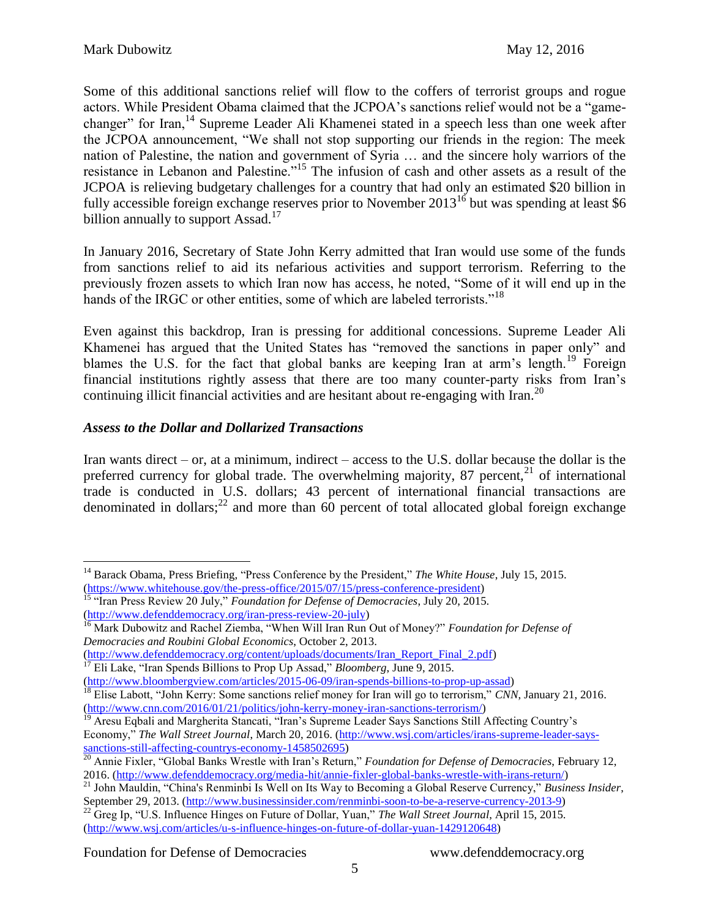Some of this additional sanctions relief will flow to the coffers of terrorist groups and rogue actors. While President Obama claimed that the JCPOA's sanctions relief would not be a "game-changer" for Iran,[14] Supreme Leader Ali Khamenei stated in a speech less than one week after the JCPOA announcement, "We shall not stop supporting our friends in the region: The meek nation of Palestine, the nation and government of Syria … and the sincere holy warriors of the resistance in Lebanon and Palestine."[15] The infusion of cash and other assets as a result of the JCPOA is relieving budgetary challenges for a country that had only an estimated $20 billion in fully accessible foreign exchange reserves prior to November 2013[16] but was spending at least $6 billion annually to support Assad.[17]

In January 2016, Secretary of State John Kerry admitted that Iran would use some of the funds from sanctions relief to aid its nefarious activities and support terrorism. Referring to the previously frozen assets to which Iran now has access, he noted, "Some of it will end up in the hands of the IRGC or other entities, some of which are labeled terrorists."[18]

Even against this backdrop, Iran is pressing for additional concessions. Supreme Leader Ali Khamenei has argued that the United States has "removed the sanctions in paper only" and blames the U.S. for the fact that global banks are keeping Iran at arm's length.[19] Foreign financial institutions rightly assess that there are too many counter-party risks from Iran's continuing illicit financial activities and are hesitant about re-engaging with Iran.[20]

### *Assess to the Dollar and Dollarized Transactions*

Iran wants direct – or, at a minimum, indirect – access to the U.S. dollar because the dollar is the preferred currency for global trade. The overwhelming majority, 87 percent,[21] of international trade is conducted in U.S. dollars; 43 percent of international financial transactions are denominated in dollars;[22] and more than 60 percent of total allocated global foreign exchange

---

[14] Barack Obama, Press Briefing, "Press Conference by the President," *The White House*, July 15, 2015. (https://www.whitehouse.gov/the-press-office/2015/07/15/press-conference-president)

[15] "Iran Press Review 20 July," *Foundation for Defense of Democracies*, July 20, 2015. (http://www.defenddemocracy.org/iran-press-review-20-july)

[16] Mark Dubowitz and Rachel Ziemba, "When Will Iran Run Out of Money?" *Foundation for Defense of Democracies and Roubini Global Economics*, October 2, 2013. (http://www.defenddemocracy.org/content/uploads/documents/Iran_Report_Final_2.pdf)

[17] Eli Lake, "Iran Spends Billions to Prop Up Assad," *Bloomberg*, June 9, 2015. (http://www.bloombergview.com/articles/2015-06-09/iran-spends-billions-to-prop-up-assad)

[18] Elise Labott, "John Kerry: Some sanctions relief money for Iran will go to terrorism," *CNN*, January 21, 2016. (http://www.cnn.com/2016/01/21/politics/john-kerry-money-iran-sanctions-terrorism/)

[19] Aresu Eqbali and Margherita Stancati, "Iran's Supreme Leader Says Sanctions Still Affecting Country's Economy," *The Wall Street Journal*, March 20, 2016. (http://www.wsj.com/articles/irans-supreme-leader-says-sanctions-still-affecting-countrys-economy-1458502695)

[20] Annie Fixler, "Global Banks Wrestle with Iran's Return," *Foundation for Defense of Democracies*, February 12, 2016. (http://www.defenddemocracy.org/media-hit/annie-fixler-global-banks-wrestle-with-irans-return/)

[21] John Mauldin, "China's Renminbi Is Well on Its Way to Becoming a Global Reserve Currency," *Business Insider*, September 29, 2013. (http://www.businessinsider.com/renminbi-soon-to-be-a-reserve-currency-2013-9)

[22] Greg Ip, "U.S. Influence Hinges on Future of Dollar, Yuan," *The Wall Street Journal*, April 15, 2015. (http://www.wsj.com/articles/u-s-influence-hinges-on-future-of-dollar-yuan-1429120648)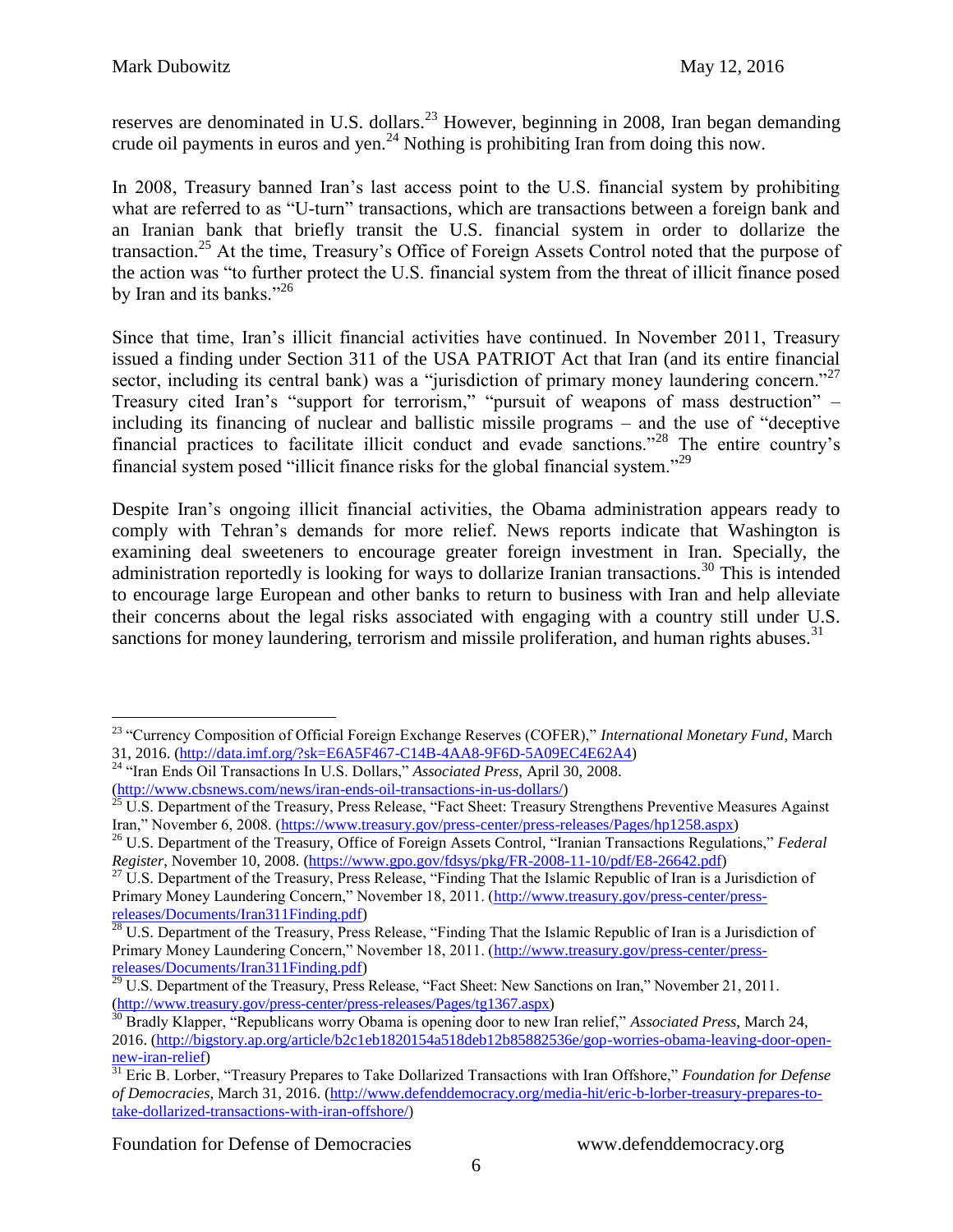reserves are denominated in U.S. dollars.[23] However, beginning in 2008, Iran began demanding crude oil payments in euros and yen.[24] Nothing is prohibiting Iran from doing this now.

In 2008, Treasury banned Iran's last access point to the U.S. financial system by prohibiting what are referred to as "U-turn" transactions, which are transactions between a foreign bank and an Iranian bank that briefly transit the U.S. financial system in order to dollarize the transaction.[25] At the time, Treasury's Office of Foreign Assets Control noted that the purpose of the action was "to further protect the U.S. financial system from the threat of illicit finance posed by Iran and its banks."[26]

Since that time, Iran's illicit financial activities have continued. In November 2011, Treasury issued a finding under Section 311 of the USA PATRIOT Act that Iran (and its entire financial sector, including its central bank) was a "jurisdiction of primary money laundering concern."[27] Treasury cited Iran's "support for terrorism," "pursuit of weapons of mass destruction" – including its financing of nuclear and ballistic missile programs – and the use of "deceptive financial practices to facilitate illicit conduct and evade sanctions."[28] The entire country's financial system posed "illicit finance risks for the global financial system."[29]

Despite Iran's ongoing illicit financial activities, the Obama administration appears ready to comply with Tehran's demands for more relief. News reports indicate that Washington is examining deal sweeteners to encourage greater foreign investment in Iran. Specially, the administration reportedly is looking for ways to dollarize Iranian transactions.[30] This is intended to encourage large European and other banks to return to business with Iran and help alleviate their concerns about the legal risks associated with engaging with a country still under U.S. sanctions for money laundering, terrorism and missile proliferation, and human rights abuses.[31]

---

[23] "Currency Composition of Official Foreign Exchange Reserves (COFER)," *International Monetary Fund*, March 31, 2016. (http://data.imf.org/?sk=E6A5F467-C14B-4AA8-9F6D-5A09EC4E62A4)

[24] "Iran Ends Oil Transactions In U.S. Dollars," *Associated Press*, April 30, 2008. (http://www.cbsnews.com/news/iran-ends-oil-transactions-in-us-dollars/)

[25] U.S. Department of the Treasury, Press Release, "Fact Sheet: Treasury Strengthens Preventive Measures Against Iran," November 6, 2008. (https://www.treasury.gov/press-center/press-releases/Pages/hp1258.aspx)

[26] U.S. Department of the Treasury, Office of Foreign Assets Control, "Iranian Transactions Regulations," *Federal Register*, November 10, 2008. (https://www.gpo.gov/fdsys/pkg/FR-2008-11-10/pdf/E8-26642.pdf)

[27] U.S. Department of the Treasury, Press Release, "Finding That the Islamic Republic of Iran is a Jurisdiction of Primary Money Laundering Concern," November 18, 2011. (http://www.treasury.gov/press-center/press-releases/Documents/Iran311Finding.pdf)

[28] U.S. Department of the Treasury, Press Release, "Finding That the Islamic Republic of Iran is a Jurisdiction of Primary Money Laundering Concern," November 18, 2011. (http://www.treasury.gov/press-center/press-releases/Documents/Iran311Finding.pdf)

[29] U.S. Department of the Treasury, Press Release, "Fact Sheet: New Sanctions on Iran," November 21, 2011. (http://www.treasury.gov/press-center/press-releases/Pages/tg1367.aspx)

[30] Bradly Klapper, "Republicans worry Obama is opening door to new Iran relief," *Associated Press*, March 24, 2016. (http://bigstory.ap.org/article/b2c1eb1820154a518deb12b85882536e/gop-worries-obama-leaving-door-open-new-iran-relief)

[31] Eric B. Lorber, "Treasury Prepares to Take Dollarized Transactions with Iran Offshore," *Foundation for Defense of Democracies*, March 31, 2016. (http://www.defenddemocracy.org/media-hit/eric-b-lorber-treasury-prepares-to-take-dollarized-transactions-with-iran-offshore/)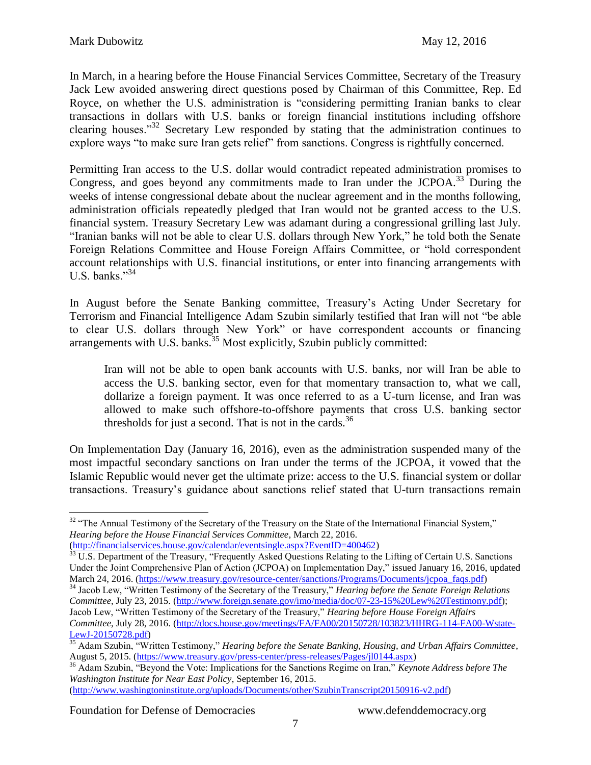In March, in a hearing before the House Financial Services Committee, Secretary of the Treasury Jack Lew avoided answering direct questions posed by Chairman of this Committee, Rep. Ed Royce, on whether the U.S. administration is "considering permitting Iranian banks to clear transactions in dollars with U.S. banks or foreign financial institutions including offshore clearing houses."[32] Secretary Lew responded by stating that the administration continues to explore ways "to make sure Iran gets relief" from sanctions. Congress is rightfully concerned.

Permitting Iran access to the U.S. dollar would contradict repeated administration promises to Congress, and goes beyond any commitments made to Iran under the JCPOA.[33] During the weeks of intense congressional debate about the nuclear agreement and in the months following, administration officials repeatedly pledged that Iran would not be granted access to the U.S. financial system. Treasury Secretary Lew was adamant during a congressional grilling last July. "Iranian banks will not be able to clear U.S. dollars through New York," he told both the Senate Foreign Relations Committee and House Foreign Affairs Committee, or "hold correspondent account relationships with U.S. financial institutions, or enter into financing arrangements with U.S. banks."[34]

In August before the Senate Banking committee, Treasury's Acting Under Secretary for Terrorism and Financial Intelligence Adam Szubin similarly testified that Iran will not "be able to clear U.S. dollars through New York" or have correspondent accounts or financing arrangements with U.S. banks.[35] Most explicitly, Szubin publicly committed:

> Iran will not be able to open bank accounts with U.S. banks, nor will Iran be able to access the U.S. banking sector, even for that momentary transaction to, what we call, dollarize a foreign payment. It was once referred to as a U-turn license, and Iran was allowed to make such offshore-to-offshore payments that cross U.S. banking sector thresholds for just a second. That is not in the cards.[36]

On Implementation Day (January 16, 2016), even as the administration suspended many of the most impactful secondary sanctions on Iran under the terms of the JCPOA, it vowed that the Islamic Republic would never get the ultimate prize: access to the U.S. financial system or dollar transactions. Treasury's guidance about sanctions relief stated that U-turn transactions remain

---

[32] "The Annual Testimony of the Secretary of the Treasury on the State of the International Financial System," *Hearing before the House Financial Services Committee*, March 22, 2016. (http://financialservices.house.gov/calendar/eventsingle.aspx?EventID=400462)

[33] U.S. Department of the Treasury, "Frequently Asked Questions Relating to the Lifting of Certain U.S. Sanctions Under the Joint Comprehensive Plan of Action (JCPOA) on Implementation Day," issued January 16, 2016, updated March 24, 2016. (https://www.treasury.gov/resource-center/sanctions/Programs/Documents/jcpoa_faqs.pdf)

[34] Jacob Lew, "Written Testimony of the Secretary of the Treasury," *Hearing before the Senate Foreign Relations Committee*, July 23, 2015. (http://www.foreign.senate.gov/imo/media/doc/07-23-15%20Lew%20Testimony.pdf); Jacob Lew, "Written Testimony of the Secretary of the Treasury," *Hearing before House Foreign Affairs Committee*, July 28, 2016. (http://docs.house.gov/meetings/FA/FA00/20150728/103823/HHRG-114-FA00-Wstate-LewJ-20150728.pdf)

[35] Adam Szubin, "Written Testimony," *Hearing before the Senate Banking, Housing, and Urban Affairs Committee*, August 5, 2015. (https://www.treasury.gov/press-center/press-releases/Pages/jl0144.aspx)

[36] Adam Szubin, "Beyond the Vote: Implications for the Sanctions Regime on Iran," *Keynote Address before The Washington Institute for Near East Policy*, September 16, 2015. (http://www.washingtoninstitute.org/uploads/Documents/other/SzubinTranscript20150916-v2.pdf)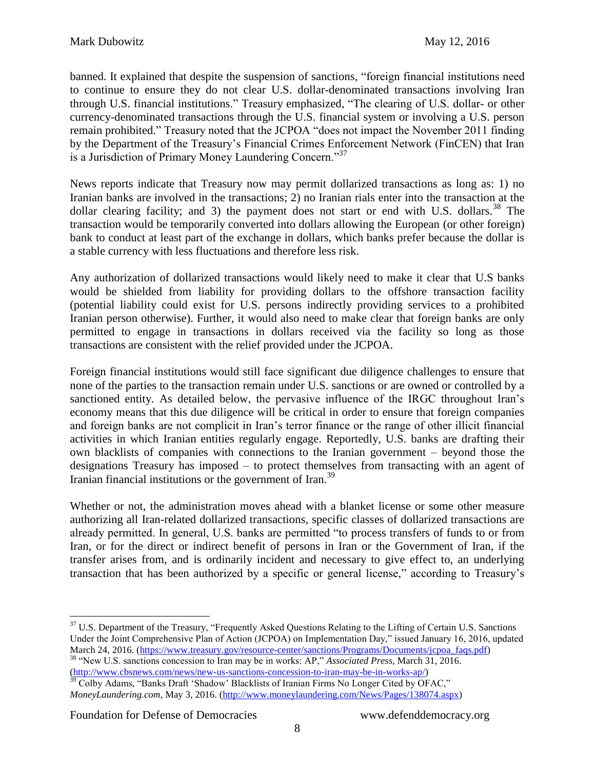banned. It explained that despite the suspension of sanctions, "foreign financial institutions need to continue to ensure they do not clear U.S. dollar-denominated transactions involving Iran through U.S. financial institutions." Treasury emphasized, "The clearing of U.S. dollar- or other currency-denominated transactions through the U.S. financial system or involving a U.S. person remain prohibited." Treasury noted that the JCPOA "does not impact the November 2011 finding by the Department of the Treasury's Financial Crimes Enforcement Network (FinCEN) that Iran is a Jurisdiction of Primary Money Laundering Concern."[37]

News reports indicate that Treasury now may permit dollarized transactions as long as: 1) no Iranian banks are involved in the transactions; 2) no Iranian rials enter into the transaction at the dollar clearing facility; and 3) the payment does not start or end with U.S. dollars.[38] The transaction would be temporarily converted into dollars allowing the European (or other foreign) bank to conduct at least part of the exchange in dollars, which banks prefer because the dollar is a stable currency with less fluctuations and therefore less risk.

Any authorization of dollarized transactions would likely need to make it clear that U.S banks would be shielded from liability for providing dollars to the offshore transaction facility (potential liability could exist for U.S. persons indirectly providing services to a prohibited Iranian person otherwise). Further, it would also need to make clear that foreign banks are only permitted to engage in transactions in dollars received via the facility so long as those transactions are consistent with the relief provided under the JCPOA.

Foreign financial institutions would still face significant due diligence challenges to ensure that none of the parties to the transaction remain under U.S. sanctions or are owned or controlled by a sanctioned entity. As detailed below, the pervasive influence of the IRGC throughout Iran's economy means that this due diligence will be critical in order to ensure that foreign companies and foreign banks are not complicit in Iran's terror finance or the range of other illicit financial activities in which Iranian entities regularly engage. Reportedly, U.S. banks are drafting their own blacklists of companies with connections to the Iranian government – beyond those the designations Treasury has imposed – to protect themselves from transacting with an agent of Iranian financial institutions or the government of Iran.[39]

Whether or not, the administration moves ahead with a blanket license or some other measure authorizing all Iran-related dollarized transactions, specific classes of dollarized transactions are already permitted. In general, U.S. banks are permitted "to process transfers of funds to or from Iran, or for the direct or indirect benefit of persons in Iran or the Government of Iran, if the transfer arises from, and is ordinarily incident and necessary to give effect to, an underlying transaction that has been authorized by a specific or general license," according to Treasury's

---

[37] U.S. Department of the Treasury, "Frequently Asked Questions Relating to the Lifting of Certain U.S. Sanctions Under the Joint Comprehensive Plan of Action (JCPOA) on Implementation Day," issued January 16, 2016, updated March 24, 2016. (https://www.treasury.gov/resource-center/sanctions/Programs/Documents/jcpoa_faqs.pdf)

[38] "New U.S. sanctions concession to Iran may be in works: AP," *Associated Press*, March 31, 2016. (http://www.cbsnews.com/news/new-us-sanctions-concession-to-iran-may-be-in-works-ap/)

[39] Colby Adams, "Banks Draft 'Shadow' Blacklists of Iranian Firms No Longer Cited by OFAC," *MoneyLaundering.com*, May 3, 2016. (http://www.moneylaundering.com/News/Pages/138074.aspx)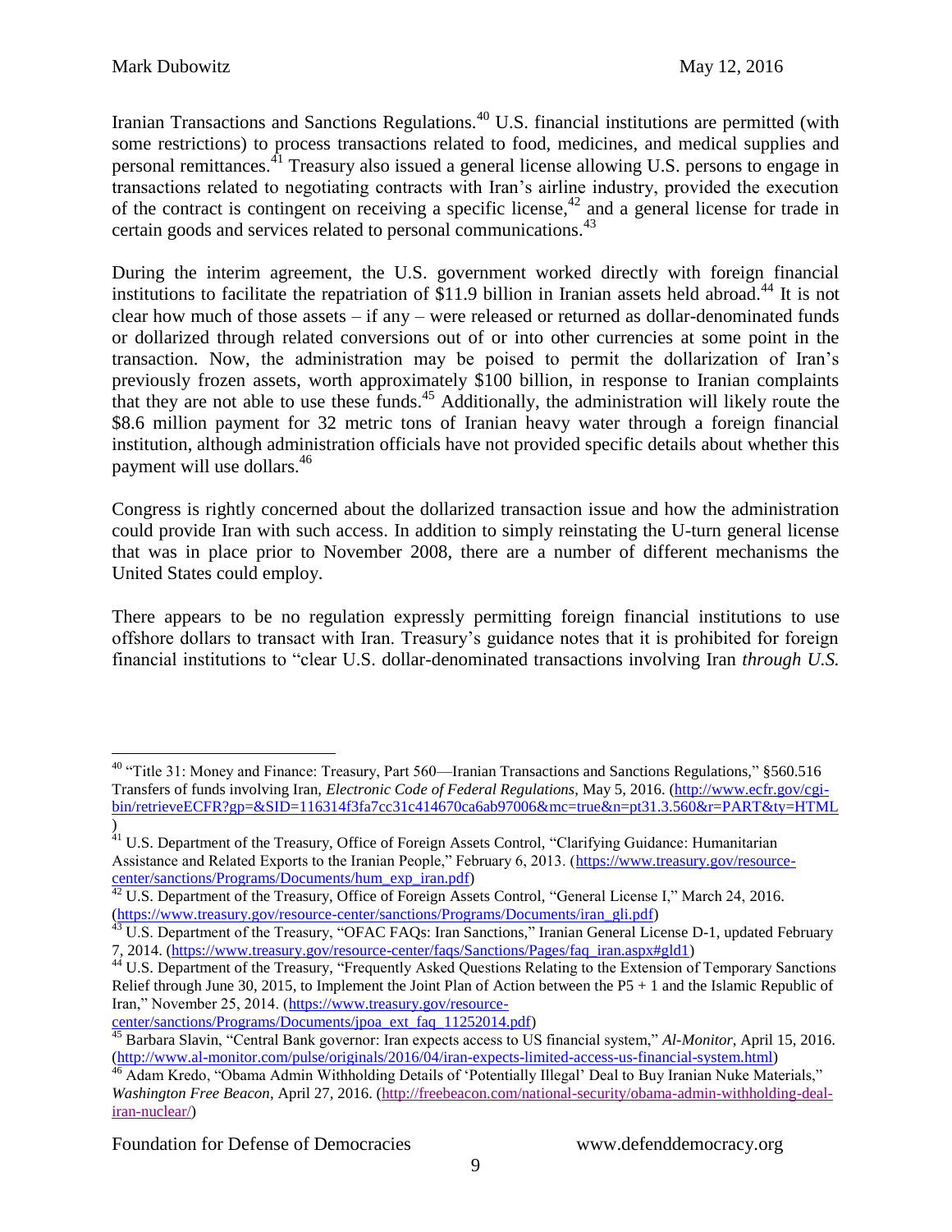Iranian Transactions and Sanctions Regulations.[40] U.S. financial institutions are permitted (with some restrictions) to process transactions related to food, medicines, and medical supplies and personal remittances.[41] Treasury also issued a general license allowing U.S. persons to engage in transactions related to negotiating contracts with Iran's airline industry, provided the execution of the contract is contingent on receiving a specific license,[42] and a general license for trade in certain goods and services related to personal communications.[43]

During the interim agreement, the U.S. government worked directly with foreign financial institutions to facilitate the repatriation of $11.9 billion in Iranian assets held abroad.[44] It is not clear how much of those assets – if any – were released or returned as dollar-denominated funds or dollarized through related conversions out of or into other currencies at some point in the transaction. Now, the administration may be poised to permit the dollarization of Iran's previously frozen assets, worth approximately $100 billion, in response to Iranian complaints that they are not able to use these funds.[45] Additionally, the administration will likely route the $8.6 million payment for 32 metric tons of Iranian heavy water through a foreign financial institution, although administration officials have not provided specific details about whether this payment will use dollars.[46]

Congress is rightly concerned about the dollarized transaction issue and how the administration could provide Iran with such access. In addition to simply reinstating the U-turn general license that was in place prior to November 2008, there are a number of different mechanisms the United States could employ.

There appears to be no regulation expressly permitting foreign financial institutions to use offshore dollars to transact with Iran. Treasury's guidance notes that it is prohibited for foreign financial institutions to "clear U.S. dollar-denominated transactions involving Iran *through U.S.*

---

[40] "Title 31: Money and Finance: Treasury, Part 560—Iranian Transactions and Sanctions Regulations," §560.516 Transfers of funds involving Iran, *Electronic Code of Federal Regulations*, May 5, 2016. (http://www.ecfr.gov/cgi-bin/retrieveECFR?gp=&SID=116314f3fa7cc31c414670ca6ab97006&mc=true&n=pt31.3.560&r=PART&ty=HTML)

[41] U.S. Department of the Treasury, Office of Foreign Assets Control, "Clarifying Guidance: Humanitarian Assistance and Related Exports to the Iranian People," February 6, 2013. (https://www.treasury.gov/resource-center/sanctions/Programs/Documents/hum_exp_iran.pdf)

[42] U.S. Department of the Treasury, Office of Foreign Assets Control, "General License I," March 24, 2016. (https://www.treasury.gov/resource-center/sanctions/Programs/Documents/iran_gli.pdf)

[43] U.S. Department of the Treasury, "OFAC FAQs: Iran Sanctions," Iranian General License D-1, updated February 7, 2014. (https://www.treasury.gov/resource-center/faqs/Sanctions/Pages/faq_iran.aspx#gld1)

[44] U.S. Department of the Treasury, "Frequently Asked Questions Relating to the Extension of Temporary Sanctions Relief through June 30, 2015, to Implement the Joint Plan of Action between the P5 + 1 and the Islamic Republic of Iran," November 25, 2014. (https://www.treasury.gov/resource-center/sanctions/Programs/Documents/jpoa_ext_faq_11252014.pdf)

[45] Barbara Slavin, "Central Bank governor: Iran expects access to US financial system," *Al-Monitor*, April 15, 2016. (http://www.al-monitor.com/pulse/originals/2016/04/iran-expects-limited-access-us-financial-system.html)

[46] Adam Kredo, "Obama Admin Withholding Details of 'Potentially Illegal' Deal to Buy Iranian Nuke Materials," *Washington Free Beacon*, April 27, 2016. (http://freebeacon.com/national-security/obama-admin-withholding-deal-iran-nuclear/)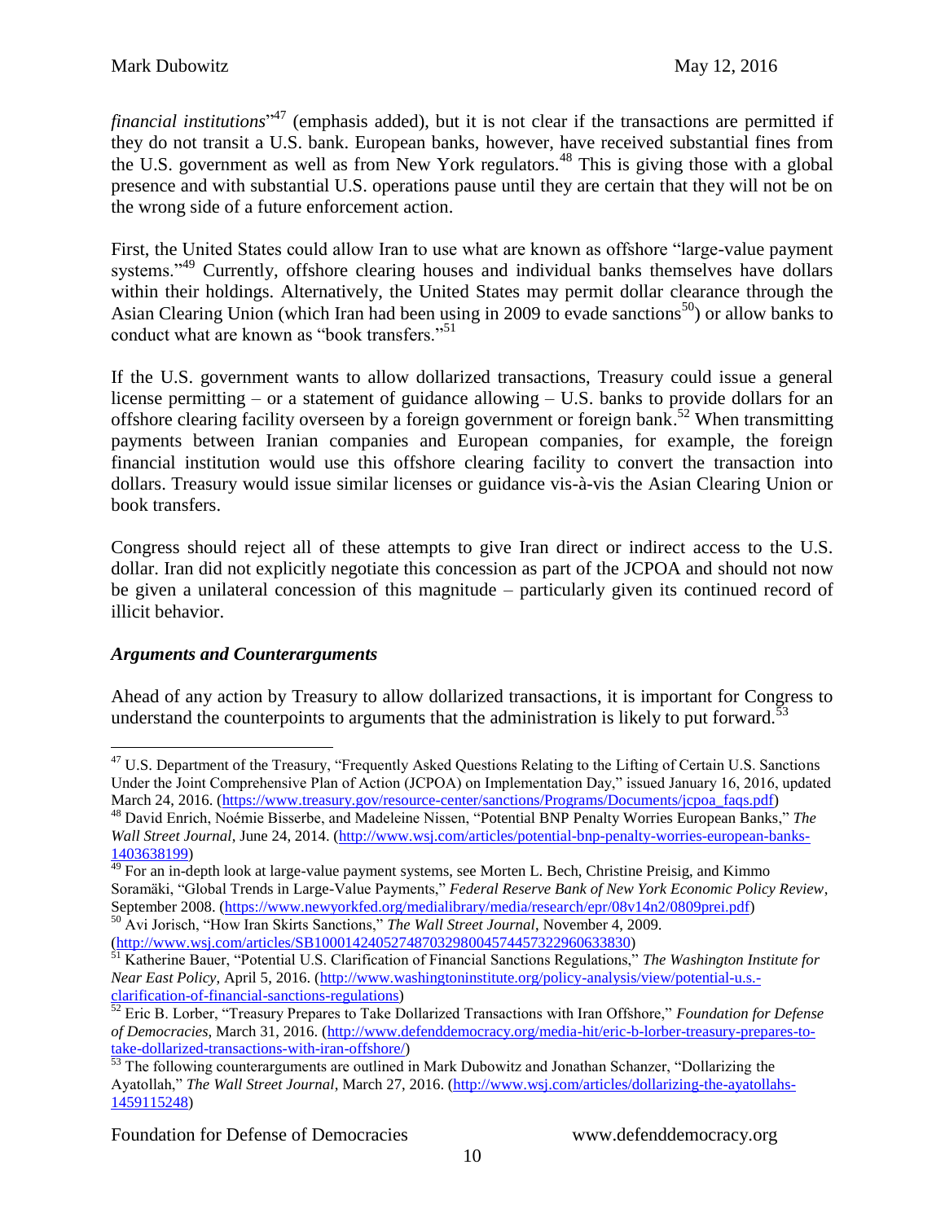*financial institutions*"[47] (emphasis added), but it is not clear if the transactions are permitted if they do not transit a U.S. bank. European banks, however, have received substantial fines from the U.S. government as well as from New York regulators.[48] This is giving those with a global presence and with substantial U.S. operations pause until they are certain that they will not be on the wrong side of a future enforcement action.

First, the United States could allow Iran to use what are known as offshore "large-value payment systems."[49] Currently, offshore clearing houses and individual banks themselves have dollars within their holdings. Alternatively, the United States may permit dollar clearance through the Asian Clearing Union (which Iran had been using in 2009 to evade sanctions[50]) or allow banks to conduct what are known as "book transfers."[51]

If the U.S. government wants to allow dollarized transactions, Treasury could issue a general license permitting – or a statement of guidance allowing – U.S. banks to provide dollars for an offshore clearing facility overseen by a foreign government or foreign bank.[52] When transmitting payments between Iranian companies and European companies, for example, the foreign financial institution would use this offshore clearing facility to convert the transaction into dollars. Treasury would issue similar licenses or guidance vis-à-vis the Asian Clearing Union or book transfers.

Congress should reject all of these attempts to give Iran direct or indirect access to the U.S. dollar. Iran did not explicitly negotiate this concession as part of the JCPOA and should not now be given a unilateral concession of this magnitude – particularly given its continued record of illicit behavior.

### *Arguments and Counterarguments*

Ahead of any action by Treasury to allow dollarized transactions, it is important for Congress to understand the counterpoints to arguments that the administration is likely to put forward.[53]

---

[47] U.S. Department of the Treasury, "Frequently Asked Questions Relating to the Lifting of Certain U.S. Sanctions Under the Joint Comprehensive Plan of Action (JCPOA) on Implementation Day," issued January 16, 2016, updated March 24, 2016. (https://www.treasury.gov/resource-center/sanctions/Programs/Documents/jcpoa_faqs.pdf)

[48] David Enrich, Noémie Bisserbe, and Madeleine Nissen, "Potential BNP Penalty Worries European Banks," *The Wall Street Journal*, June 24, 2014. (http://www.wsj.com/articles/potential-bnp-penalty-worries-european-banks-1403638199)

[49] For an in-depth look at large-value payment systems, see Morten L. Bech, Christine Preisig, and Kimmo Soramäki, "Global Trends in Large-Value Payments," *Federal Reserve Bank of New York Economic Policy Review*, September 2008. (https://www.newyorkfed.org/medialibrary/media/research/epr/08v14n2/0809prei.pdf)

[50] Avi Jorisch, "How Iran Skirts Sanctions," *The Wall Street Journal*, November 4, 2009. (http://www.wsj.com/articles/SB10001424052748703298004574457322960633830)

[51] Katherine Bauer, "Potential U.S. Clarification of Financial Sanctions Regulations," *The Washington Institute for Near East Policy*, April 5, 2016. (http://www.washingtoninstitute.org/policy-analysis/view/potential-u.s.-clarification-of-financial-sanctions-regulations)

[52] Eric B. Lorber, "Treasury Prepares to Take Dollarized Transactions with Iran Offshore," *Foundation for Defense of Democracies*, March 31, 2016. (http://www.defenddemocracy.org/media-hit/eric-b-lorber-treasury-prepares-to-take-dollarized-transactions-with-iran-offshore/)

[53] The following counterarguments are outlined in Mark Dubowitz and Jonathan Schanzer, "Dollarizing the Ayatollah," *The Wall Street Journal*, March 27, 2016. (http://www.wsj.com/articles/dollarizing-the-ayatollahs-1459115248)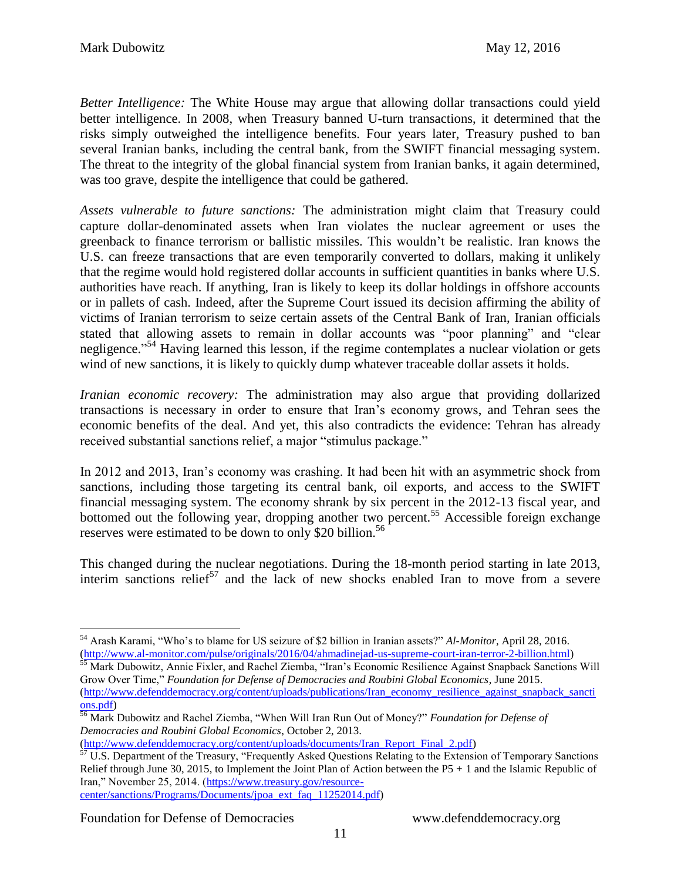*Better Intelligence:* The White House may argue that allowing dollar transactions could yield better intelligence. In 2008, when Treasury banned U-turn transactions, it determined that the risks simply outweighed the intelligence benefits. Four years later, Treasury pushed to ban several Iranian banks, including the central bank, from the SWIFT financial messaging system. The threat to the integrity of the global financial system from Iranian banks, it again determined, was too grave, despite the intelligence that could be gathered.

*Assets vulnerable to future sanctions:* The administration might claim that Treasury could capture dollar-denominated assets when Iran violates the nuclear agreement or uses the greenback to finance terrorism or ballistic missiles. This wouldn't be realistic. Iran knows the U.S. can freeze transactions that are even temporarily converted to dollars, making it unlikely that the regime would hold registered dollar accounts in sufficient quantities in banks where U.S. authorities have reach. If anything, Iran is likely to keep its dollar holdings in offshore accounts or in pallets of cash. Indeed, after the Supreme Court issued its decision affirming the ability of victims of Iranian terrorism to seize certain assets of the Central Bank of Iran, Iranian officials stated that allowing assets to remain in dollar accounts was "poor planning" and "clear negligence."[54] Having learned this lesson, if the regime contemplates a nuclear violation or gets wind of new sanctions, it is likely to quickly dump whatever traceable dollar assets it holds.

*Iranian economic recovery:* The administration may also argue that providing dollarized transactions is necessary in order to ensure that Iran's economy grows, and Tehran sees the economic benefits of the deal. And yet, this also contradicts the evidence: Tehran has already received substantial sanctions relief, a major "stimulus package."

In 2012 and 2013, Iran's economy was crashing. It had been hit with an asymmetric shock from sanctions, including those targeting its central bank, oil exports, and access to the SWIFT financial messaging system. The economy shrank by six percent in the 2012-13 fiscal year, and bottomed out the following year, dropping another two percent.[55] Accessible foreign exchange reserves were estimated to be down to only $20 billion.[56]

This changed during the nuclear negotiations. During the 18-month period starting in late 2013, interim sanctions relief[57] and the lack of new shocks enabled Iran to move from a severe

---

[54] Arash Karami, "Who's to blame for US seizure of $2 billion in Iranian assets?" *Al-Monitor*, April 28, 2016. (http://www.al-monitor.com/pulse/originals/2016/04/ahmadinejad-us-supreme-court-iran-terror-2-billion.html)

[55] Mark Dubowitz, Annie Fixler, and Rachel Ziemba, "Iran's Economic Resilience Against Snapback Sanctions Will Grow Over Time," *Foundation for Defense of Democracies and Roubini Global Economics*, June 2015. (http://www.defenddemocracy.org/content/uploads/publications/Iran_economy_resilience_against_snapback_sanctions.pdf)

[56] Mark Dubowitz and Rachel Ziemba, "When Will Iran Run Out of Money?" *Foundation for Defense of Democracies and Roubini Global Economics*, October 2, 2013. (http://www.defenddemocracy.org/content/uploads/documents/Iran_Report_Final_2.pdf)

[57] U.S. Department of the Treasury, "Frequently Asked Questions Relating to the Extension of Temporary Sanctions Relief through June 30, 2015, to Implement the Joint Plan of Action between the P5 + 1 and the Islamic Republic of Iran," November 25, 2014. (https://www.treasury.gov/resource-center/sanctions/Programs/Documents/jpoa_ext_faq_11252014.pdf)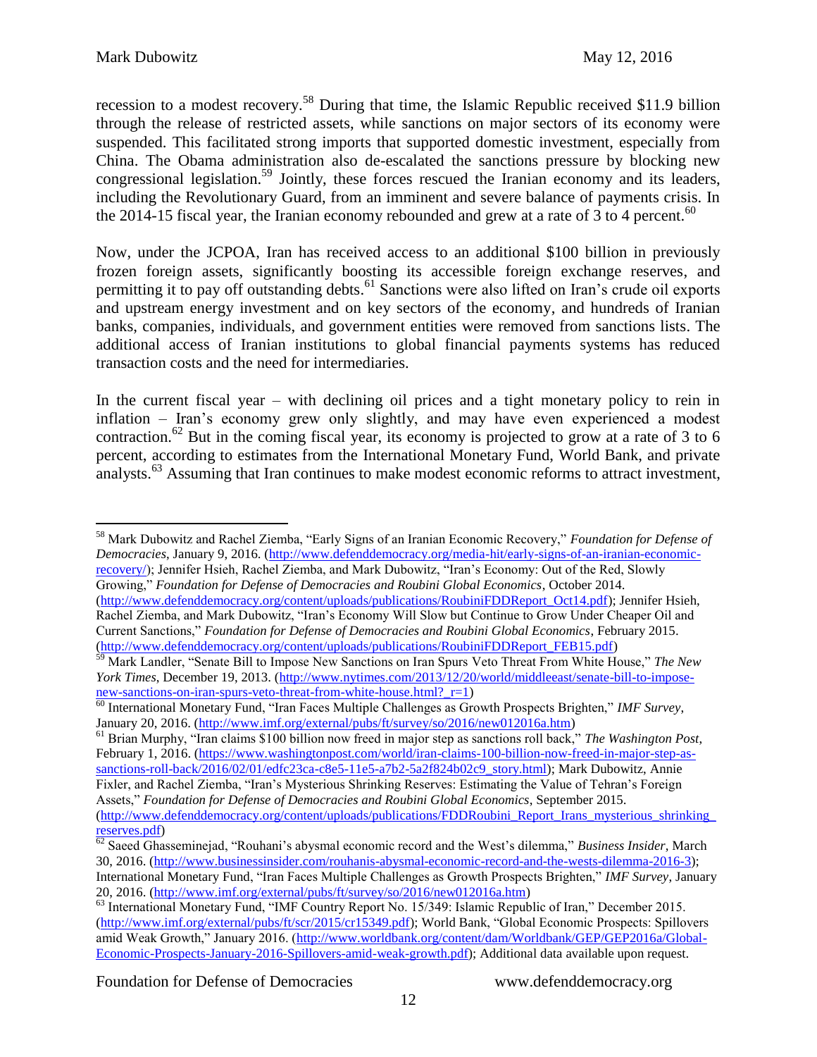recession to a modest recovery.[58] During that time, the Islamic Republic received $11.9 billion through the release of restricted assets, while sanctions on major sectors of its economy were suspended. This facilitated strong imports that supported domestic investment, especially from China. The Obama administration also de-escalated the sanctions pressure by blocking new congressional legislation.[59] Jointly, these forces rescued the Iranian economy and its leaders, including the Revolutionary Guard, from an imminent and severe balance of payments crisis. In the 2014-15 fiscal year, the Iranian economy rebounded and grew at a rate of 3 to 4 percent.[60]

Now, under the JCPOA, Iran has received access to an additional $100 billion in previously frozen foreign assets, significantly boosting its accessible foreign exchange reserves, and permitting it to pay off outstanding debts.[61] Sanctions were also lifted on Iran's crude oil exports and upstream energy investment and on key sectors of the economy, and hundreds of Iranian banks, companies, individuals, and government entities were removed from sanctions lists. The additional access of Iranian institutions to global financial payments systems has reduced transaction costs and the need for intermediaries.

In the current fiscal year – with declining oil prices and a tight monetary policy to rein in inflation – Iran's economy grew only slightly, and may have even experienced a modest contraction.[62] But in the coming fiscal year, its economy is projected to grow at a rate of 3 to 6 percent, according to estimates from the International Monetary Fund, World Bank, and private analysts.[63] Assuming that Iran continues to make modest economic reforms to attract investment,

---

[58] Mark Dubowitz and Rachel Ziemba, "Early Signs of an Iranian Economic Recovery," *Foundation for Defense of Democracies*, January 9, 2016. (http://www.defenddemocracy.org/media-hit/early-signs-of-an-iranian-economic-recovery/); Jennifer Hsieh, Rachel Ziemba, and Mark Dubowitz, "Iran's Economy: Out of the Red, Slowly Growing," *Foundation for Defense of Democracies and Roubini Global Economics*, October 2014. (http://www.defenddemocracy.org/content/uploads/publications/RoubiniFDDReport_Oct14.pdf); Jennifer Hsieh, Rachel Ziemba, and Mark Dubowitz, "Iran's Economy Will Slow but Continue to Grow Under Cheaper Oil and Current Sanctions," *Foundation for Defense of Democracies and Roubini Global Economics*, February 2015. (http://www.defenddemocracy.org/content/uploads/publications/RoubiniFDDReport_FEB15.pdf)

[59] Mark Landler, "Senate Bill to Impose New Sanctions on Iran Spurs Veto Threat From White House," *The New York Times*, December 19, 2013. (http://www.nytimes.com/2013/12/20/world/middleeast/senate-bill-to-impose-new-sanctions-on-iran-spurs-veto-threat-from-white-house.html?_r=1)

[60] International Monetary Fund, "Iran Faces Multiple Challenges as Growth Prospects Brighten," *IMF Survey*, January 20, 2016. (http://www.imf.org/external/pubs/ft/survey/so/2016/new012016a.htm)

[61] Brian Murphy, "Iran claims $100 billion now freed in major step as sanctions roll back," *The Washington Post*, February 1, 2016. (https://www.washingtonpost.com/world/iran-claims-100-billion-now-freed-in-major-step-as-sanctions-roll-back/2016/02/01/edfc23ca-c8e5-11e5-a7b2-5a2f824b02c9_story.html); Mark Dubowitz, Annie Fixler, and Rachel Ziemba, "Iran's Mysterious Shrinking Reserves: Estimating the Value of Tehran's Foreign Assets," *Foundation for Defense of Democracies and Roubini Global Economics*, September 2015. (http://www.defenddemocracy.org/content/uploads/publications/FDDRoubini_Report_Irans_mysterious_shrinking_reserves.pdf)

[62] Saeed Ghasseminejad, "Rouhani's abysmal economic record and the West's dilemma," *Business Insider*, March 30, 2016. (http://www.businessinsider.com/rouhanis-abysmal-economic-record-and-the-wests-dilemma-2016-3); International Monetary Fund, "Iran Faces Multiple Challenges as Growth Prospects Brighten," *IMF Survey*, January 20, 2016. (http://www.imf.org/external/pubs/ft/survey/so/2016/new012016a.htm)

[63] International Monetary Fund, "IMF Country Report No. 15/349: Islamic Republic of Iran," December 2015. (http://www.imf.org/external/pubs/ft/scr/2015/cr15349.pdf); World Bank, "Global Economic Prospects: Spillovers amid Weak Growth," January 2016. (http://www.worldbank.org/content/dam/Worldbank/GEP/GEP2016a/Global-Economic-Prospects-January-2016-Spillovers-amid-weak-growth.pdf); Additional data available upon request.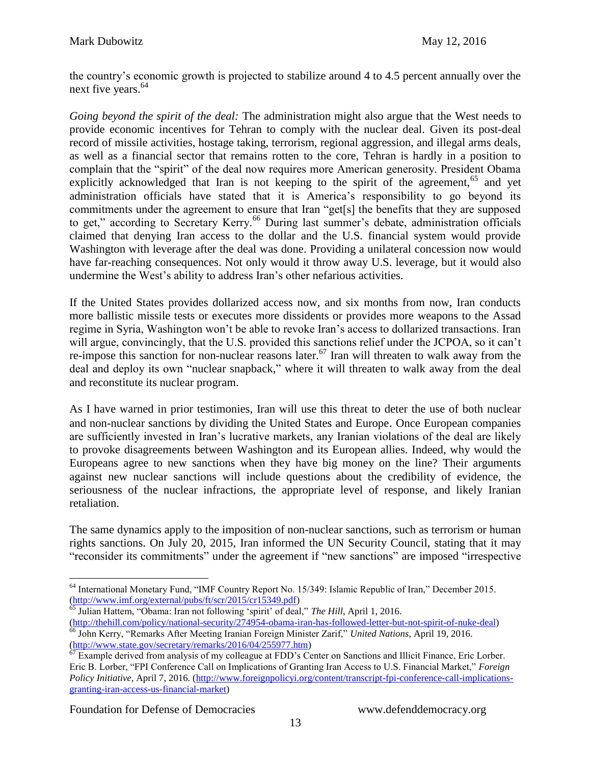the country's economic growth is projected to stabilize around 4 to 4.5 percent annually over the next five years.[64]

*Going beyond the spirit of the deal:* The administration might also argue that the West needs to provide economic incentives for Tehran to comply with the nuclear deal. Given its post-deal record of missile activities, hostage taking, terrorism, regional aggression, and illegal arms deals, as well as a financial sector that remains rotten to the core, Tehran is hardly in a position to complain that the "spirit" of the deal now requires more American generosity. President Obama explicitly acknowledged that Iran is not keeping to the spirit of the agreement,[65] and yet administration officials have stated that it is America's responsibility to go beyond its commitments under the agreement to ensure that Iran "get[s] the benefits that they are supposed to get," according to Secretary Kerry.[66] During last summer's debate, administration officials claimed that denying Iran access to the dollar and the U.S. financial system would provide Washington with leverage after the deal was done. Providing a unilateral concession now would have far-reaching consequences. Not only would it throw away U.S. leverage, but it would also undermine the West's ability to address Iran's other nefarious activities.

If the United States provides dollarized access now, and six months from now, Iran conducts more ballistic missile tests or executes more dissidents or provides more weapons to the Assad regime in Syria, Washington won't be able to revoke Iran's access to dollarized transactions. Iran will argue, convincingly, that the U.S. provided this sanctions relief under the JCPOA, so it can't re-impose this sanction for non-nuclear reasons later.[67] Iran will threaten to walk away from the deal and deploy its own "nuclear snapback," where it will threaten to walk away from the deal and reconstitute its nuclear program.

As I have warned in prior testimonies, Iran will use this threat to deter the use of both nuclear and non-nuclear sanctions by dividing the United States and Europe. Once European companies are sufficiently invested in Iran's lucrative markets, any Iranian violations of the deal are likely to provoke disagreements between Washington and its European allies. Indeed, why would the Europeans agree to new sanctions when they have big money on the line? Their arguments against new nuclear sanctions will include questions about the credibility of evidence, the seriousness of the nuclear infractions, the appropriate level of response, and likely Iranian retaliation.

The same dynamics apply to the imposition of non-nuclear sanctions, such as terrorism or human rights sanctions. On July 20, 2015, Iran informed the UN Security Council, stating that it may "reconsider its commitments" under the agreement if "new sanctions" are imposed "irrespective

---

[64] International Monetary Fund, "IMF Country Report No. 15/349: Islamic Republic of Iran," December 2015. (http://www.imf.org/external/pubs/ft/scr/2015/cr15349.pdf)

[65] Julian Hattem, "Obama: Iran not following 'spirit' of deal," *The Hill*, April 1, 2016. (http://thehill.com/policy/national-security/274954-obama-iran-has-followed-letter-but-not-spirit-of-nuke-deal)

[66] John Kerry, "Remarks After Meeting Iranian Foreign Minister Zarif," *United Nations*, April 19, 2016. (http://www.state.gov/secretary/remarks/2016/04/255977.htm)

[67] Example derived from analysis of my colleague at FDD's Center on Sanctions and Illicit Finance, Eric Lorber. Eric B. Lorber, "FPI Conference Call on Implications of Granting Iran Access to U.S. Financial Market," *Foreign Policy Initiative*, April 7, 2016. (http://www.foreignpolicyi.org/content/transcript-fpi-conference-call-implications-granting-iran-access-us-financial-market)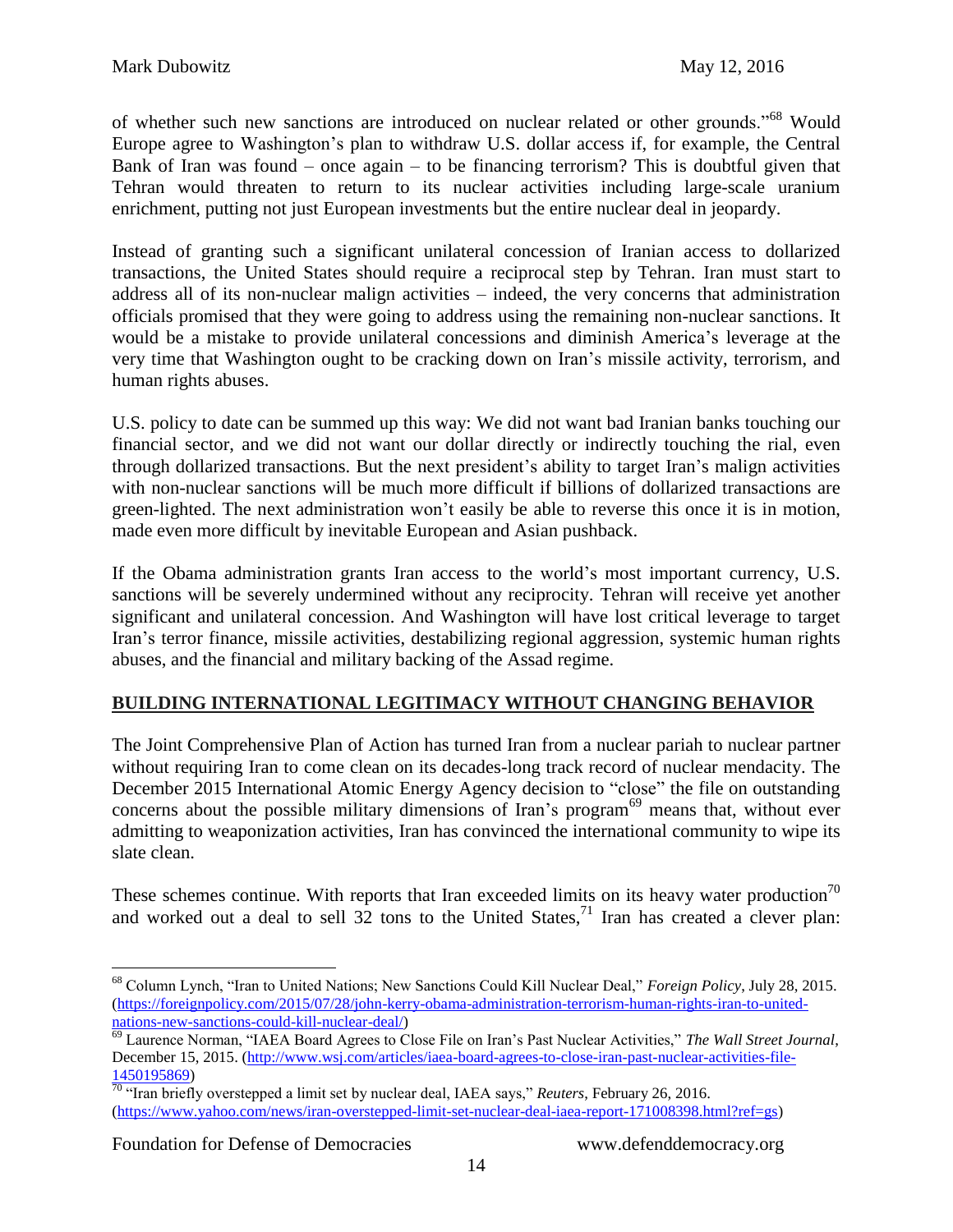of whether such new sanctions are introduced on nuclear related or other grounds."[68] Would Europe agree to Washington's plan to withdraw U.S. dollar access if, for example, the Central Bank of Iran was found – once again – to be financing terrorism? This is doubtful given that Tehran would threaten to return to its nuclear activities including large-scale uranium enrichment, putting not just European investments but the entire nuclear deal in jeopardy.

Instead of granting such a significant unilateral concession of Iranian access to dollarized transactions, the United States should require a reciprocal step by Tehran. Iran must start to address all of its non-nuclear malign activities – indeed, the very concerns that administration officials promised that they were going to address using the remaining non-nuclear sanctions. It would be a mistake to provide unilateral concessions and diminish America's leverage at the very time that Washington ought to be cracking down on Iran's missile activity, terrorism, and human rights abuses.

U.S. policy to date can be summed up this way: We did not want bad Iranian banks touching our financial sector, and we did not want our dollar directly or indirectly touching the rial, even through dollarized transactions. But the next president's ability to target Iran's malign activities with non-nuclear sanctions will be much more difficult if billions of dollarized transactions are green-lighted. The next administration won't easily be able to reverse this once it is in motion, made even more difficult by inevitable European and Asian pushback.

If the Obama administration grants Iran access to the world's most important currency, U.S. sanctions will be severely undermined without any reciprocity. Tehran will receive yet another significant and unilateral concession. And Washington will have lost critical leverage to target Iran's terror finance, missile activities, destabilizing regional aggression, systemic human rights abuses, and the financial and military backing of the Assad regime.

## BUILDING INTERNATIONAL LEGITIMACY WITHOUT CHANGING BEHAVIOR

The Joint Comprehensive Plan of Action has turned Iran from a nuclear pariah to nuclear partner without requiring Iran to come clean on its decades-long track record of nuclear mendacity. The December 2015 International Atomic Energy Agency decision to "close" the file on outstanding concerns about the possible military dimensions of Iran's program[69] means that, without ever admitting to weaponization activities, Iran has convinced the international community to wipe its slate clean.

These schemes continue. With reports that Iran exceeded limits on its heavy water production[70] and worked out a deal to sell 32 tons to the United States,[71] Iran has created a clever plan:

---

[68] Column Lynch, "Iran to United Nations; New Sanctions Could Kill Nuclear Deal," *Foreign Policy*, July 28, 2015. (https://foreignpolicy.com/2015/07/28/john-kerry-obama-administration-terrorism-human-rights-iran-to-united-nations-new-sanctions-could-kill-nuclear-deal/)

[69] Laurence Norman, "IAEA Board Agrees to Close File on Iran's Past Nuclear Activities," *The Wall Street Journal*, December 15, 2015. (http://www.wsj.com/articles/iaea-board-agrees-to-close-iran-past-nuclear-activities-file-1450195869)

[70] "Iran briefly overstepped a limit set by nuclear deal, IAEA says," *Reuters*, February 26, 2016. (https://www.yahoo.com/news/iran-overstepped-limit-set-nuclear-deal-iaea-report-171008398.html?ref=gs)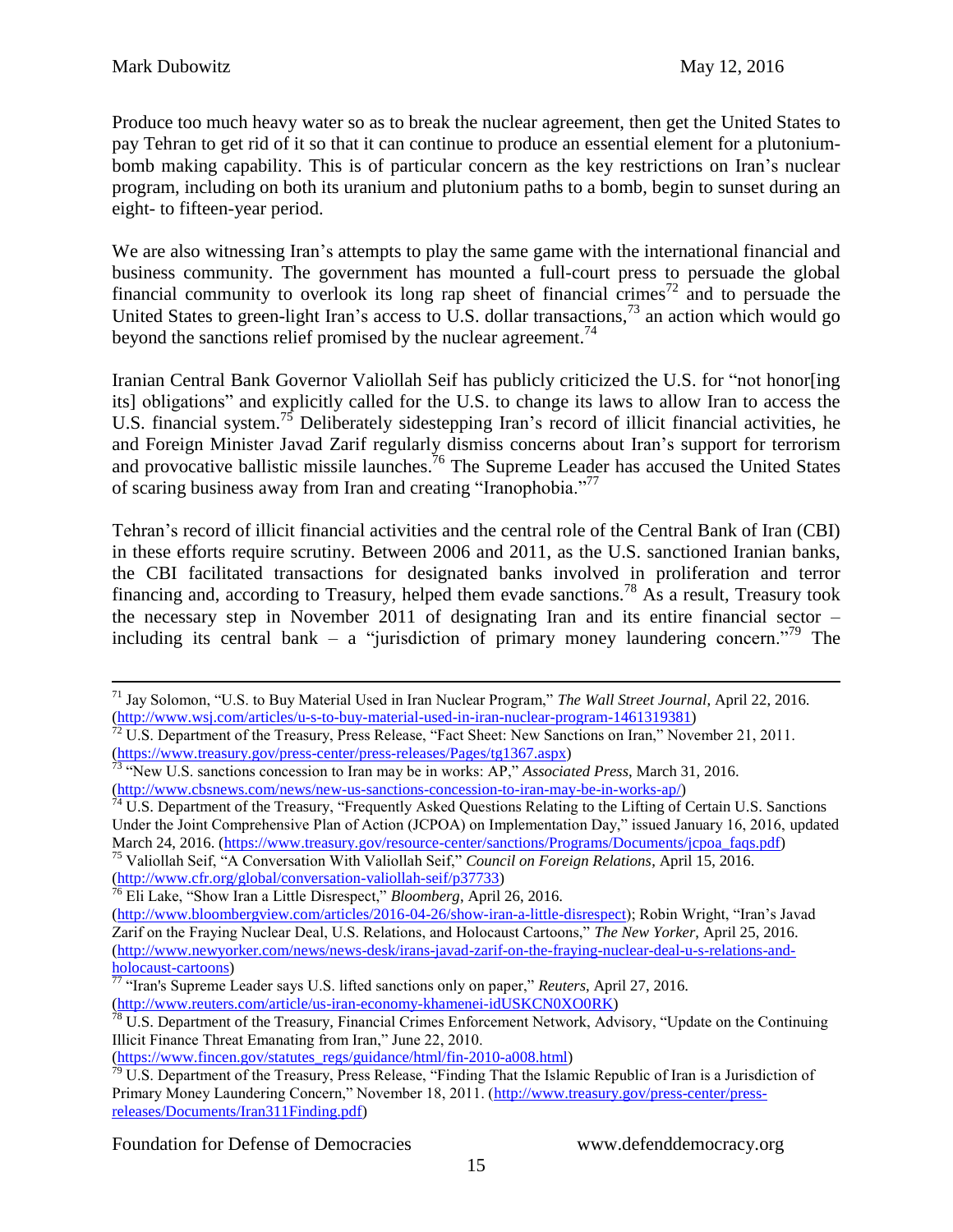Produce too much heavy water so as to break the nuclear agreement, then get the United States to pay Tehran to get rid of it so that it can continue to produce an essential element for a plutonium-bomb making capability. This is of particular concern as the key restrictions on Iran's nuclear program, including on both its uranium and plutonium paths to a bomb, begin to sunset during an eight- to fifteen-year period.

We are also witnessing Iran's attempts to play the same game with the international financial and business community. The government has mounted a full-court press to persuade the global financial community to overlook its long rap sheet of financial crimes[72] and to persuade the United States to green-light Iran's access to U.S. dollar transactions,[73] an action which would go beyond the sanctions relief promised by the nuclear agreement.[74]

Iranian Central Bank Governor Valiollah Seif has publicly criticized the U.S. for "not honor[ing its] obligations" and explicitly called for the U.S. to change its laws to allow Iran to access the U.S. financial system.[75] Deliberately sidestepping Iran's record of illicit financial activities, he and Foreign Minister Javad Zarif regularly dismiss concerns about Iran's support for terrorism and provocative ballistic missile launches.[76] The Supreme Leader has accused the United States of scaring business away from Iran and creating "Iranophobia."[77]

Tehran's record of illicit financial activities and the central role of the Central Bank of Iran (CBI) in these efforts require scrutiny. Between 2006 and 2011, as the U.S. sanctioned Iranian banks, the CBI facilitated transactions for designated banks involved in proliferation and terror financing and, according to Treasury, helped them evade sanctions.[78] As a result, Treasury took the necessary step in November 2011 of designating Iran and its entire financial sector – including its central bank – a "jurisdiction of primary money laundering concern."[79] The

---

[71] Jay Solomon, "U.S. to Buy Material Used in Iran Nuclear Program," *The Wall Street Journal*, April 22, 2016. (http://www.wsj.com/articles/u-s-to-buy-material-used-in-iran-nuclear-program-1461319381)

[72] U.S. Department of the Treasury, Press Release, "Fact Sheet: New Sanctions on Iran," November 21, 2011. (https://www.treasury.gov/press-center/press-releases/Pages/tg1367.aspx)

[73] "New U.S. sanctions concession to Iran may be in works: AP," *Associated Press*, March 31, 2016. (http://www.cbsnews.com/news/new-us-sanctions-concession-to-iran-may-be-in-works-ap/)

[74] U.S. Department of the Treasury, "Frequently Asked Questions Relating to the Lifting of Certain U.S. Sanctions Under the Joint Comprehensive Plan of Action (JCPOA) on Implementation Day," issued January 16, 2016, updated March 24, 2016. (https://www.treasury.gov/resource-center/sanctions/Programs/Documents/jcpoa_faqs.pdf)

[75] Valiollah Seif, "A Conversation With Valiollah Seif," *Council on Foreign Relations*, April 15, 2016. (http://www.cfr.org/global/conversation-valiollah-seif/p37733)

[76] Eli Lake, "Show Iran a Little Disrespect," *Bloomberg*, April 26, 2016. (http://www.bloombergview.com/articles/2016-04-26/show-iran-a-little-disrespect); Robin Wright, "Iran's Javad Zarif on the Fraying Nuclear Deal, U.S. Relations, and Holocaust Cartoons," *The New Yorker*, April 25, 2016. (http://www.newyorker.com/news/news-desk/irans-javad-zarif-on-the-fraying-nuclear-deal-u-s-relations-and-holocaust-cartoons)

[77] "Iran's Supreme Leader says U.S. lifted sanctions only on paper," *Reuters*, April 27, 2016. (http://www.reuters.com/article/us-iran-economy-khamenei-idUSKCN0XO0RK)

[78] U.S. Department of the Treasury, Financial Crimes Enforcement Network, Advisory, "Update on the Continuing Illicit Finance Threat Emanating from Iran," June 22, 2010. (https://www.fincen.gov/statutes_regs/guidance/html/fin-2010-a008.html)

[79] U.S. Department of the Treasury, Press Release, "Finding That the Islamic Republic of Iran is a Jurisdiction of Primary Money Laundering Concern," November 18, 2011. (http://www.treasury.gov/press-center/press-releases/Documents/Iran311Finding.pdf)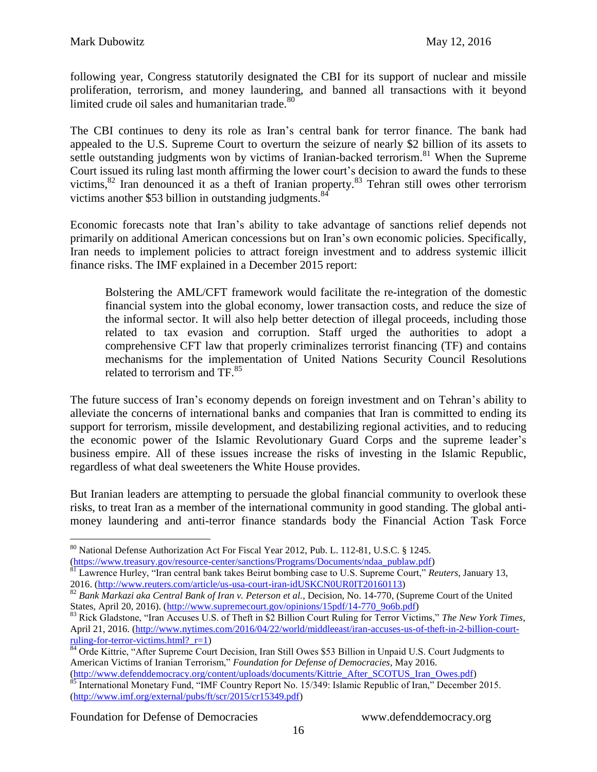following year, Congress statutorily designated the CBI for its support of nuclear and missile proliferation, terrorism, and money laundering, and banned all transactions with it beyond limited crude oil sales and humanitarian trade.[80]

The CBI continues to deny its role as Iran's central bank for terror finance. The bank had appealed to the U.S. Supreme Court to overturn the seizure of nearly $2 billion of its assets to settle outstanding judgments won by victims of Iranian-backed terrorism.[81] When the Supreme Court issued its ruling last month affirming the lower court's decision to award the funds to these victims,[82] Iran denounced it as a theft of Iranian property.[83] Tehran still owes other terrorism victims another $53 billion in outstanding judgments.[84]

Economic forecasts note that Iran's ability to take advantage of sanctions relief depends not primarily on additional American concessions but on Iran's own economic policies. Specifically, Iran needs to implement policies to attract foreign investment and to address systemic illicit finance risks. The IMF explained in a December 2015 report:

> Bolstering the AML/CFT framework would facilitate the re-integration of the domestic financial system into the global economy, lower transaction costs, and reduce the size of the informal sector. It will also help better detection of illegal proceeds, including those related to tax evasion and corruption. Staff urged the authorities to adopt a comprehensive CFT law that properly criminalizes terrorist financing (TF) and contains mechanisms for the implementation of United Nations Security Council Resolutions related to terrorism and TF.[85]

The future success of Iran's economy depends on foreign investment and on Tehran's ability to alleviate the concerns of international banks and companies that Iran is committed to ending its support for terrorism, missile development, and destabilizing regional activities, and to reducing the economic power of the Islamic Revolutionary Guard Corps and the supreme leader's business empire. All of these issues increase the risks of investing in the Islamic Republic, regardless of what deal sweeteners the White House provides.

But Iranian leaders are attempting to persuade the global financial community to overlook these risks, to treat Iran as a member of the international community in good standing. The global anti-money laundering and anti-terror finance standards body the Financial Action Task Force

---

[80] National Defense Authorization Act For Fiscal Year 2012, Pub. L. 112-81, U.S.C. § 1245. (https://www.treasury.gov/resource-center/sanctions/Programs/Documents/ndaa_publaw.pdf)

[81] Lawrence Hurley, "Iran central bank takes Beirut bombing case to U.S. Supreme Court," *Reuters*, January 13, 2016. (http://www.reuters.com/article/us-usa-court-iran-idUSKCN0UR0IT20160113)

[82] *Bank Markazi aka Central Bank of Iran v. Peterson et al.*, Decision, No. 14-770, (Supreme Court of the United States, April 20, 2016). (http://www.supremecourt.gov/opinions/15pdf/14-770_9o6b.pdf)

[83] Rick Gladstone, "Iran Accuses U.S. of Theft in $2 Billion Court Ruling for Terror Victims," *The New York Times*, April 21, 2016. (http://www.nytimes.com/2016/04/22/world/middleeast/iran-accuses-us-of-theft-in-2-billion-court-ruling-for-terror-victims.html?_r=1)

[84] Orde Kittrie, "After Supreme Court Decision, Iran Still Owes $53 Billion in Unpaid U.S. Court Judgments to American Victims of Iranian Terrorism," *Foundation for Defense of Democracies*, May 2016. (http://www.defenddemocracy.org/content/uploads/documents/Kittrie_After_SCOTUS_Iran_Owes.pdf)

[85] International Monetary Fund, "IMF Country Report No. 15/349: Islamic Republic of Iran," December 2015. (http://www.imf.org/external/pubs/ft/scr/2015/cr15349.pdf)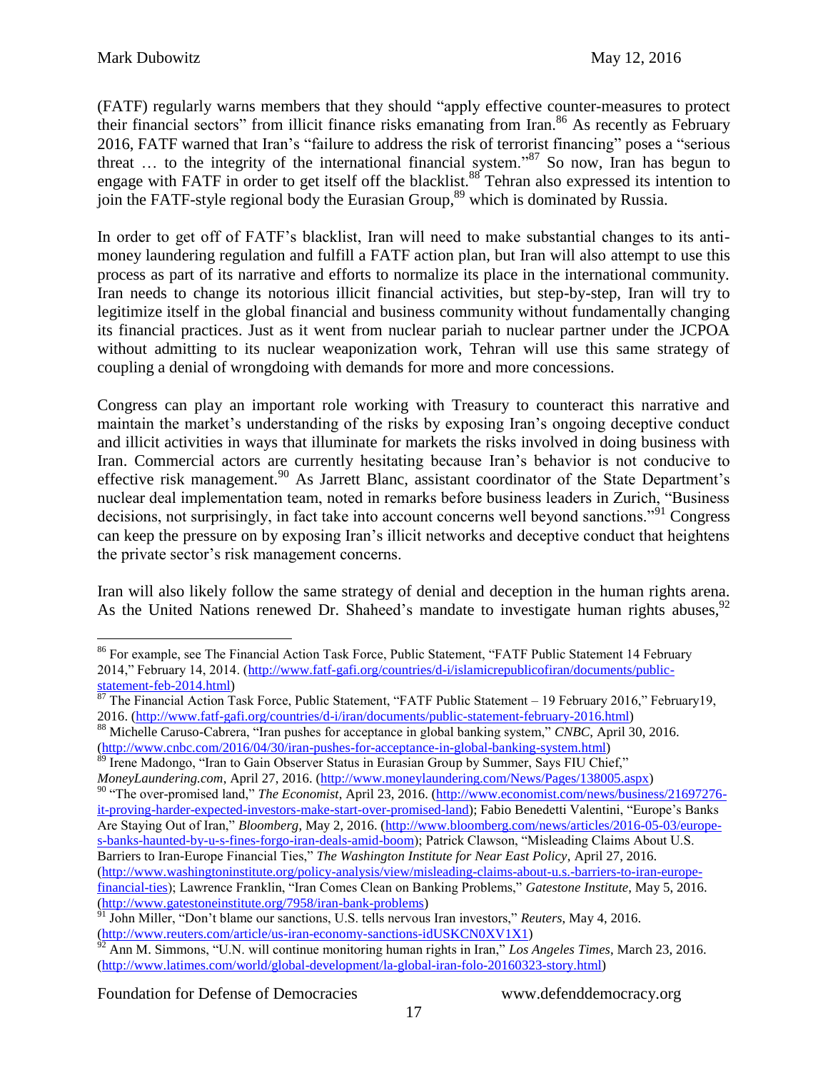(FATF) regularly warns members that they should "apply effective counter-measures to protect their financial sectors" from illicit finance risks emanating from Iran.[86] As recently as February 2016, FATF warned that Iran's "failure to address the risk of terrorist financing" poses a "serious threat … to the integrity of the international financial system."[87] So now, Iran has begun to engage with FATF in order to get itself off the blacklist.[88] Tehran also expressed its intention to join the FATF-style regional body the Eurasian Group,[89] which is dominated by Russia.

In order to get off of FATF's blacklist, Iran will need to make substantial changes to its anti-money laundering regulation and fulfill a FATF action plan, but Iran will also attempt to use this process as part of its narrative and efforts to normalize its place in the international community. Iran needs to change its notorious illicit financial activities, but step-by-step, Iran will try to legitimize itself in the global financial and business community without fundamentally changing its financial practices. Just as it went from nuclear pariah to nuclear partner under the JCPOA without admitting to its nuclear weaponization work, Tehran will use this same strategy of coupling a denial of wrongdoing with demands for more and more concessions.

Congress can play an important role working with Treasury to counteract this narrative and maintain the market's understanding of the risks by exposing Iran's ongoing deceptive conduct and illicit activities in ways that illuminate for markets the risks involved in doing business with Iran. Commercial actors are currently hesitating because Iran's behavior is not conducive to effective risk management.[90] As Jarrett Blanc, assistant coordinator of the State Department's nuclear deal implementation team, noted in remarks before business leaders in Zurich, "Business decisions, not surprisingly, in fact take into account concerns well beyond sanctions."[91] Congress can keep the pressure on by exposing Iran's illicit networks and deceptive conduct that heightens the private sector's risk management concerns.

Iran will also likely follow the same strategy of denial and deception in the human rights arena. As the United Nations renewed Dr. Shaheed's mandate to investigate human rights abuses,[92]

---

[86] For example, see The Financial Action Task Force, Public Statement, "FATF Public Statement 14 February 2014," February 14, 2014. (http://www.fatf-gafi.org/countries/d-i/islamicrepublicofiran/documents/public-statement-feb-2014.html)

[87] The Financial Action Task Force, Public Statement, "FATF Public Statement – 19 February 2016," February19, 2016. (http://www.fatf-gafi.org/countries/d-i/iran/documents/public-statement-february-2016.html)

[88] Michelle Caruso-Cabrera, "Iran pushes for acceptance in global banking system," *CNBC*, April 30, 2016. (http://www.cnbc.com/2016/04/30/iran-pushes-for-acceptance-in-global-banking-system.html)

[89] Irene Madongo, "Iran to Gain Observer Status in Eurasian Group by Summer, Says FIU Chief," *MoneyLaundering.com*, April 27, 2016. (http://www.moneylaundering.com/News/Pages/138005.aspx)

[90] "The over-promised land," *The Economist*, April 23, 2016. (http://www.economist.com/news/business/21697276-it-proving-harder-expected-investors-make-start-over-promised-land); Fabio Benedetti Valentini, "Europe's Banks Are Staying Out of Iran," *Bloomberg*, May 2, 2016. (http://www.bloomberg.com/news/articles/2016-05-03/europe-s-banks-haunted-by-u-s-fines-forgo-iran-deals-amid-boom); Patrick Clawson, "Misleading Claims About U.S. Barriers to Iran-Europe Financial Ties," *The Washington Institute for Near East Policy*, April 27, 2016. (http://www.washingtoninstitute.org/policy-analysis/view/misleading-claims-about-u.s.-barriers-to-iran-europe-financial-ties); Lawrence Franklin, "Iran Comes Clean on Banking Problems," *Gatestone Institute*, May 5, 2016. (http://www.gatestoneinstitute.org/7958/iran-bank-problems)

[91] John Miller, "Don't blame our sanctions, U.S. tells nervous Iran investors," *Reuters*, May 4, 2016. (http://www.reuters.com/article/us-iran-economy-sanctions-idUSKCN0XV1X1)

[92] Ann M. Simmons, "U.N. will continue monitoring human rights in Iran," *Los Angeles Times*, March 23, 2016. (http://www.latimes.com/world/global-development/la-global-iran-folo-20160323-story.html)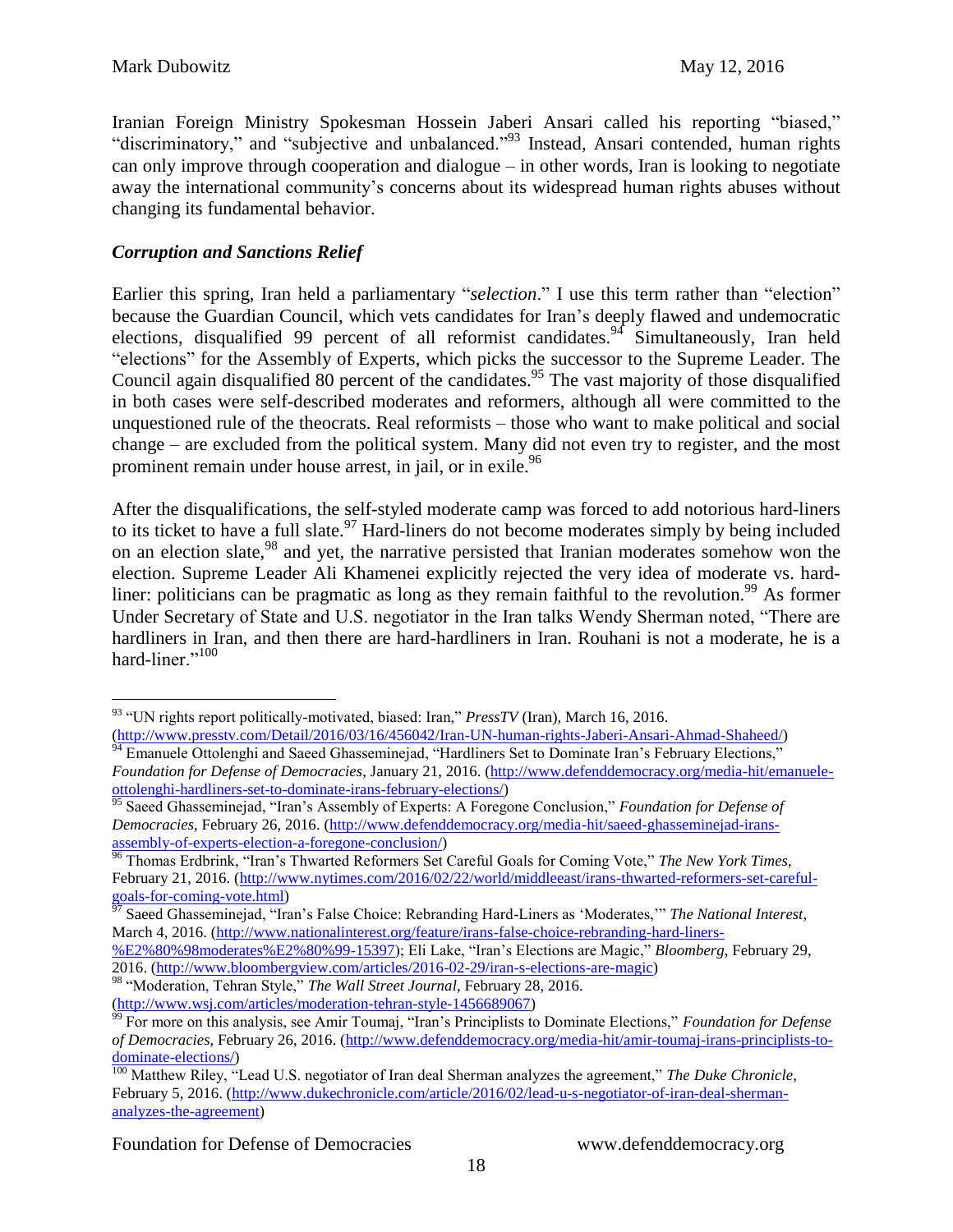Iranian Foreign Ministry Spokesman Hossein Jaberi Ansari called his reporting "biased," "discriminatory," and "subjective and unbalanced."[93] Instead, Ansari contended, human rights can only improve through cooperation and dialogue – in other words, Iran is looking to negotiate away the international community's concerns about its widespread human rights abuses without changing its fundamental behavior.

### *Corruption and Sanctions Relief*

Earlier this spring, Iran held a parliamentary "*selection*." I use this term rather than "election" because the Guardian Council, which vets candidates for Iran's deeply flawed and undemocratic elections, disqualified 99 percent of all reformist candidates.[94] Simultaneously, Iran held "elections" for the Assembly of Experts, which picks the successor to the Supreme Leader. The Council again disqualified 80 percent of the candidates.[95] The vast majority of those disqualified in both cases were self-described moderates and reformers, although all were committed to the unquestioned rule of the theocrats. Real reformists – those who want to make political and social change – are excluded from the political system. Many did not even try to register, and the most prominent remain under house arrest, in jail, or in exile.[96]

After the disqualifications, the self-styled moderate camp was forced to add notorious hard-liners to its ticket to have a full slate.[97] Hard-liners do not become moderates simply by being included on an election slate,[98] and yet, the narrative persisted that Iranian moderates somehow won the election. Supreme Leader Ali Khamenei explicitly rejected the very idea of moderate vs. hard-liner: politicians can be pragmatic as long as they remain faithful to the revolution.[99] As former Under Secretary of State and U.S. negotiator in the Iran talks Wendy Sherman noted, "There are hardliners in Iran, and then there are hard-hardliners in Iran. Rouhani is not a moderate, he is a hard-liner."[100]

---

[93] "UN rights report politically-motivated, biased: Iran," *PressTV* (Iran), March 16, 2016. (http://www.presstv.com/Detail/2016/03/16/456042/Iran-UN-human-rights-Jaberi-Ansari-Ahmad-Shaheed/)

[94] Emanuele Ottolenghi and Saeed Ghasseminejad, "Hardliners Set to Dominate Iran's February Elections," *Foundation for Defense of Democracies*, January 21, 2016. (http://www.defenddemocracy.org/media-hit/emanuele-ottolenghi-hardliners-set-to-dominate-irans-february-elections/)

[95] Saeed Ghasseminejad, "Iran's Assembly of Experts: A Foregone Conclusion," *Foundation for Defense of Democracies*, February 26, 2016. (http://www.defenddemocracy.org/media-hit/saeed-ghasseminejad-irans-assembly-of-experts-election-a-foregone-conclusion/)

[96] Thomas Erdbrink, "Iran's Thwarted Reformers Set Careful Goals for Coming Vote," *The New York Times*, February 21, 2016. (http://www.nytimes.com/2016/02/22/world/middleeast/irans-thwarted-reformers-set-careful-goals-for-coming-vote.html)

[97] Saeed Ghasseminejad, "Iran's False Choice: Rebranding Hard-Liners as 'Moderates,'" *The National Interest*, March 4, 2016. (http://www.nationalinterest.org/feature/irans-false-choice-rebranding-hard-liners-%E2%80%98moderates%E2%80%99-15397); Eli Lake, "Iran's Elections are Magic," *Bloomberg*, February 29, 2016. (http://www.bloombergview.com/articles/2016-02-29/iran-s-elections-are-magic)

[98] "Moderation, Tehran Style," *The Wall Street Journal*, February 28, 2016. (http://www.wsj.com/articles/moderation-tehran-style-1456689067)

[99] For more on this analysis, see Amir Toumaj, "Iran's Principlists to Dominate Elections," *Foundation for Defense of Democracies*, February 26, 2016. (http://www.defenddemocracy.org/media-hit/amir-toumaj-irans-principlists-to-dominate-elections/)

[100] Matthew Riley, "Lead U.S. negotiator of Iran deal Sherman analyzes the agreement," *The Duke Chronicle*, February 5, 2016. (http://www.dukechronicle.com/article/2016/02/lead-u-s-negotiator-of-iran-deal-sherman-analyzes-the-agreement)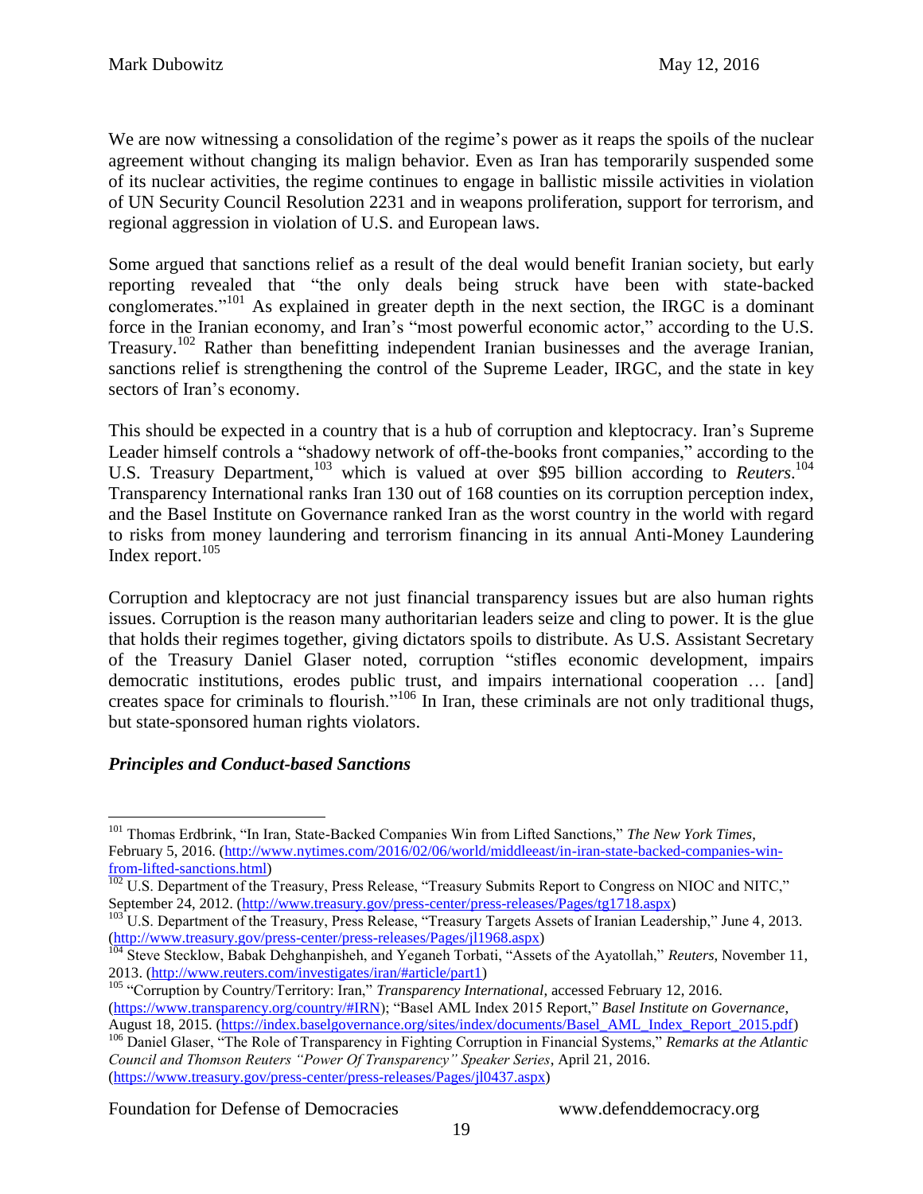We are now witnessing a consolidation of the regime's power as it reaps the spoils of the nuclear agreement without changing its malign behavior. Even as Iran has temporarily suspended some of its nuclear activities, the regime continues to engage in ballistic missile activities in violation of UN Security Council Resolution 2231 and in weapons proliferation, support for terrorism, and regional aggression in violation of U.S. and European laws.

Some argued that sanctions relief as a result of the deal would benefit Iranian society, but early reporting revealed that "the only deals being struck have been with state-backed conglomerates."[101] As explained in greater depth in the next section, the IRGC is a dominant force in the Iranian economy, and Iran's "most powerful economic actor," according to the U.S. Treasury.[102] Rather than benefitting independent Iranian businesses and the average Iranian, sanctions relief is strengthening the control of the Supreme Leader, IRGC, and the state in key sectors of Iran's economy.

This should be expected in a country that is a hub of corruption and kleptocracy. Iran's Supreme Leader himself controls a "shadowy network of off-the-books front companies," according to the U.S. Treasury Department,[103] which is valued at over $95 billion according to *Reuters*.[104] Transparency International ranks Iran 130 out of 168 counties on its corruption perception index, and the Basel Institute on Governance ranked Iran as the worst country in the world with regard to risks from money laundering and terrorism financing in its annual Anti-Money Laundering Index report.[105]

Corruption and kleptocracy are not just financial transparency issues but are also human rights issues. Corruption is the reason many authoritarian leaders seize and cling to power. It is the glue that holds their regimes together, giving dictators spoils to distribute. As U.S. Assistant Secretary of the Treasury Daniel Glaser noted, corruption "stifles economic development, impairs democratic institutions, erodes public trust, and impairs international cooperation … [and] creates space for criminals to flourish."[106] In Iran, these criminals are not only traditional thugs, but state-sponsored human rights violators.

### *Principles and Conduct-based Sanctions*

---

[101] Thomas Erdbrink, "In Iran, State-Backed Companies Win from Lifted Sanctions," *The New York Times*, February 5, 2016. (http://www.nytimes.com/2016/02/06/world/middleeast/in-iran-state-backed-companies-win-from-lifted-sanctions.html)

[102] U.S. Department of the Treasury, Press Release, "Treasury Submits Report to Congress on NIOC and NITC," September 24, 2012. (http://www.treasury.gov/press-center/press-releases/Pages/tg1718.aspx)

[103] U.S. Department of the Treasury, Press Release, "Treasury Targets Assets of Iranian Leadership," June 4, 2013. (http://www.treasury.gov/press-center/press-releases/Pages/jl1968.aspx)

[104] Steve Stecklow, Babak Dehghanpisheh, and Yeganeh Torbati, "Assets of the Ayatollah," *Reuters*, November 11, 2013. (http://www.reuters.com/investigates/iran/#article/part1)

[105] "Corruption by Country/Territory: Iran," *Transparency International*, accessed February 12, 2016. (https://www.transparency.org/country/#IRN); "Basel AML Index 2015 Report," *Basel Institute on Governance*, August 18, 2015. (https://index.baselgovernance.org/sites/index/documents/Basel_AML_Index_Report_2015.pdf)

[106] Daniel Glaser, "The Role of Transparency in Fighting Corruption in Financial Systems," *Remarks at the Atlantic Council and Thomson Reuters "Power Of Transparency" Speaker Series*, April 21, 2016. (https://www.treasury.gov/press-center/press-releases/Pages/jl0437.aspx)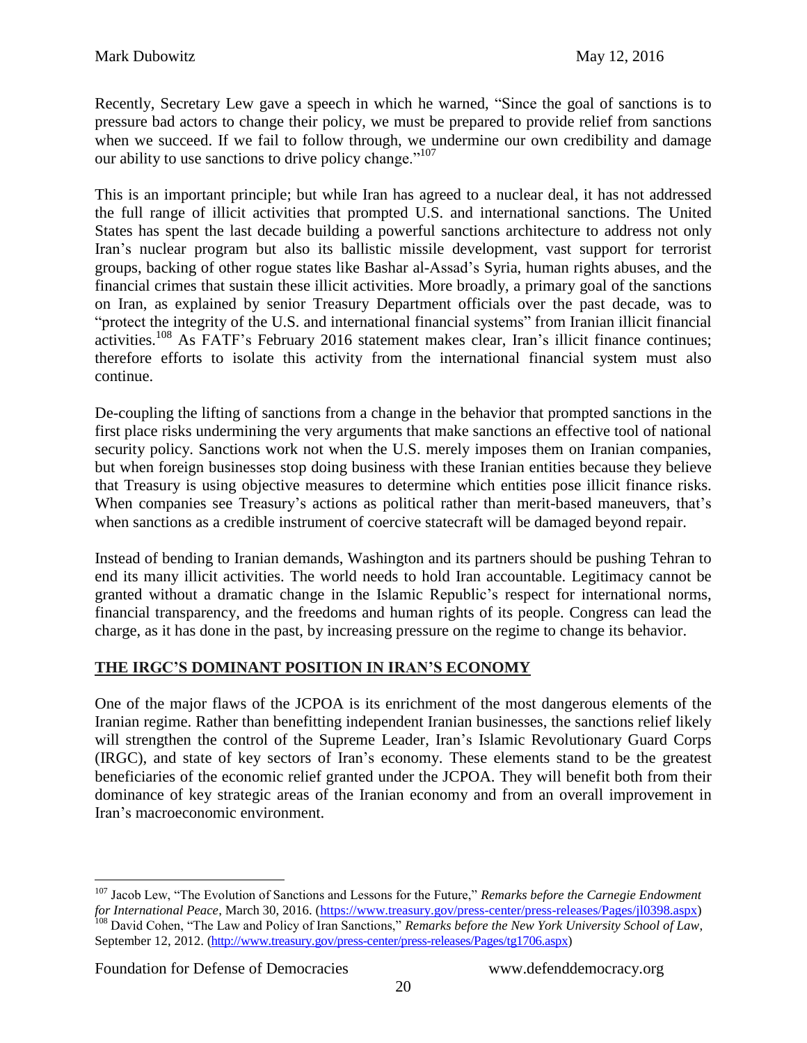Recently, Secretary Lew gave a speech in which he warned, "Since the goal of sanctions is to pressure bad actors to change their policy, we must be prepared to provide relief from sanctions when we succeed. If we fail to follow through, we undermine our own credibility and damage our ability to use sanctions to drive policy change."[107]

This is an important principle; but while Iran has agreed to a nuclear deal, it has not addressed the full range of illicit activities that prompted U.S. and international sanctions. The United States has spent the last decade building a powerful sanctions architecture to address not only Iran's nuclear program but also its ballistic missile development, vast support for terrorist groups, backing of other rogue states like Bashar al-Assad's Syria, human rights abuses, and the financial crimes that sustain these illicit activities. More broadly, a primary goal of the sanctions on Iran, as explained by senior Treasury Department officials over the past decade, was to "protect the integrity of the U.S. and international financial systems" from Iranian illicit financial activities.[108] As FATF's February 2016 statement makes clear, Iran's illicit finance continues; therefore efforts to isolate this activity from the international financial system must also continue.

De-coupling the lifting of sanctions from a change in the behavior that prompted sanctions in the first place risks undermining the very arguments that make sanctions an effective tool of national security policy. Sanctions work not when the U.S. merely imposes them on Iranian companies, but when foreign businesses stop doing business with these Iranian entities because they believe that Treasury is using objective measures to determine which entities pose illicit finance risks. When companies see Treasury's actions as political rather than merit-based maneuvers, that's when sanctions as a credible instrument of coercive statecraft will be damaged beyond repair.

Instead of bending to Iranian demands, Washington and its partners should be pushing Tehran to end its many illicit activities. The world needs to hold Iran accountable. Legitimacy cannot be granted without a dramatic change in the Islamic Republic's respect for international norms, financial transparency, and the freedoms and human rights of its people. Congress can lead the charge, as it has done in the past, by increasing pressure on the regime to change its behavior.

## THE IRGC'S DOMINANT POSITION IN IRAN'S ECONOMY

One of the major flaws of the JCPOA is its enrichment of the most dangerous elements of the Iranian regime. Rather than benefitting independent Iranian businesses, the sanctions relief likely will strengthen the control of the Supreme Leader, Iran's Islamic Revolutionary Guard Corps (IRGC), and state of key sectors of Iran's economy. These elements stand to be the greatest beneficiaries of the economic relief granted under the JCPOA. They will benefit both from their dominance of key strategic areas of the Iranian economy and from an overall improvement in Iran's macroeconomic environment.

---

[107] Jacob Lew, "The Evolution of Sanctions and Lessons for the Future," *Remarks before the Carnegie Endowment for International Peace*, March 30, 2016. (https://www.treasury.gov/press-center/press-releases/Pages/jl0398.aspx)

[108] David Cohen, "The Law and Policy of Iran Sanctions," *Remarks before the New York University School of Law*, September 12, 2012. (http://www.treasury.gov/press-center/press-releases/Pages/tg1706.aspx)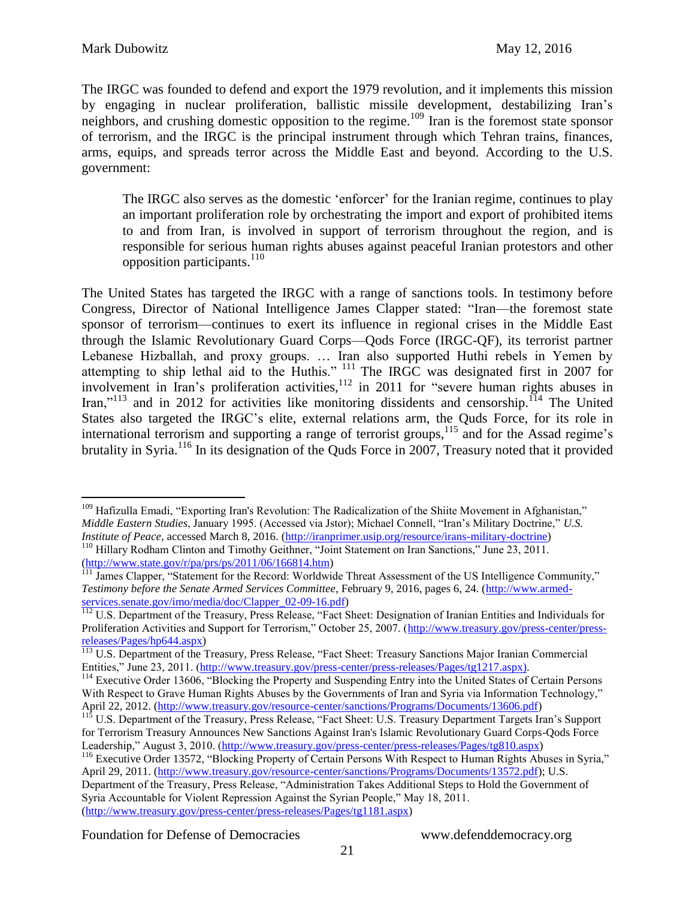The IRGC was founded to defend and export the 1979 revolution, and it implements this mission by engaging in nuclear proliferation, ballistic missile development, destabilizing Iran's neighbors, and crushing domestic opposition to the regime.[109] Iran is the foremost state sponsor of terrorism, and the IRGC is the principal instrument through which Tehran trains, finances, arms, equips, and spreads terror across the Middle East and beyond. According to the U.S. government:

> The IRGC also serves as the domestic 'enforcer' for the Iranian regime, continues to play an important proliferation role by orchestrating the import and export of prohibited items to and from Iran, is involved in support of terrorism throughout the region, and is responsible for serious human rights abuses against peaceful Iranian protestors and other opposition participants.[110]

The United States has targeted the IRGC with a range of sanctions tools. In testimony before Congress, Director of National Intelligence James Clapper stated: "Iran—the foremost state sponsor of terrorism—continues to exert its influence in regional crises in the Middle East through the Islamic Revolutionary Guard Corps—Qods Force (IRGC-QF), its terrorist partner Lebanese Hizballah, and proxy groups. … Iran also supported Huthi rebels in Yemen by attempting to ship lethal aid to the Huthis."[111] The IRGC was designated first in 2007 for involvement in Iran's proliferation activities,[112] in 2011 for "severe human rights abuses in Iran,"[113] and in 2012 for activities like monitoring dissidents and censorship.[114] The United States also targeted the IRGC's elite, external relations arm, the Quds Force, for its role in international terrorism and supporting a range of terrorist groups,[115] and for the Assad regime's brutality in Syria.[116] In its designation of the Quds Force in 2007, Treasury noted that it provided

---

[109] Hafizulla Emadi, "Exporting Iran's Revolution: The Radicalization of the Shiite Movement in Afghanistan," *Middle Eastern Studies*, January 1995. (Accessed via Jstor); Michael Connell, "Iran's Military Doctrine," *U.S. Institute of Peace*, accessed March 8, 2016. (http://iranprimer.usip.org/resource/irans-military-doctrine)

[110] Hillary Rodham Clinton and Timothy Geithner, "Joint Statement on Iran Sanctions," June 23, 2011. (http://www.state.gov/r/pa/prs/ps/2011/06/166814.htm)

[111] James Clapper, "Statement for the Record: Worldwide Threat Assessment of the US Intelligence Community," *Testimony before the Senate Armed Services Committee*, February 9, 2016, pages 6, 24. (http://www.armed-services.senate.gov/imo/media/doc/Clapper_02-09-16.pdf)

[112] U.S. Department of the Treasury, Press Release, "Fact Sheet: Designation of Iranian Entities and Individuals for Proliferation Activities and Support for Terrorism," October 25, 2007. (http://www.treasury.gov/press-center/press-releases/Pages/hp644.aspx)

[113] U.S. Department of the Treasury, Press Release, "Fact Sheet: Treasury Sanctions Major Iranian Commercial Entities," June 23, 2011. (http://www.treasury.gov/press-center/press-releases/Pages/tg1217.aspx).

[114] Executive Order 13606, "Blocking the Property and Suspending Entry into the United States of Certain Persons With Respect to Grave Human Rights Abuses by the Governments of Iran and Syria via Information Technology," April 22, 2012. (http://www.treasury.gov/resource-center/sanctions/Programs/Documents/13606.pdf)

[115] U.S. Department of the Treasury, Press Release, "Fact Sheet: U.S. Treasury Department Targets Iran's Support for Terrorism Treasury Announces New Sanctions Against Iran's Islamic Revolutionary Guard Corps-Qods Force Leadership," August 3, 2010. (http://www.treasury.gov/press-center/press-releases/Pages/tg810.aspx)

[116] Executive Order 13572, "Blocking Property of Certain Persons With Respect to Human Rights Abuses in Syria," April 29, 2011. (http://www.treasury.gov/resource-center/sanctions/Programs/Documents/13572.pdf); U.S. Department of the Treasury, Press Release, "Administration Takes Additional Steps to Hold the Government of Syria Accountable for Violent Repression Against the Syrian People," May 18, 2011. (http://www.treasury.gov/press-center/press-releases/Pages/tg1181.aspx)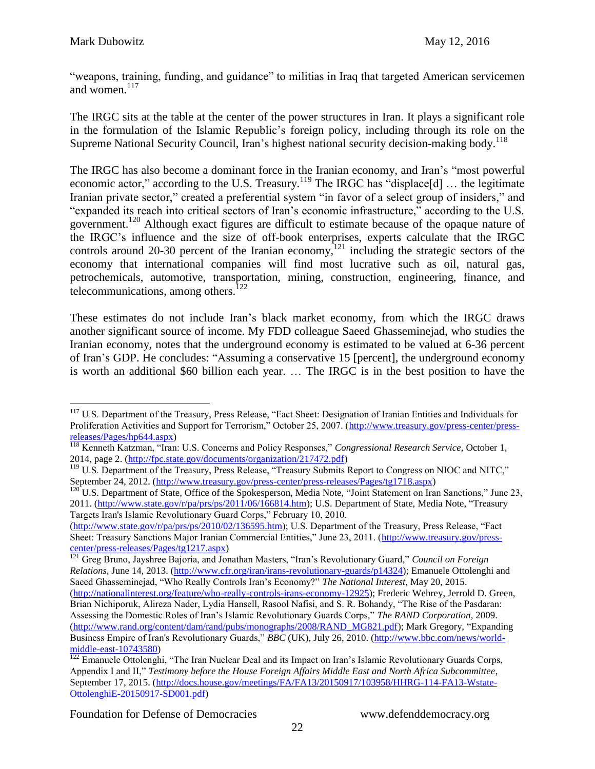"weapons, training, funding, and guidance" to militias in Iraq that targeted American servicemen and women.[117]

The IRGC sits at the table at the center of the power structures in Iran. It plays a significant role in the formulation of the Islamic Republic's foreign policy, including through its role on the Supreme National Security Council, Iran's highest national security decision-making body.[118]

The IRGC has also become a dominant force in the Iranian economy, and Iran's "most powerful economic actor," according to the U.S. Treasury.[119] The IRGC has "displace[d] … the legitimate Iranian private sector," created a preferential system "in favor of a select group of insiders," and "expanded its reach into critical sectors of Iran's economic infrastructure," according to the U.S. government.[120] Although exact figures are difficult to estimate because of the opaque nature of the IRGC's influence and the size of off-book enterprises, experts calculate that the IRGC controls around 20-30 percent of the Iranian economy,[121] including the strategic sectors of the economy that international companies will find most lucrative such as oil, natural gas, petrochemicals, automotive, transportation, mining, construction, engineering, finance, and telecommunications, among others.[122]

These estimates do not include Iran's black market economy, from which the IRGC draws another significant source of income. My FDD colleague Saeed Ghasseminejad, who studies the Iranian economy, notes that the underground economy is estimated to be valued at 6-36 percent of Iran's GDP. He concludes: "Assuming a conservative 15 [percent], the underground economy is worth an additional $60 billion each year. … The IRGC is in the best position to have the

---

[117] U.S. Department of the Treasury, Press Release, "Fact Sheet: Designation of Iranian Entities and Individuals for Proliferation Activities and Support for Terrorism," October 25, 2007. (http://www.treasury.gov/press-center/press-releases/Pages/hp644.aspx)

[118] Kenneth Katzman, "Iran: U.S. Concerns and Policy Responses," *Congressional Research Service*, October 1, 2014, page 2. (http://fpc.state.gov/documents/organization/217472.pdf)

[119] U.S. Department of the Treasury, Press Release, "Treasury Submits Report to Congress on NIOC and NITC," September 24, 2012. (http://www.treasury.gov/press-center/press-releases/Pages/tg1718.aspx)

[120] U.S. Department of State, Office of the Spokesperson, Media Note, "Joint Statement on Iran Sanctions," June 23, 2011. (http://www.state.gov/r/pa/prs/ps/2011/06/166814.htm); U.S. Department of State, Media Note, "Treasury Targets Iran's Islamic Revolutionary Guard Corps," February 10, 2010. (http://www.state.gov/r/pa/prs/ps/2010/02/136595.htm); U.S. Department of the Treasury, Press Release, "Fact Sheet: Treasury Sanctions Major Iranian Commercial Entities," June 23, 2011. (http://www.treasury.gov/press-center/press-releases/Pages/tg1217.aspx)

[121] Greg Bruno, Jayshree Bajoria, and Jonathan Masters, "Iran's Revolutionary Guard," *Council on Foreign Relations*, June 14, 2013. (http://www.cfr.org/iran/irans-revolutionary-guards/p14324); Emanuele Ottolenghi and Saeed Ghasseminejad, "Who Really Controls Iran's Economy?" *The National Interest*, May 20, 2015. (http://nationalinterest.org/feature/who-really-controls-irans-economy-12925); Frederic Wehrey, Jerrold D. Green, Brian Nichiporuk, Alireza Nader, Lydia Hansell, Rasool Nafisi, and S. R. Bohandy, "The Rise of the Pasdaran: Assessing the Domestic Roles of Iran's Islamic Revolutionary Guards Corps," *The RAND Corporation*, 2009. (http://www.rand.org/content/dam/rand/pubs/monographs/2008/RAND_MG821.pdf); Mark Gregory, "Expanding Business Empire of Iran's Revolutionary Guards," *BBC* (UK), July 26, 2010. (http://www.bbc.com/news/world-middle-east-10743580)

[122] Emanuele Ottolenghi, "The Iran Nuclear Deal and its Impact on Iran's Islamic Revolutionary Guards Corps, Appendix I and II," *Testimony before the House Foreign Affairs Middle East and North Africa Subcommittee*, September 17, 2015. (http://docs.house.gov/meetings/FA/FA13/20150917/103958/HHRG-114-FA13-Wstate-OttolenghiE-20150917-SD001.pdf)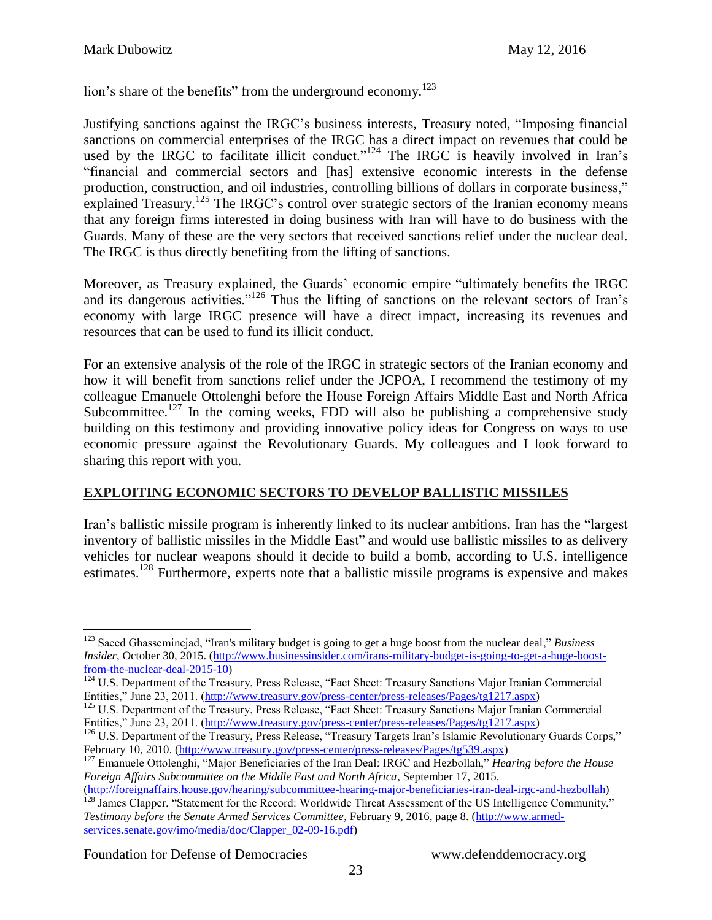lion's share of the benefits" from the underground economy.[123]

Justifying sanctions against the IRGC's business interests, Treasury noted, "Imposing financial sanctions on commercial enterprises of the IRGC has a direct impact on revenues that could be used by the IRGC to facilitate illicit conduct."[124] The IRGC is heavily involved in Iran's "financial and commercial sectors and [has] extensive economic interests in the defense production, construction, and oil industries, controlling billions of dollars in corporate business," explained Treasury.[125] The IRGC's control over strategic sectors of the Iranian economy means that any foreign firms interested in doing business with Iran will have to do business with the Guards. Many of these are the very sectors that received sanctions relief under the nuclear deal. The IRGC is thus directly benefiting from the lifting of sanctions.

Moreover, as Treasury explained, the Guards' economic empire "ultimately benefits the IRGC and its dangerous activities."[126] Thus the lifting of sanctions on the relevant sectors of Iran's economy with large IRGC presence will have a direct impact, increasing its revenues and resources that can be used to fund its illicit conduct.

For an extensive analysis of the role of the IRGC in strategic sectors of the Iranian economy and how it will benefit from sanctions relief under the JCPOA, I recommend the testimony of my colleague Emanuele Ottolenghi before the House Foreign Affairs Middle East and North Africa Subcommittee.[127] In the coming weeks, FDD will also be publishing a comprehensive study building on this testimony and providing innovative policy ideas for Congress on ways to use economic pressure against the Revolutionary Guards. My colleagues and I look forward to sharing this report with you.

## EXPLOITING ECONOMIC SECTORS TO DEVELOP BALLISTIC MISSILES

Iran's ballistic missile program is inherently linked to its nuclear ambitions. Iran has the "largest inventory of ballistic missiles in the Middle East" and would use ballistic missiles to as delivery vehicles for nuclear weapons should it decide to build a bomb, according to U.S. intelligence estimates.[128] Furthermore, experts note that a ballistic missile programs is expensive and makes

---

[123] Saeed Ghasseminejad, "Iran's military budget is going to get a huge boost from the nuclear deal," *Business Insider*, October 30, 2015. (http://www.businessinsider.com/irans-military-budget-is-going-to-get-a-huge-boost-from-the-nuclear-deal-2015-10)

[124] U.S. Department of the Treasury, Press Release, "Fact Sheet: Treasury Sanctions Major Iranian Commercial Entities," June 23, 2011. (http://www.treasury.gov/press-center/press-releases/Pages/tg1217.aspx)

[125] U.S. Department of the Treasury, Press Release, "Fact Sheet: Treasury Sanctions Major Iranian Commercial Entities," June 23, 2011. (http://www.treasury.gov/press-center/press-releases/Pages/tg1217.aspx)

[126] U.S. Department of the Treasury, Press Release, "Treasury Targets Iran's Islamic Revolutionary Guards Corps," February 10, 2010. (http://www.treasury.gov/press-center/press-releases/Pages/tg539.aspx)

[127] Emanuele Ottolenghi, "Major Beneficiaries of the Iran Deal: IRGC and Hezbollah," *Hearing before the House Foreign Affairs Subcommittee on the Middle East and North Africa*, September 17, 2015. (http://foreignaffairs.house.gov/hearing/subcommittee-hearing-major-beneficiaries-iran-deal-irgc-and-hezbollah)

[128] James Clapper, "Statement for the Record: Worldwide Threat Assessment of the US Intelligence Community," *Testimony before the Senate Armed Services Committee*, February 9, 2016, page 8. (http://www.armed-services.senate.gov/imo/media/doc/Clapper_02-09-16.pdf)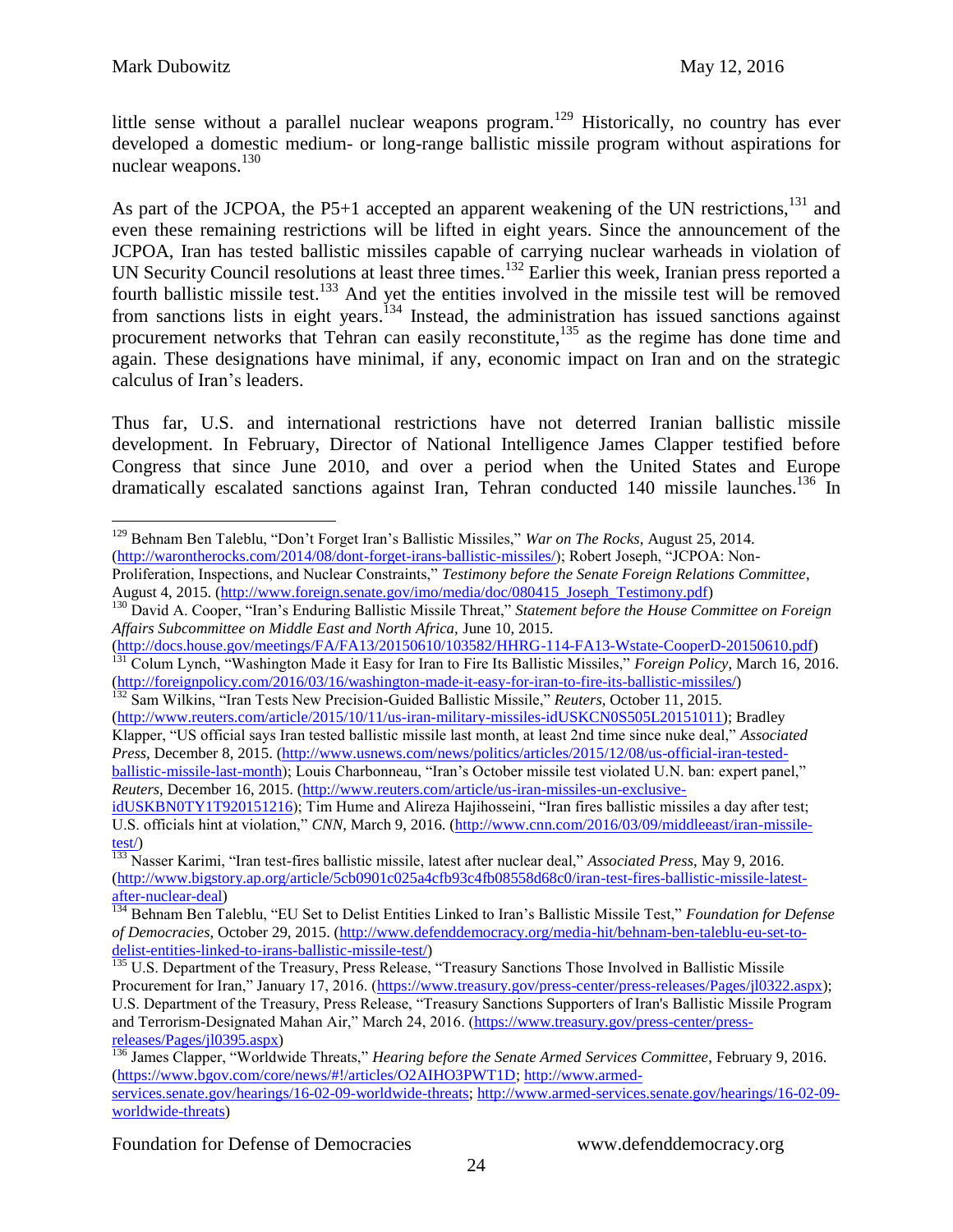little sense without a parallel nuclear weapons program.[129] Historically, no country has ever developed a domestic medium- or long-range ballistic missile program without aspirations for nuclear weapons.[130]

As part of the JCPOA, the P5+1 accepted an apparent weakening of the UN restrictions,[131] and even these remaining restrictions will be lifted in eight years. Since the announcement of the JCPOA, Iran has tested ballistic missiles capable of carrying nuclear warheads in violation of UN Security Council resolutions at least three times.[132] Earlier this week, Iranian press reported a fourth ballistic missile test.[133] And yet the entities involved in the missile test will be removed from sanctions lists in eight years.[134] Instead, the administration has issued sanctions against procurement networks that Tehran can easily reconstitute,[135] as the regime has done time and again. These designations have minimal, if any, economic impact on Iran and on the strategic calculus of Iran's leaders.

Thus far, U.S. and international restrictions have not deterred Iranian ballistic missile development. In February, Director of National Intelligence James Clapper testified before Congress that since June 2010, and over a period when the United States and Europe dramatically escalated sanctions against Iran, Tehran conducted 140 missile launches.[136] In

---

[129] Behnam Ben Taleblu, "Don't Forget Iran's Ballistic Missiles," *War on The Rocks*, August 25, 2014. (http://warontherocks.com/2014/08/dont-forget-irans-ballistic-missiles/); Robert Joseph, "JCPOA: Non-Proliferation, Inspections, and Nuclear Constraints," *Testimony before the Senate Foreign Relations Committee*, August 4, 2015. (http://www.foreign.senate.gov/imo/media/doc/080415_Joseph_Testimony.pdf)

[130] David A. Cooper, "Iran's Enduring Ballistic Missile Threat," *Statement before the House Committee on Foreign Affairs Subcommittee on Middle East and North Africa*, June 10, 2015. (http://docs.house.gov/meetings/FA/FA13/20150610/103582/HHRG-114-FA13-Wstate-CooperD-20150610.pdf)

[131] Colum Lynch, "Washington Made it Easy for Iran to Fire Its Ballistic Missiles," *Foreign Policy*, March 16, 2016. (http://foreignpolicy.com/2016/03/16/washington-made-it-easy-for-iran-to-fire-its-ballistic-missiles/)

[132] Sam Wilkins, "Iran Tests New Precision-Guided Ballistic Missile," *Reuters*, October 11, 2015. (http://www.reuters.com/article/2015/10/11/us-iran-military-missiles-idUSKCN0S505L20151011); Bradley Klapper, "US official says Iran tested ballistic missile last month, at least 2nd time since nuke deal," *Associated Press*, December 8, 2015. (http://www.usnews.com/news/politics/articles/2015/12/08/us-official-iran-tested-ballistic-missile-last-month); Louis Charbonneau, "Iran's October missile test violated U.N. ban: expert panel," *Reuters*, December 16, 2015. (http://www.reuters.com/article/us-iran-missiles-un-exclusive-idUSKBN0TY1T920151216); Tim Hume and Alireza Hajihosseini, "Iran fires ballistic missiles a day after test; U.S. officials hint at violation," *CNN*, March 9, 2016. (http://www.cnn.com/2016/03/09/middleeast/iran-missile-test/)

[133] Nasser Karimi, "Iran test-fires ballistic missile, latest after nuclear deal," *Associated Press*, May 9, 2016. (http://www.bigstory.ap.org/article/5cb0901c025a4cfb93c4fb08558d68c0/iran-test-fires-ballistic-missile-latest-after-nuclear-deal)

[134] Behnam Ben Taleblu, "EU Set to Delist Entities Linked to Iran's Ballistic Missile Test," *Foundation for Defense of Democracies*, October 29, 2015. (http://www.defenddemocracy.org/media-hit/behnam-ben-taleblu-eu-set-to-delist-entities-linked-to-irans-ballistic-missile-test/)

[135] U.S. Department of the Treasury, Press Release, "Treasury Sanctions Those Involved in Ballistic Missile Procurement for Iran," January 17, 2016. (https://www.treasury.gov/press-center/press-releases/Pages/jl0322.aspx); U.S. Department of the Treasury, Press Release, "Treasury Sanctions Supporters of Iran's Ballistic Missile Program and Terrorism-Designated Mahan Air," March 24, 2016. (https://www.treasury.gov/press-center/press-releases/Pages/jl0395.aspx)

[136] James Clapper, "Worldwide Threats," *Hearing before the Senate Armed Services Committee*, February 9, 2016. (https://www.bgov.com/core/news/#!/articles/O2AIHO3PWT1D; http://www.armed-services.senate.gov/hearings/16-02-09-worldwide-threats; http://www.armed-services.senate.gov/hearings/16-02-09-worldwide-threats)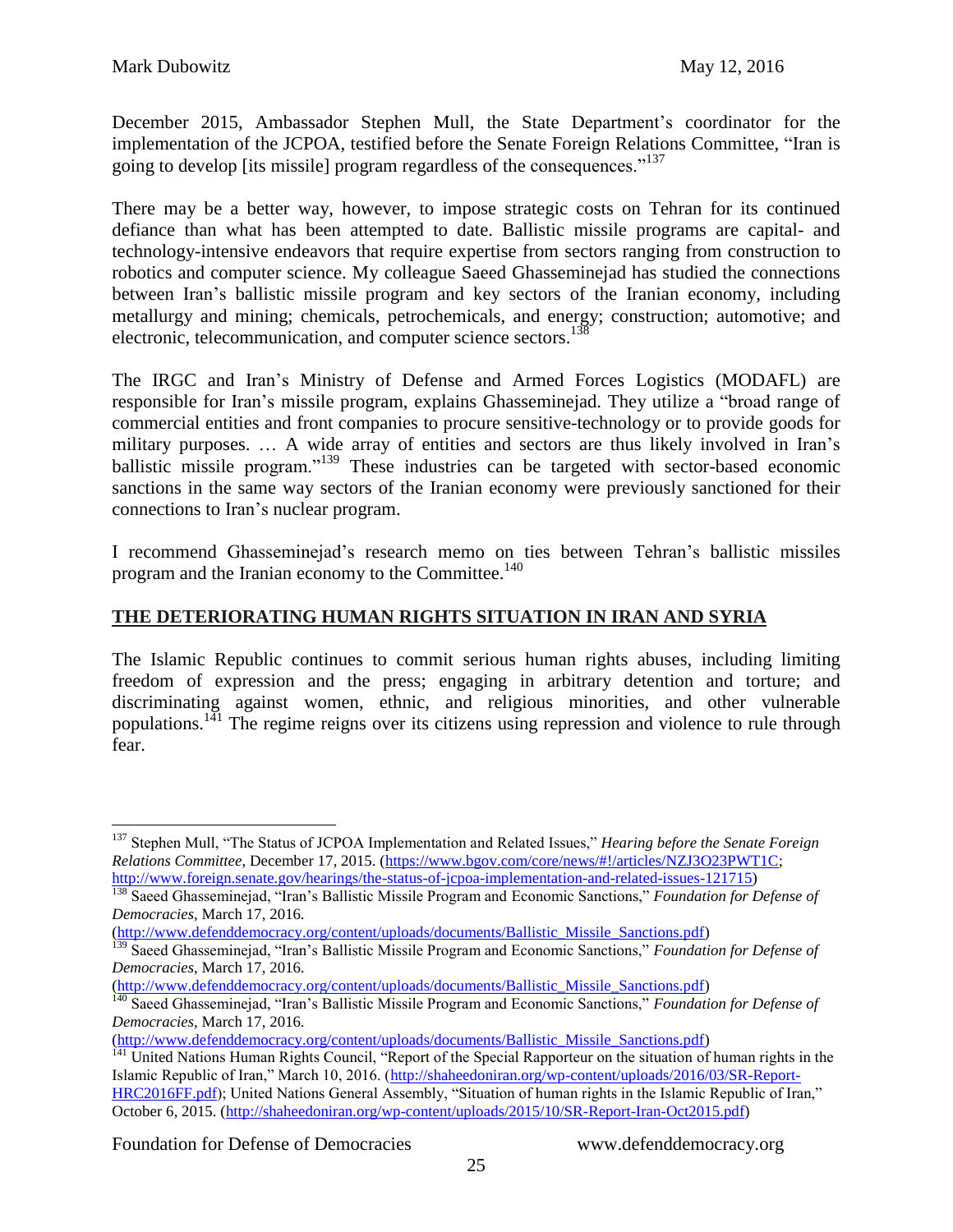December 2015, Ambassador Stephen Mull, the State Department's coordinator for the implementation of the JCPOA, testified before the Senate Foreign Relations Committee, "Iran is going to develop [its missile] program regardless of the consequences."[137]

There may be a better way, however, to impose strategic costs on Tehran for its continued defiance than what has been attempted to date. Ballistic missile programs are capital- and technology-intensive endeavors that require expertise from sectors ranging from construction to robotics and computer science. My colleague Saeed Ghasseminejad has studied the connections between Iran's ballistic missile program and key sectors of the Iranian economy, including metallurgy and mining; chemicals, petrochemicals, and energy; construction; automotive; and electronic, telecommunication, and computer science sectors.[138]

The IRGC and Iran's Ministry of Defense and Armed Forces Logistics (MODAFL) are responsible for Iran's missile program, explains Ghasseminejad. They utilize a "broad range of commercial entities and front companies to procure sensitive-technology or to provide goods for military purposes. … A wide array of entities and sectors are thus likely involved in Iran's ballistic missile program."[139] These industries can be targeted with sector-based economic sanctions in the same way sectors of the Iranian economy were previously sanctioned for their connections to Iran's nuclear program.

I recommend Ghasseminejad's research memo on ties between Tehran's ballistic missiles program and the Iranian economy to the Committee.[140]

## THE DETERIORATING HUMAN RIGHTS SITUATION IN IRAN AND SYRIA

The Islamic Republic continues to commit serious human rights abuses, including limiting freedom of expression and the press; engaging in arbitrary detention and torture; and discriminating against women, ethnic, and religious minorities, and other vulnerable populations.[141] The regime reigns over its citizens using repression and violence to rule through fear.

---

[137] Stephen Mull, "The Status of JCPOA Implementation and Related Issues," *Hearing before the Senate Foreign Relations Committee*, December 17, 2015. (https://www.bgov.com/core/news/#!/articles/NZJ3O23PWT1C; http://www.foreign.senate.gov/hearings/the-status-of-jcpoa-implementation-and-related-issues-121715)

[138] Saeed Ghasseminejad, "Iran's Ballistic Missile Program and Economic Sanctions," *Foundation for Defense of Democracies*, March 17, 2016. (http://www.defenddemocracy.org/content/uploads/documents/Ballistic_Missile_Sanctions.pdf)

[139] Saeed Ghasseminejad, "Iran's Ballistic Missile Program and Economic Sanctions," *Foundation for Defense of Democracies*, March 17, 2016. (http://www.defenddemocracy.org/content/uploads/documents/Ballistic_Missile_Sanctions.pdf)

[140] Saeed Ghasseminejad, "Iran's Ballistic Missile Program and Economic Sanctions," *Foundation for Defense of Democracies*, March 17, 2016. (http://www.defenddemocracy.org/content/uploads/documents/Ballistic_Missile_Sanctions.pdf)

[141] United Nations Human Rights Council, "Report of the Special Rapporteur on the situation of human rights in the Islamic Republic of Iran," March 10, 2016. (http://shaheedoniran.org/wp-content/uploads/2016/03/SR-Report-HRC2016FF.pdf); United Nations General Assembly, "Situation of human rights in the Islamic Republic of Iran," October 6, 2015. (http://shaheedoniran.org/wp-content/uploads/2015/10/SR-Report-Iran-Oct2015.pdf)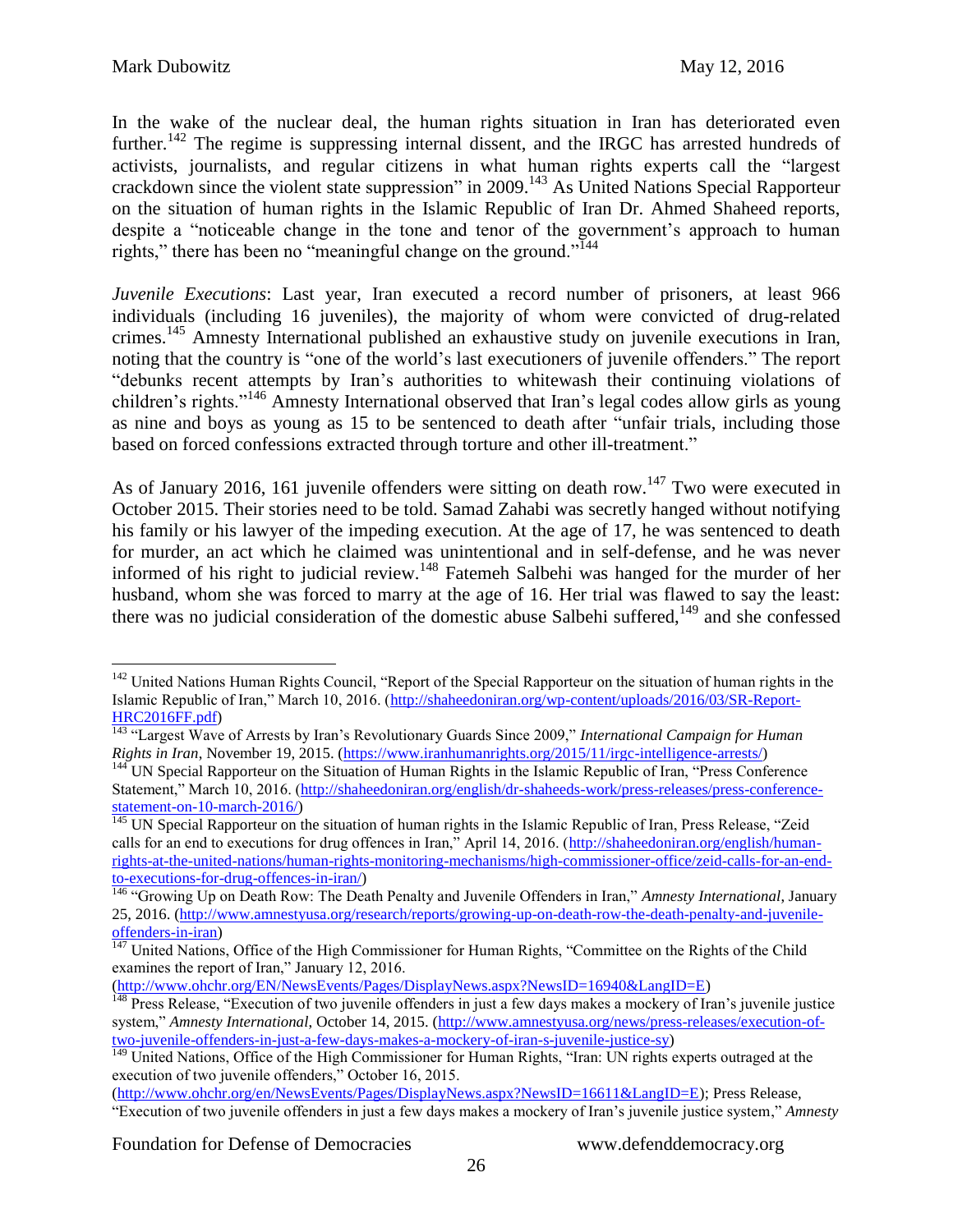In the wake of the nuclear deal, the human rights situation in Iran has deteriorated even further.[142] The regime is suppressing internal dissent, and the IRGC has arrested hundreds of activists, journalists, and regular citizens in what human rights experts call the "largest crackdown since the violent state suppression" in 2009.[143] As United Nations Special Rapporteur on the situation of human rights in the Islamic Republic of Iran Dr. Ahmed Shaheed reports, despite a "noticeable change in the tone and tenor of the government's approach to human rights," there has been no "meaningful change on the ground."[144]

*Juvenile Executions*: Last year, Iran executed a record number of prisoners, at least 966 individuals (including 16 juveniles), the majority of whom were convicted of drug-related crimes.[145] Amnesty International published an exhaustive study on juvenile executions in Iran, noting that the country is "one of the world's last executioners of juvenile offenders." The report "debunks recent attempts by Iran's authorities to whitewash their continuing violations of children's rights."[146] Amnesty International observed that Iran's legal codes allow girls as young as nine and boys as young as 15 to be sentenced to death after "unfair trials, including those based on forced confessions extracted through torture and other ill-treatment."

As of January 2016, 161 juvenile offenders were sitting on death row.[147] Two were executed in October 2015. Their stories need to be told. Samad Zahabi was secretly hanged without notifying his family or his lawyer of the impeding execution. At the age of 17, he was sentenced to death for murder, an act which he claimed was unintentional and in self-defense, and he was never informed of his right to judicial review.[148] Fatemeh Salbehi was hanged for the murder of her husband, whom she was forced to marry at the age of 16. Her trial was flawed to say the least: there was no judicial consideration of the domestic abuse Salbehi suffered,[149] and she confessed

---

[142] United Nations Human Rights Council, "Report of the Special Rapporteur on the situation of human rights in the Islamic Republic of Iran," March 10, 2016. (http://shaheedoniran.org/wp-content/uploads/2016/03/SR-Report-HRC2016FF.pdf)

[143] "Largest Wave of Arrests by Iran's Revolutionary Guards Since 2009," *International Campaign for Human Rights in Iran*, November 19, 2015. (https://www.iranhumanrights.org/2015/11/irgc-intelligence-arrests/)

[144] UN Special Rapporteur on the Situation of Human Rights in the Islamic Republic of Iran, "Press Conference Statement," March 10, 2016. (http://shaheedoniran.org/english/dr-shaheeds-work/press-releases/press-conference-statement-on-10-march-2016/)

[145] UN Special Rapporteur on the situation of human rights in the Islamic Republic of Iran, Press Release, "Zeid calls for an end to executions for drug offences in Iran," April 14, 2016. (http://shaheedoniran.org/english/human-rights-at-the-united-nations/human-rights-monitoring-mechanisms/high-commissioner-office/zeid-calls-for-an-end-to-executions-for-drug-offences-in-iran/)

[146] "Growing Up on Death Row: The Death Penalty and Juvenile Offenders in Iran," *Amnesty International*, January 25, 2016. (http://www.amnestyusa.org/research/reports/growing-up-on-death-row-the-death-penalty-and-juvenile-offenders-in-iran)

[147] United Nations, Office of the High Commissioner for Human Rights, "Committee on the Rights of the Child examines the report of Iran," January 12, 2016. (http://www.ohchr.org/EN/NewsEvents/Pages/DisplayNews.aspx?NewsID=16940&LangID=E)

[148] Press Release, "Execution of two juvenile offenders in just a few days makes a mockery of Iran's juvenile justice system," *Amnesty International*, October 14, 2015. (http://www.amnestyusa.org/news/press-releases/execution-of-two-juvenile-offenders-in-just-a-few-days-makes-a-mockery-of-iran-s-juvenile-justice-sy)

[149] United Nations, Office of the High Commissioner for Human Rights, "Iran: UN rights experts outraged at the execution of two juvenile offenders," October 16, 2015. (http://www.ohchr.org/en/NewsEvents/Pages/DisplayNews.aspx?NewsID=16611&LangID=E); Press Release, "Execution of two juvenile offenders in just a few days makes a mockery of Iran's juvenile justice system," *Amnesty*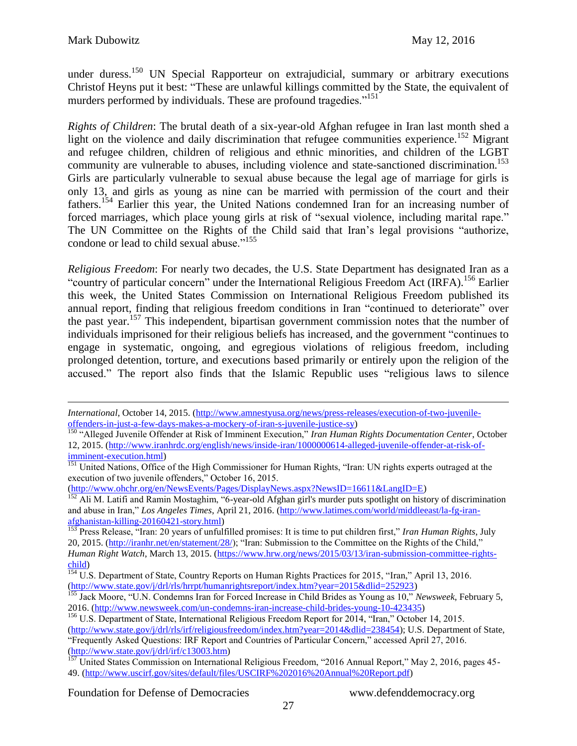under duress.[150] UN Special Rapporteur on extrajudicial, summary or arbitrary executions Christof Heyns put it best: "These are unlawful killings committed by the State, the equivalent of murders performed by individuals. These are profound tragedies."[151]

*Rights of Children*: The brutal death of a six-year-old Afghan refugee in Iran last month shed a light on the violence and daily discrimination that refugee communities experience.[152] Migrant and refugee children, children of religious and ethnic minorities, and children of the LGBT community are vulnerable to abuses, including violence and state-sanctioned discrimination.[153] Girls are particularly vulnerable to sexual abuse because the legal age of marriage for girls is only 13, and girls as young as nine can be married with permission of the court and their fathers.[154] Earlier this year, the United Nations condemned Iran for an increasing number of forced marriages, which place young girls at risk of "sexual violence, including marital rape." The UN Committee on the Rights of the Child said that Iran's legal provisions "authorize, condone or lead to child sexual abuse."[155]

*Religious Freedom*: For nearly two decades, the U.S. State Department has designated Iran as a "country of particular concern" under the International Religious Freedom Act (IRFA).[156] Earlier this week, the United States Commission on International Religious Freedom published its annual report, finding that religious freedom conditions in Iran "continued to deteriorate" over the past year.[157] This independent, bipartisan government commission notes that the number of individuals imprisoned for their religious beliefs has increased, and the government "continues to engage in systematic, ongoing, and egregious violations of religious freedom, including prolonged detention, torture, and executions based primarily or entirely upon the religion of the accused." The report also finds that the Islamic Republic uses "religious laws to silence

---

*International*, October 14, 2015. (http://www.amnestyusa.org/news/press-releases/execution-of-two-juvenile-offenders-in-just-a-few-days-makes-a-mockery-of-iran-s-juvenile-justice-sy)

[150] "Alleged Juvenile Offender at Risk of Imminent Execution," *Iran Human Rights Documentation Center*, October 12, 2015. (http://www.iranhrdc.org/english/news/inside-iran/1000000614-alleged-juvenile-offender-at-risk-of-imminent-execution.html)

[151] United Nations, Office of the High Commissioner for Human Rights, "Iran: UN rights experts outraged at the execution of two juvenile offenders," October 16, 2015. (http://www.ohchr.org/en/NewsEvents/Pages/DisplayNews.aspx?NewsID=16611&LangID=E)

[152] Ali M. Latifi and Ramin Mostaghim, "6-year-old Afghan girl's murder puts spotlight on history of discrimination and abuse in Iran," *Los Angeles Times*, April 21, 2016. (http://www.latimes.com/world/middleeast/la-fg-iran-afghanistan-killing-20160421-story.html)

[153] Press Release, "Iran: 20 years of unfulfilled promises: It is time to put children first," *Iran Human Rights*, July 20, 2015. (http://iranhr.net/en/statement/28/); "Iran: Submission to the Committee on the Rights of the Child," *Human Right Watch*, March 13, 2015. (https://www.hrw.org/news/2015/03/13/iran-submission-committee-rights-child)

[154] U.S. Department of State, Country Reports on Human Rights Practices for 2015, "Iran," April 13, 2016. (http://www.state.gov/j/drl/rls/hrrpt/humanrightsreport/index.htm?year=2015&dlid=252923)

[155] Jack Moore, "U.N. Condemns Iran for Forced Increase in Child Brides as Young as 10," *Newsweek*, February 5, 2016. (http://www.newsweek.com/un-condemns-iran-increase-child-brides-young-10-423435)

[156] U.S. Department of State, International Religious Freedom Report for 2014, "Iran," October 14, 2015. (http://www.state.gov/j/drl/rls/irf/religiousfreedom/index.htm?year=2014&dlid=238454); U.S. Department of State, "Frequently Asked Questions: IRF Report and Countries of Particular Concern," accessed April 27, 2016. (http://www.state.gov/j/drl/irf/c13003.htm)

[157] United States Commission on International Religious Freedom, "2016 Annual Report," May 2, 2016, pages 45-49. (http://www.uscirf.gov/sites/default/files/USCIRF%202016%20Annual%20Report.pdf)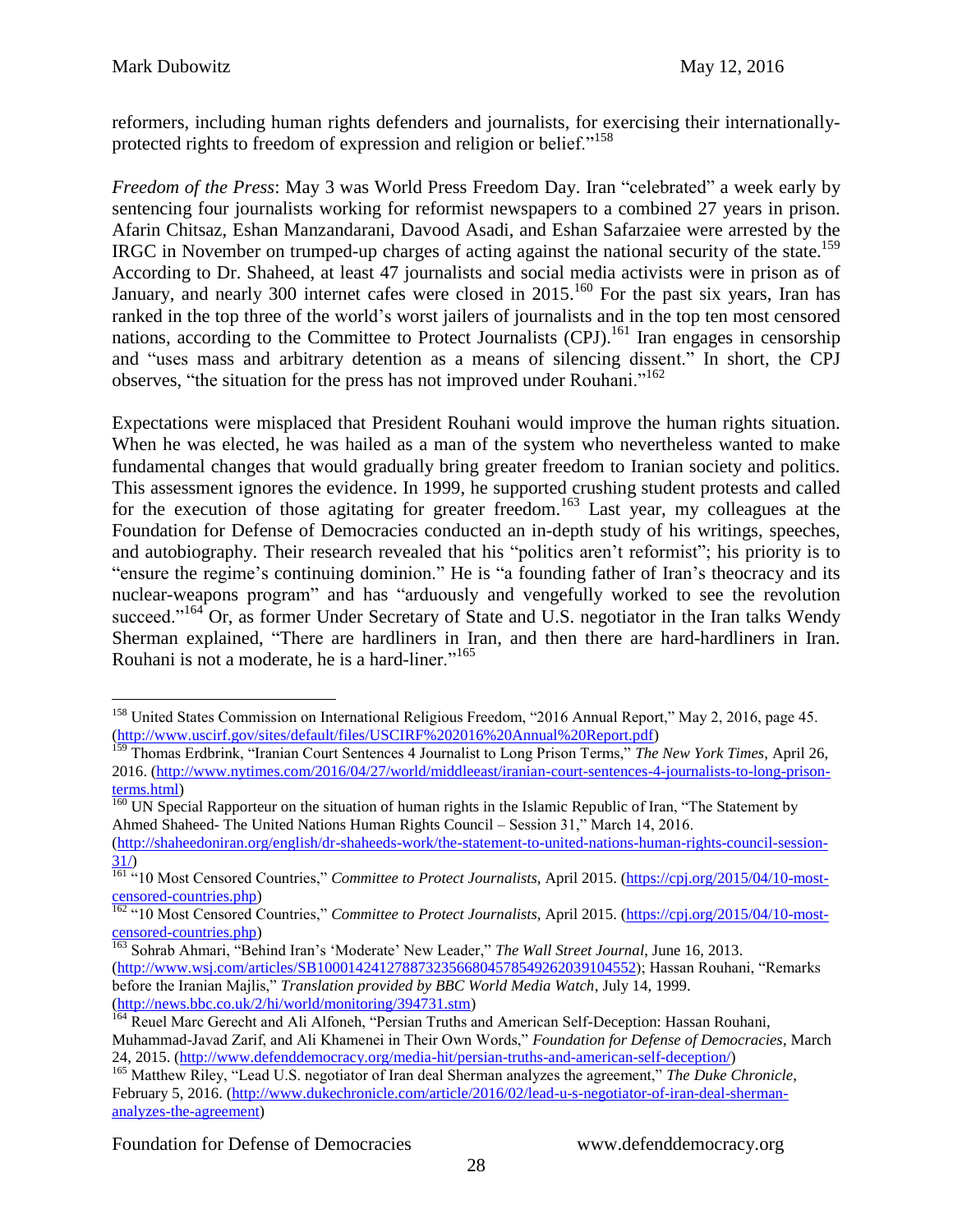reformers, including human rights defenders and journalists, for exercising their internationally-protected rights to freedom of expression and religion or belief."[158]

*Freedom of the Press*: May 3 was World Press Freedom Day. Iran "celebrated" a week early by sentencing four journalists working for reformist newspapers to a combined 27 years in prison. Afarin Chitsaz, Eshan Manzandarani, Davood Asadi, and Eshan Safarzaiee were arrested by the IRGC in November on trumped-up charges of acting against the national security of the state.[159] According to Dr. Shaheed, at least 47 journalists and social media activists were in prison as of January, and nearly 300 internet cafes were closed in 2015.[160] For the past six years, Iran has ranked in the top three of the world's worst jailers of journalists and in the top ten most censored nations, according to the Committee to Protect Journalists (CPJ).[161] Iran engages in censorship and "uses mass and arbitrary detention as a means of silencing dissent." In short, the CPJ observes, "the situation for the press has not improved under Rouhani."[162]

Expectations were misplaced that President Rouhani would improve the human rights situation. When he was elected, he was hailed as a man of the system who nevertheless wanted to make fundamental changes that would gradually bring greater freedom to Iranian society and politics. This assessment ignores the evidence. In 1999, he supported crushing student protests and called for the execution of those agitating for greater freedom.[163] Last year, my colleagues at the Foundation for Defense of Democracies conducted an in-depth study of his writings, speeches, and autobiography. Their research revealed that his "politics aren't reformist"; his priority is to "ensure the regime's continuing dominion." He is "a founding father of Iran's theocracy and its nuclear-weapons program" and has "arduously and vengefully worked to see the revolution succeed."[164] Or, as former Under Secretary of State and U.S. negotiator in the Iran talks Wendy Sherman explained, "There are hardliners in Iran, and then there are hard-hardliners in Iran. Rouhani is not a moderate, he is a hard-liner."[165]

---

[158] United States Commission on International Religious Freedom, "2016 Annual Report," May 2, 2016, page 45. (http://www.uscirf.gov/sites/default/files/USCIRF%202016%20Annual%20Report.pdf)

[159] Thomas Erdbrink, "Iranian Court Sentences 4 Journalist to Long Prison Terms," *The New York Times*, April 26, 2016. (http://www.nytimes.com/2016/04/27/world/middleeast/iranian-court-sentences-4-journalists-to-long-prison-terms.html)

[160] UN Special Rapporteur on the situation of human rights in the Islamic Republic of Iran, "The Statement by Ahmed Shaheed- The United Nations Human Rights Council – Session 31," March 14, 2016. (http://shaheedoniran.org/english/dr-shaheeds-work/the-statement-to-united-nations-human-rights-council-session-31/)

[161] "10 Most Censored Countries," *Committee to Protect Journalists*, April 2015. (https://cpj.org/2015/04/10-most-censored-countries.php)

[162] "10 Most Censored Countries," *Committee to Protect Journalists*, April 2015. (https://cpj.org/2015/04/10-most-censored-countries.php)

[163] Sohrab Ahmari, "Behind Iran's 'Moderate' New Leader," *The Wall Street Journal*, June 16, 2013. (http://www.wsj.com/articles/SB10001424127887323566804578549262039104552); Hassan Rouhani, "Remarks before the Iranian Majlis," *Translation provided by BBC World Media Watch*, July 14, 1999. (http://news.bbc.co.uk/2/hi/world/monitoring/394731.stm)

[164] Reuel Marc Gerecht and Ali Alfoneh, "Persian Truths and American Self-Deception: Hassan Rouhani, Muhammad-Javad Zarif, and Ali Khamenei in Their Own Words," *Foundation for Defense of Democracies*, March 24, 2015. (http://www.defenddemocracy.org/media-hit/persian-truths-and-american-self-deception/)

[165] Matthew Riley, "Lead U.S. negotiator of Iran deal Sherman analyzes the agreement," *The Duke Chronicle*, February 5, 2016. (http://www.dukechronicle.com/article/2016/02/lead-u-s-negotiator-of-iran-deal-sherman-analyzes-the-agreement)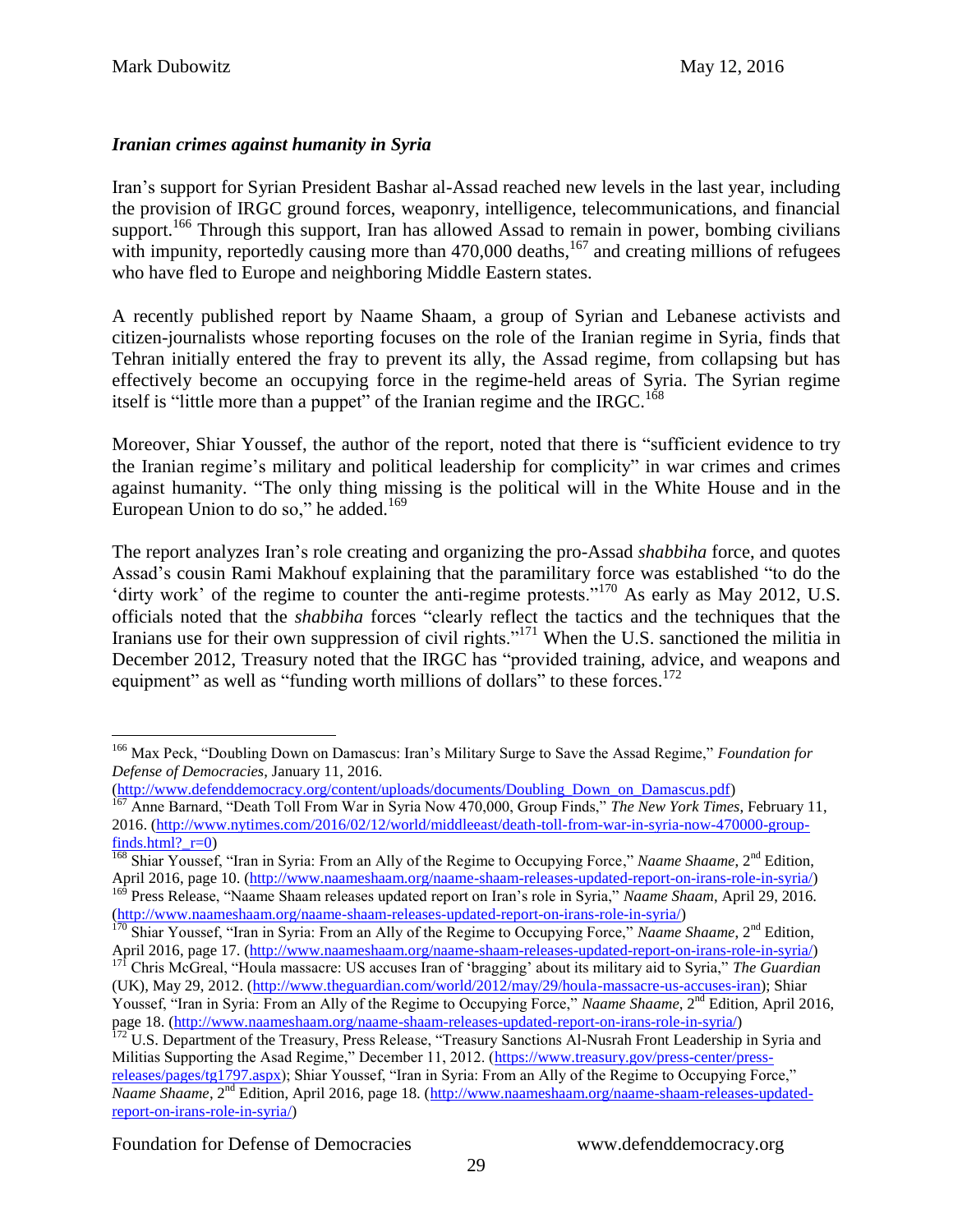### *Iranian crimes against humanity in Syria*

Iran's support for Syrian President Bashar al-Assad reached new levels in the last year, including the provision of IRGC ground forces, weaponry, intelligence, telecommunications, and financial support.[166] Through this support, Iran has allowed Assad to remain in power, bombing civilians with impunity, reportedly causing more than 470,000 deaths,[167] and creating millions of refugees who have fled to Europe and neighboring Middle Eastern states.

A recently published report by Naame Shaam, a group of Syrian and Lebanese activists and citizen-journalists whose reporting focuses on the role of the Iranian regime in Syria, finds that Tehran initially entered the fray to prevent its ally, the Assad regime, from collapsing but has effectively become an occupying force in the regime-held areas of Syria. The Syrian regime itself is "little more than a puppet" of the Iranian regime and the IRGC.[168]

Moreover, Shiar Youssef, the author of the report, noted that there is "sufficient evidence to try the Iranian regime's military and political leadership for complicity" in war crimes and crimes against humanity. "The only thing missing is the political will in the White House and in the European Union to do so," he added.[169]

The report analyzes Iran's role creating and organizing the pro-Assad *shabbiha* force, and quotes Assad's cousin Rami Makhouf explaining that the paramilitary force was established "to do the 'dirty work' of the regime to counter the anti-regime protests."[170] As early as May 2012, U.S. officials noted that the *shabbiha* forces "clearly reflect the tactics and the techniques that the Iranians use for their own suppression of civil rights."[171] When the U.S. sanctioned the militia in December 2012, Treasury noted that the IRGC has "provided training, advice, and weapons and equipment" as well as "funding worth millions of dollars" to these forces.[172]

---

[166] Max Peck, "Doubling Down on Damascus: Iran's Military Surge to Save the Assad Regime," *Foundation for Defense of Democracies*, January 11, 2016. (http://www.defenddemocracy.org/content/uploads/documents/Doubling_Down_on_Damascus.pdf)

[167] Anne Barnard, "Death Toll From War in Syria Now 470,000, Group Finds," *The New York Times*, February 11, 2016. (http://www.nytimes.com/2016/02/12/world/middleeast/death-toll-from-war-in-syria-now-470000-group-finds.html?_r=0)

[168] Shiar Youssef, "Iran in Syria: From an Ally of the Regime to Occupying Force," *Naame Shaame*, 2nd Edition, April 2016, page 10. (http://www.naameshaam.org/naame-shaam-releases-updated-report-on-irans-role-in-syria/)

[169] Press Release, "Naame Shaam releases updated report on Iran's role in Syria," *Naame Shaam*, April 29, 2016. (http://www.naameshaam.org/naame-shaam-releases-updated-report-on-irans-role-in-syria/)

[170] Shiar Youssef, "Iran in Syria: From an Ally of the Regime to Occupying Force," *Naame Shaame*, 2nd Edition, April 2016, page 17. (http://www.naameshaam.org/naame-shaam-releases-updated-report-on-irans-role-in-syria/)

[171] Chris McGreal, "Houla massacre: US accuses Iran of 'bragging' about its military aid to Syria," *The Guardian* (UK), May 29, 2012. (http://www.theguardian.com/world/2012/may/29/houla-massacre-us-accuses-iran); Shiar Youssef, "Iran in Syria: From an Ally of the Regime to Occupying Force," *Naame Shaame*, 2nd Edition, April 2016, page 18. (http://www.naameshaam.org/naame-shaam-releases-updated-report-on-irans-role-in-syria/)

[172] U.S. Department of the Treasury, Press Release, "Treasury Sanctions Al-Nusrah Front Leadership in Syria and Militias Supporting the Asad Regime," December 11, 2012. (https://www.treasury.gov/press-center/press-releases/pages/tg1797.aspx); Shiar Youssef, "Iran in Syria: From an Ally of the Regime to Occupying Force," *Naame Shaame*, 2nd Edition, April 2016, page 18. (http://www.naameshaam.org/naame-shaam-releases-updated-report-on-irans-role-in-syria/)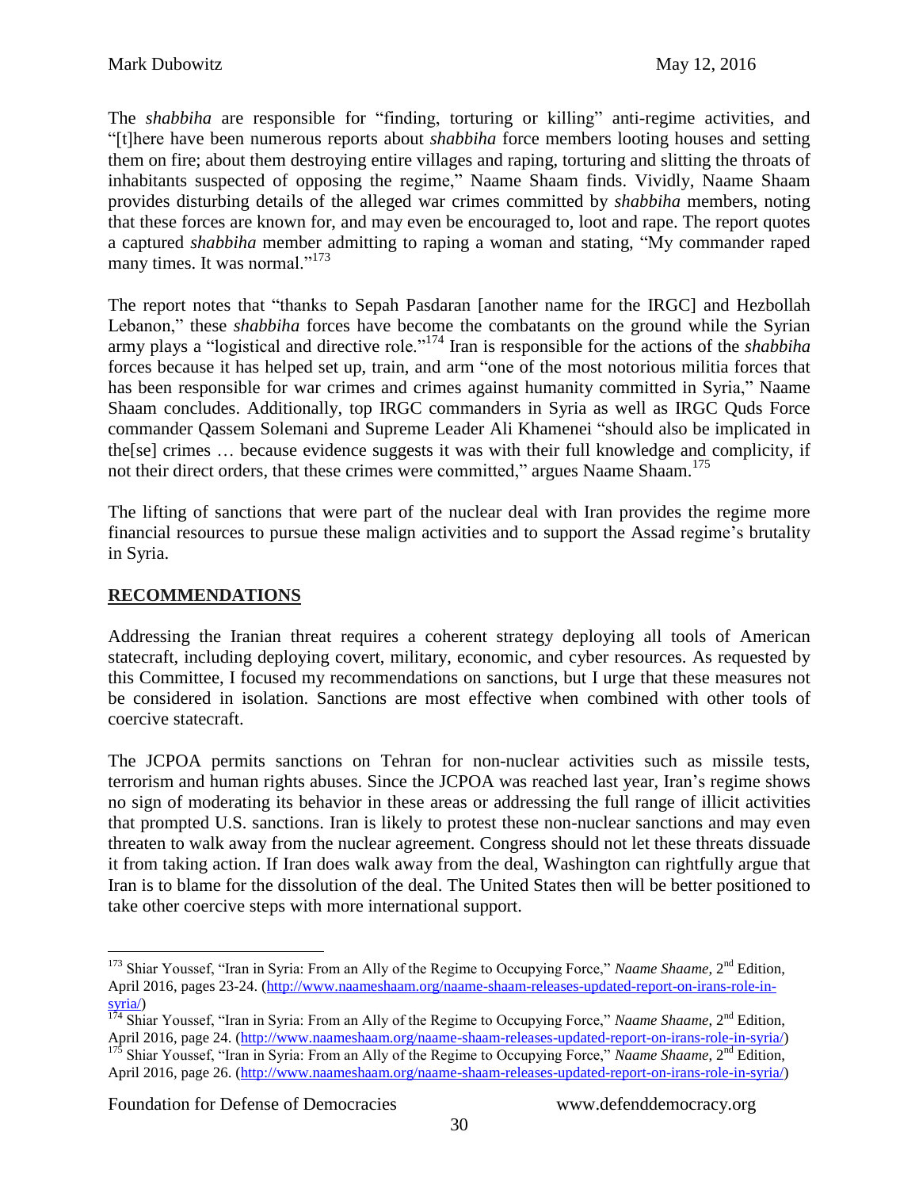The *shabbiha* are responsible for "finding, torturing or killing" anti-regime activities, and "[t]here have been numerous reports about *shabbiha* force members looting houses and setting them on fire; about them destroying entire villages and raping, torturing and slitting the throats of inhabitants suspected of opposing the regime," Naame Shaam finds. Vividly, Naame Shaam provides disturbing details of the alleged war crimes committed by *shabbiha* members, noting that these forces are known for, and may even be encouraged to, loot and rape. The report quotes a captured *shabbiha* member admitting to raping a woman and stating, "My commander raped many times. It was normal."[173]

The report notes that "thanks to Sepah Pasdaran [another name for the IRGC] and Hezbollah Lebanon," these *shabbiha* forces have become the combatants on the ground while the Syrian army plays a "logistical and directive role."[174] Iran is responsible for the actions of the *shabbiha* forces because it has helped set up, train, and arm "one of the most notorious militia forces that has been responsible for war crimes and crimes against humanity committed in Syria," Naame Shaam concludes. Additionally, top IRGC commanders in Syria as well as IRGC Quds Force commander Qassem Solemani and Supreme Leader Ali Khamenei "should also be implicated in the[se] crimes … because evidence suggests it was with their full knowledge and complicity, if not their direct orders, that these crimes were committed," argues Naame Shaam.[175]

The lifting of sanctions that were part of the nuclear deal with Iran provides the regime more financial resources to pursue these malign activities and to support the Assad regime's brutality in Syria.

## RECOMMENDATIONS

Addressing the Iranian threat requires a coherent strategy deploying all tools of American statecraft, including deploying covert, military, economic, and cyber resources. As requested by this Committee, I focused my recommendations on sanctions, but I urge that these measures not be considered in isolation. Sanctions are most effective when combined with other tools of coercive statecraft.

The JCPOA permits sanctions on Tehran for non-nuclear activities such as missile tests, terrorism and human rights abuses. Since the JCPOA was reached last year, Iran's regime shows no sign of moderating its behavior in these areas or addressing the full range of illicit activities that prompted U.S. sanctions. Iran is likely to protest these non-nuclear sanctions and may even threaten to walk away from the nuclear agreement. Congress should not let these threats dissuade it from taking action. If Iran does walk away from the deal, Washington can rightfully argue that Iran is to blame for the dissolution of the deal. The United States then will be better positioned to take other coercive steps with more international support.

---

[173] Shiar Youssef, "Iran in Syria: From an Ally of the Regime to Occupying Force," *Naame Shaame*, 2nd Edition, April 2016, pages 23-24. (http://www.naameshaam.org/naame-shaam-releases-updated-report-on-irans-role-in-syria/)

[174] Shiar Youssef, "Iran in Syria: From an Ally of the Regime to Occupying Force," *Naame Shaame*, 2nd Edition, April 2016, page 24. (http://www.naameshaam.org/naame-shaam-releases-updated-report-on-irans-role-in-syria/)

[175] Shiar Youssef, "Iran in Syria: From an Ally of the Regime to Occupying Force," *Naame Shaame*, 2nd Edition, April 2016, page 26. (http://www.naameshaam.org/naame-shaam-releases-updated-report-on-irans-role-in-syria/)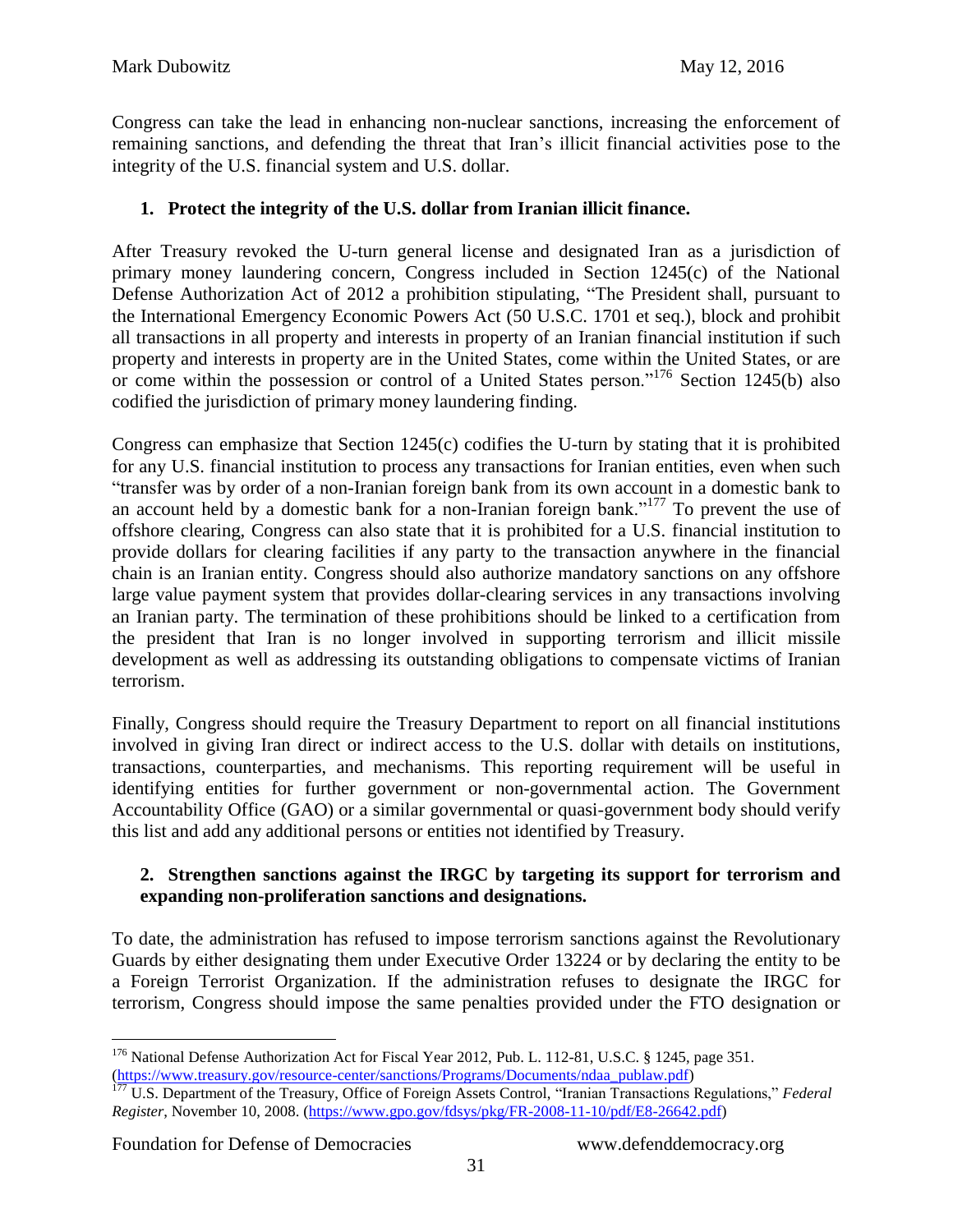Congress can take the lead in enhancing non-nuclear sanctions, increasing the enforcement of remaining sanctions, and defending the threat that Iran's illicit financial activities pose to the integrity of the U.S. financial system and U.S. dollar.

**1. Protect the integrity of the U.S. dollar from Iranian illicit finance.**

After Treasury revoked the U-turn general license and designated Iran as a jurisdiction of primary money laundering concern, Congress included in Section 1245(c) of the National Defense Authorization Act of 2012 a prohibition stipulating, "The President shall, pursuant to the International Emergency Economic Powers Act (50 U.S.C. 1701 et seq.), block and prohibit all transactions in all property and interests in property of an Iranian financial institution if such property and interests in property are in the United States, come within the United States, or are or come within the possession or control of a United States person."[176] Section 1245(b) also codified the jurisdiction of primary money laundering finding.

Congress can emphasize that Section 1245(c) codifies the U-turn by stating that it is prohibited for any U.S. financial institution to process any transactions for Iranian entities, even when such "transfer was by order of a non-Iranian foreign bank from its own account in a domestic bank to an account held by a domestic bank for a non-Iranian foreign bank."[177] To prevent the use of offshore clearing, Congress can also state that it is prohibited for a U.S. financial institution to provide dollars for clearing facilities if any party to the transaction anywhere in the financial chain is an Iranian entity. Congress should also authorize mandatory sanctions on any offshore large value payment system that provides dollar-clearing services in any transactions involving an Iranian party. The termination of these prohibitions should be linked to a certification from the president that Iran is no longer involved in supporting terrorism and illicit missile development as well as addressing its outstanding obligations to compensate victims of Iranian terrorism.

Finally, Congress should require the Treasury Department to report on all financial institutions involved in giving Iran direct or indirect access to the U.S. dollar with details on institutions, transactions, counterparties, and mechanisms. This reporting requirement will be useful in identifying entities for further government or non-governmental action. The Government Accountability Office (GAO) or a similar governmental or quasi-government body should verify this list and add any additional persons or entities not identified by Treasury.

**2. Strengthen sanctions against the IRGC by targeting its support for terrorism and expanding non-proliferation sanctions and designations.**

To date, the administration has refused to impose terrorism sanctions against the Revolutionary Guards by either designating them under Executive Order 13224 or by declaring the entity to be a Foreign Terrorist Organization. If the administration refuses to designate the IRGC for terrorism, Congress should impose the same penalties provided under the FTO designation or

---

[176] National Defense Authorization Act for Fiscal Year 2012, Pub. L. 112-81, U.S.C. § 1245, page 351. (https://www.treasury.gov/resource-center/sanctions/Programs/Documents/ndaa_publaw.pdf)

[177] U.S. Department of the Treasury, Office of Foreign Assets Control, "Iranian Transactions Regulations," *Federal Register*, November 10, 2008. (https://www.gpo.gov/fdsys/pkg/FR-2008-11-10/pdf/E8-26642.pdf)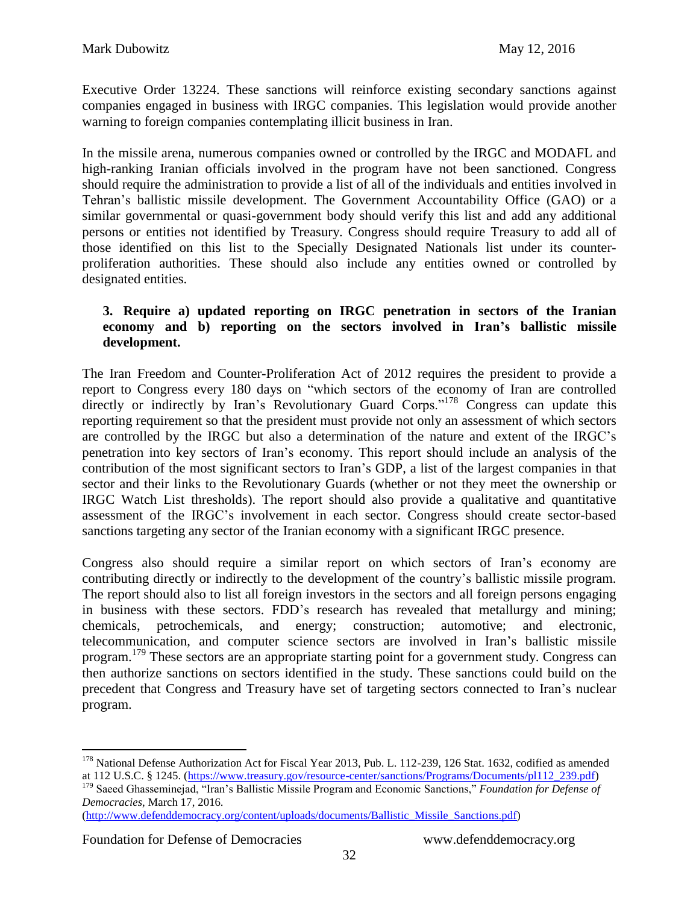Executive Order 13224. These sanctions will reinforce existing secondary sanctions against companies engaged in business with IRGC companies. This legislation would provide another warning to foreign companies contemplating illicit business in Iran.

In the missile arena, numerous companies owned or controlled by the IRGC and MODAFL and high-ranking Iranian officials involved in the program have not been sanctioned. Congress should require the administration to provide a list of all of the individuals and entities involved in Tehran's ballistic missile development. The Government Accountability Office (GAO) or a similar governmental or quasi-government body should verify this list and add any additional persons or entities not identified by Treasury. Congress should require Treasury to add all of those identified on this list to the Specially Designated Nationals list under its counter-proliferation authorities. These should also include any entities owned or controlled by designated entities.

**3. Require a) updated reporting on IRGC penetration in sectors of the Iranian economy and b) reporting on the sectors involved in Iran's ballistic missile development.**

The Iran Freedom and Counter-Proliferation Act of 2012 requires the president to provide a report to Congress every 180 days on "which sectors of the economy of Iran are controlled directly or indirectly by Iran's Revolutionary Guard Corps."[178] Congress can update this reporting requirement so that the president must provide not only an assessment of which sectors are controlled by the IRGC but also a determination of the nature and extent of the IRGC's penetration into key sectors of Iran's economy. This report should include an analysis of the contribution of the most significant sectors to Iran's GDP, a list of the largest companies in that sector and their links to the Revolutionary Guards (whether or not they meet the ownership or IRGC Watch List thresholds). The report should also provide a qualitative and quantitative assessment of the IRGC's involvement in each sector. Congress should create sector-based sanctions targeting any sector of the Iranian economy with a significant IRGC presence.

Congress also should require a similar report on which sectors of Iran's economy are contributing directly or indirectly to the development of the country's ballistic missile program. The report should also to list all foreign investors in the sectors and all foreign persons engaging in business with these sectors. FDD's research has revealed that metallurgy and mining; chemicals, petrochemicals, and energy; construction; automotive; and electronic, telecommunication, and computer science sectors are involved in Iran's ballistic missile program.[179] These sectors are an appropriate starting point for a government study. Congress can then authorize sanctions on sectors identified in the study. These sanctions could build on the precedent that Congress and Treasury have set of targeting sectors connected to Iran's nuclear program.

---

[178] National Defense Authorization Act for Fiscal Year 2013, Pub. L. 112-239, 126 Stat. 1632, codified as amended at 112 U.S.C. § 1245. (https://www.treasury.gov/resource-center/sanctions/Programs/Documents/pl112_239.pdf)

[179] Saeed Ghasseminejad, "Iran's Ballistic Missile Program and Economic Sanctions," *Foundation for Defense of Democracies*, March 17, 2016. (http://www.defenddemocracy.org/content/uploads/documents/Ballistic_Missile_Sanctions.pdf)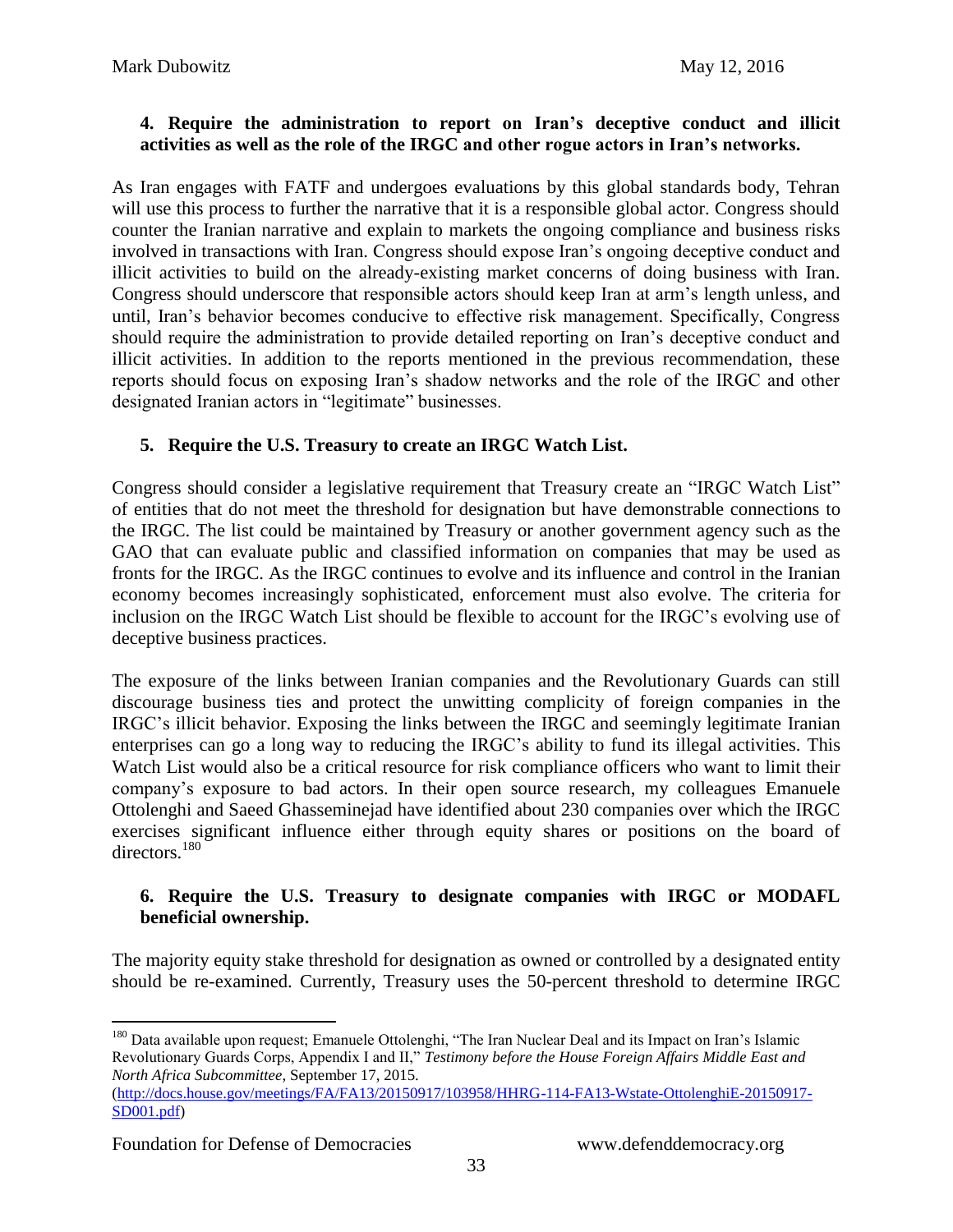**4. Require the administration to report on Iran's deceptive conduct and illicit activities as well as the role of the IRGC and other rogue actors in Iran's networks.**

As Iran engages with FATF and undergoes evaluations by this global standards body, Tehran will use this process to further the narrative that it is a responsible global actor. Congress should counter the Iranian narrative and explain to markets the ongoing compliance and business risks involved in transactions with Iran. Congress should expose Iran's ongoing deceptive conduct and illicit activities to build on the already-existing market concerns of doing business with Iran. Congress should underscore that responsible actors should keep Iran at arm's length unless, and until, Iran's behavior becomes conducive to effective risk management. Specifically, Congress should require the administration to provide detailed reporting on Iran's deceptive conduct and illicit activities. In addition to the reports mentioned in the previous recommendation, these reports should focus on exposing Iran's shadow networks and the role of the IRGC and other designated Iranian actors in "legitimate" businesses.

**5. Require the U.S. Treasury to create an IRGC Watch List.**

Congress should consider a legislative requirement that Treasury create an "IRGC Watch List" of entities that do not meet the threshold for designation but have demonstrable connections to the IRGC. The list could be maintained by Treasury or another government agency such as the GAO that can evaluate public and classified information on companies that may be used as fronts for the IRGC. As the IRGC continues to evolve and its influence and control in the Iranian economy becomes increasingly sophisticated, enforcement must also evolve. The criteria for inclusion on the IRGC Watch List should be flexible to account for the IRGC's evolving use of deceptive business practices.

The exposure of the links between Iranian companies and the Revolutionary Guards can still discourage business ties and protect the unwitting complicity of foreign companies in the IRGC's illicit behavior. Exposing the links between the IRGC and seemingly legitimate Iranian enterprises can go a long way to reducing the IRGC's ability to fund its illegal activities. This Watch List would also be a critical resource for risk compliance officers who want to limit their company's exposure to bad actors. In their open source research, my colleagues Emanuele Ottolenghi and Saeed Ghasseminejad have identified about 230 companies over which the IRGC exercises significant influence either through equity shares or positions on the board of directors.[180]

**6. Require the U.S. Treasury to designate companies with IRGC or MODAFL beneficial ownership.**

The majority equity stake threshold for designation as owned or controlled by a designated entity should be re-examined. Currently, Treasury uses the 50-percent threshold to determine IRGC

---

[180] Data available upon request; Emanuele Ottolenghi, "The Iran Nuclear Deal and its Impact on Iran's Islamic Revolutionary Guards Corps, Appendix I and II," *Testimony before the House Foreign Affairs Middle East and North Africa Subcommittee,* September 17, 2015. (http://docs.house.gov/meetings/FA/FA13/20150917/103958/HHRG-114-FA13-Wstate-OttolenghiE-20150917-SD001.pdf)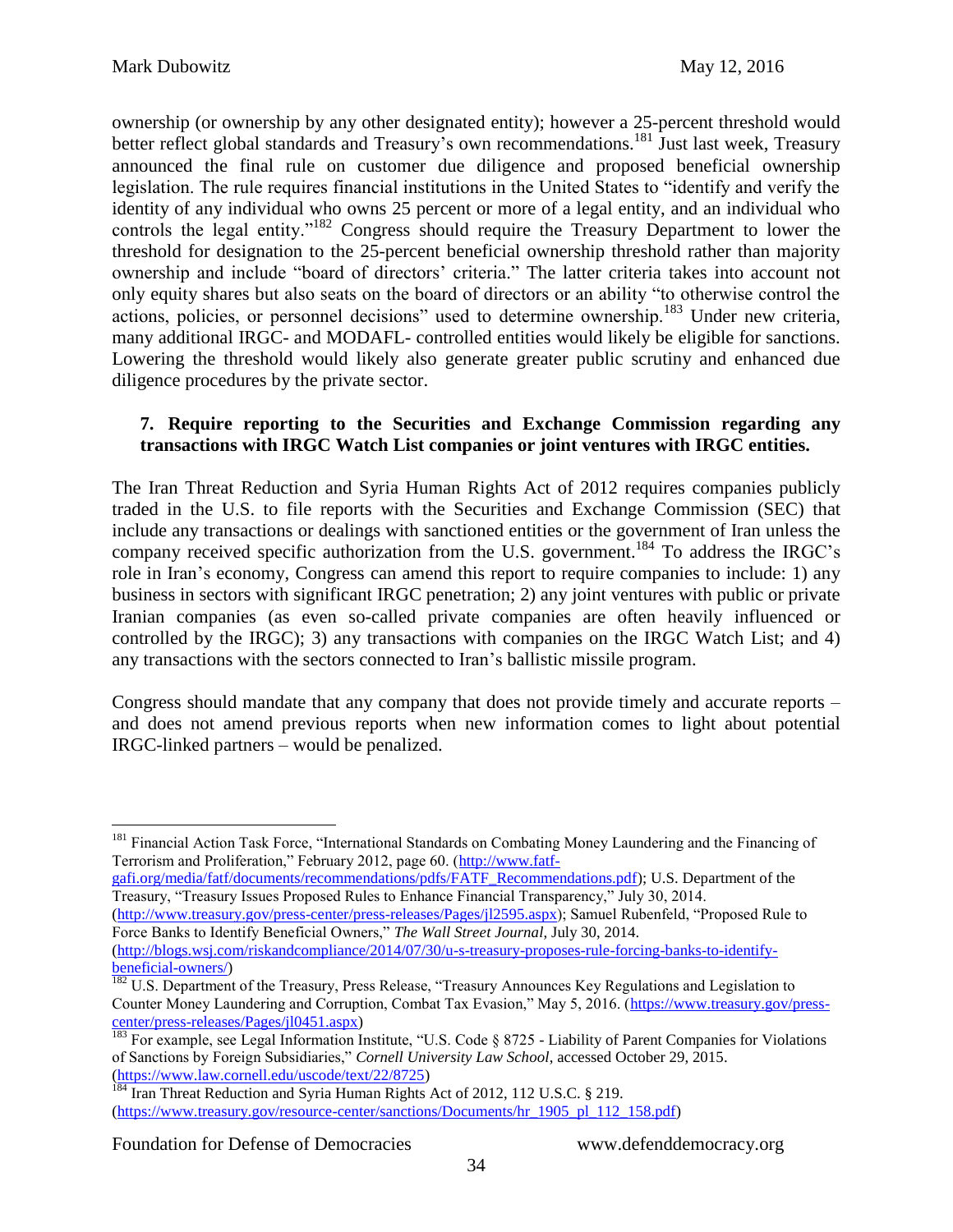ownership (or ownership by any other designated entity); however a 25-percent threshold would better reflect global standards and Treasury's own recommendations.[181] Just last week, Treasury announced the final rule on customer due diligence and proposed beneficial ownership legislation. The rule requires financial institutions in the United States to "identify and verify the identity of any individual who owns 25 percent or more of a legal entity, and an individual who controls the legal entity."[182] Congress should require the Treasury Department to lower the threshold for designation to the 25-percent beneficial ownership threshold rather than majority ownership and include "board of directors' criteria." The latter criteria takes into account not only equity shares but also seats on the board of directors or an ability "to otherwise control the actions, policies, or personnel decisions" used to determine ownership.[183] Under new criteria, many additional IRGC- and MODAFL- controlled entities would likely be eligible for sanctions. Lowering the threshold would likely also generate greater public scrutiny and enhanced due diligence procedures by the private sector.

**7. Require reporting to the Securities and Exchange Commission regarding any transactions with IRGC Watch List companies or joint ventures with IRGC entities.**

The Iran Threat Reduction and Syria Human Rights Act of 2012 requires companies publicly traded in the U.S. to file reports with the Securities and Exchange Commission (SEC) that include any transactions or dealings with sanctioned entities or the government of Iran unless the company received specific authorization from the U.S. government.[184] To address the IRGC's role in Iran's economy, Congress can amend this report to require companies to include: 1) any business in sectors with significant IRGC penetration; 2) any joint ventures with public or private Iranian companies (as even so-called private companies are often heavily influenced or controlled by the IRGC); 3) any transactions with companies on the IRGC Watch List; and 4) any transactions with the sectors connected to Iran's ballistic missile program.

Congress should mandate that any company that does not provide timely and accurate reports – and does not amend previous reports when new information comes to light about potential IRGC-linked partners – would be penalized.

---

[181] Financial Action Task Force, "International Standards on Combating Money Laundering and the Financing of Terrorism and Proliferation," February 2012, page 60. (http://www.fatf-gafi.org/media/fatf/documents/recommendations/pdfs/FATF_Recommendations.pdf); U.S. Department of the Treasury, "Treasury Issues Proposed Rules to Enhance Financial Transparency," July 30, 2014. (http://www.treasury.gov/press-center/press-releases/Pages/jl2595.aspx); Samuel Rubenfeld, "Proposed Rule to Force Banks to Identify Beneficial Owners," *The Wall Street Journal*, July 30, 2014. (http://blogs.wsj.com/riskandcompliance/2014/07/30/u-s-treasury-proposes-rule-forcing-banks-to-identify-beneficial-owners/)

[182] U.S. Department of the Treasury, Press Release, "Treasury Announces Key Regulations and Legislation to Counter Money Laundering and Corruption, Combat Tax Evasion," May 5, 2016. (https://www.treasury.gov/press-center/press-releases/Pages/jl0451.aspx)

[183] For example, see Legal Information Institute, "U.S. Code § 8725 - Liability of Parent Companies for Violations of Sanctions by Foreign Subsidiaries," *Cornell University Law School*, accessed October 29, 2015. (https://www.law.cornell.edu/uscode/text/22/8725)

[184] Iran Threat Reduction and Syria Human Rights Act of 2012, 112 U.S.C. § 219. (https://www.treasury.gov/resource-center/sanctions/Documents/hr_1905_pl_112_158.pdf)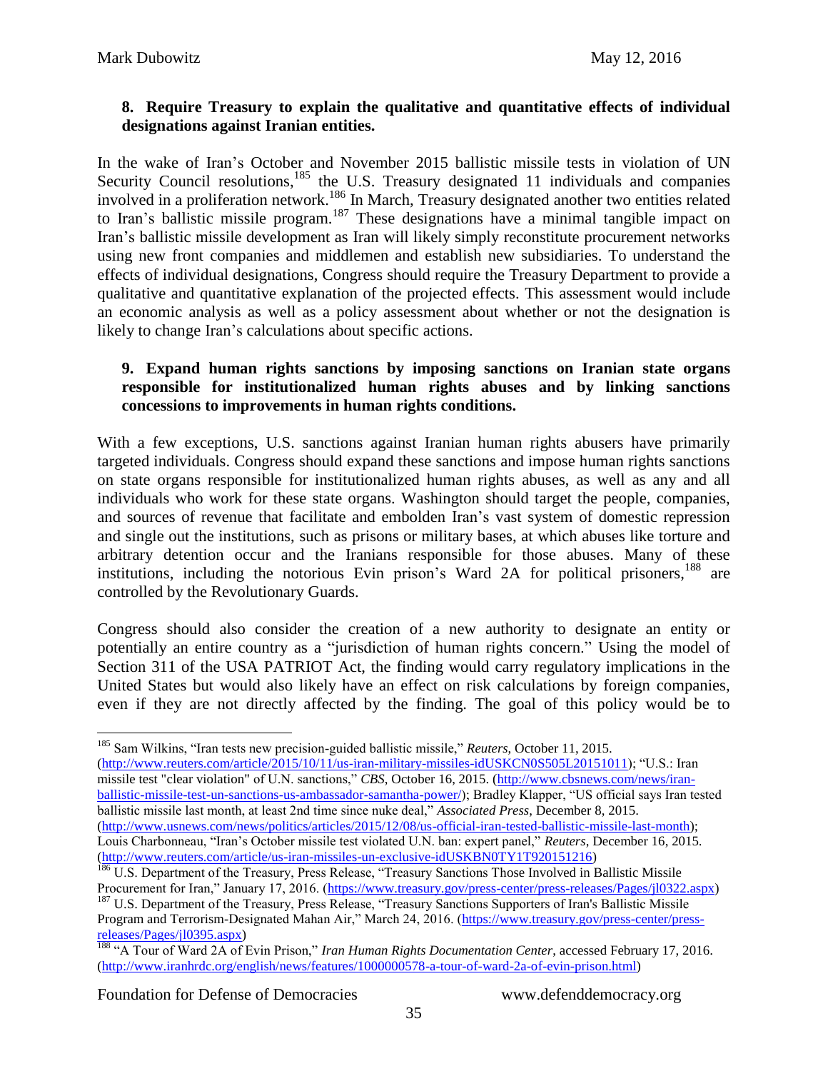**8. Require Treasury to explain the qualitative and quantitative effects of individual designations against Iranian entities.**

In the wake of Iran's October and November 2015 ballistic missile tests in violation of UN Security Council resolutions,[185] the U.S. Treasury designated 11 individuals and companies involved in a proliferation network.[186] In March, Treasury designated another two entities related to Iran's ballistic missile program.[187] These designations have a minimal tangible impact on Iran's ballistic missile development as Iran will likely simply reconstitute procurement networks using new front companies and middlemen and establish new subsidiaries. To understand the effects of individual designations, Congress should require the Treasury Department to provide a qualitative and quantitative explanation of the projected effects. This assessment would include an economic analysis as well as a policy assessment about whether or not the designation is likely to change Iran's calculations about specific actions.

**9. Expand human rights sanctions by imposing sanctions on Iranian state organs responsible for institutionalized human rights abuses and by linking sanctions concessions to improvements in human rights conditions.**

With a few exceptions, U.S. sanctions against Iranian human rights abusers have primarily targeted individuals. Congress should expand these sanctions and impose human rights sanctions on state organs responsible for institutionalized human rights abuses, as well as any and all individuals who work for these state organs. Washington should target the people, companies, and sources of revenue that facilitate and embolden Iran's vast system of domestic repression and single out the institutions, such as prisons or military bases, at which abuses like torture and arbitrary detention occur and the Iranians responsible for those abuses. Many of these institutions, including the notorious Evin prison's Ward 2A for political prisoners,[188] are controlled by the Revolutionary Guards.

Congress should also consider the creation of a new authority to designate an entity or potentially an entire country as a "jurisdiction of human rights concern." Using the model of Section 311 of the USA PATRIOT Act, the finding would carry regulatory implications in the United States but would also likely have an effect on risk calculations by foreign companies, even if they are not directly affected by the finding. The goal of this policy would be to

---

[185] Sam Wilkins, "Iran tests new precision-guided ballistic missile," *Reuters*, October 11, 2015. (http://www.reuters.com/article/2015/10/11/us-iran-military-missiles-idUSKCN0S505L20151011); "U.S.: Iran missile test "clear violation" of U.N. sanctions," *CBS*, October 16, 2015. (http://www.cbsnews.com/news/iran-ballistic-missile-test-un-sanctions-us-ambassador-samantha-power/); Bradley Klapper, "US official says Iran tested ballistic missile last month, at least 2nd time since nuke deal," *Associated Press*, December 8, 2015. (http://www.usnews.com/news/politics/articles/2015/12/08/us-official-iran-tested-ballistic-missile-last-month); Louis Charbonneau, "Iran's October missile test violated U.N. ban: expert panel," *Reuters*, December 16, 2015. (http://www.reuters.com/article/us-iran-missiles-un-exclusive-idUSKBN0TY1T920151216)

[186] U.S. Department of the Treasury, Press Release, "Treasury Sanctions Those Involved in Ballistic Missile Procurement for Iran," January 17, 2016. (https://www.treasury.gov/press-center/press-releases/Pages/jl0322.aspx)

[187] U.S. Department of the Treasury, Press Release, "Treasury Sanctions Supporters of Iran's Ballistic Missile Program and Terrorism-Designated Mahan Air," March 24, 2016. (https://www.treasury.gov/press-center/press-releases/Pages/jl0395.aspx)

[188] "A Tour of Ward 2A of Evin Prison," *Iran Human Rights Documentation Center*, accessed February 17, 2016. (http://www.iranhrdc.org/english/news/features/1000000578-a-tour-of-ward-2a-of-evin-prison.html)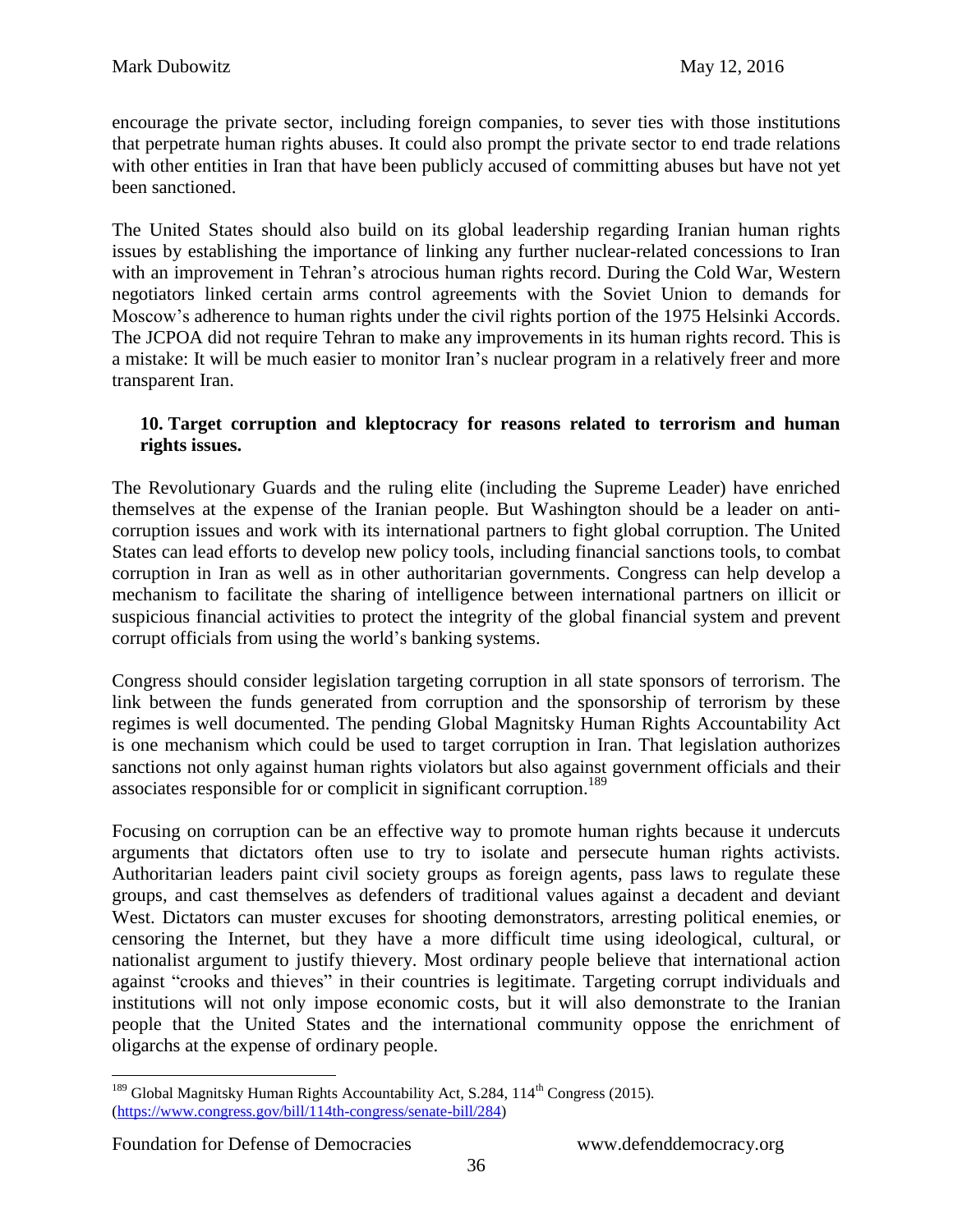encourage the private sector, including foreign companies, to sever ties with those institutions that perpetrate human rights abuses. It could also prompt the private sector to end trade relations with other entities in Iran that have been publicly accused of committing abuses but have not yet been sanctioned.

The United States should also build on its global leadership regarding Iranian human rights issues by establishing the importance of linking any further nuclear-related concessions to Iran with an improvement in Tehran's atrocious human rights record. During the Cold War, Western negotiators linked certain arms control agreements with the Soviet Union to demands for Moscow's adherence to human rights under the civil rights portion of the 1975 Helsinki Accords. The JCPOA did not require Tehran to make any improvements in its human rights record. This is a mistake: It will be much easier to monitor Iran's nuclear program in a relatively freer and more transparent Iran.

**10. Target corruption and kleptocracy for reasons related to terrorism and human rights issues.**

The Revolutionary Guards and the ruling elite (including the Supreme Leader) have enriched themselves at the expense of the Iranian people. But Washington should be a leader on anti-corruption issues and work with its international partners to fight global corruption. The United States can lead efforts to develop new policy tools, including financial sanctions tools, to combat corruption in Iran as well as in other authoritarian governments. Congress can help develop a mechanism to facilitate the sharing of intelligence between international partners on illicit or suspicious financial activities to protect the integrity of the global financial system and prevent corrupt officials from using the world's banking systems.

Congress should consider legislation targeting corruption in all state sponsors of terrorism. The link between the funds generated from corruption and the sponsorship of terrorism by these regimes is well documented. The pending Global Magnitsky Human Rights Accountability Act is one mechanism which could be used to target corruption in Iran. That legislation authorizes sanctions not only against human rights violators but also against government officials and their associates responsible for or complicit in significant corruption.[189]

Focusing on corruption can be an effective way to promote human rights because it undercuts arguments that dictators often use to try to isolate and persecute human rights activists. Authoritarian leaders paint civil society groups as foreign agents, pass laws to regulate these groups, and cast themselves as defenders of traditional values against a decadent and deviant West. Dictators can muster excuses for shooting demonstrators, arresting political enemies, or censoring the Internet, but they have a more difficult time using ideological, cultural, or nationalist argument to justify thievery. Most ordinary people believe that international action against "crooks and thieves" in their countries is legitimate. Targeting corrupt individuals and institutions will not only impose economic costs, but it will also demonstrate to the Iranian people that the United States and the international community oppose the enrichment of oligarchs at the expense of ordinary people.

---

[189] Global Magnitsky Human Rights Accountability Act, S.284, 114th Congress (2015). (https://www.congress.gov/bill/114th-congress/senate-bill/284)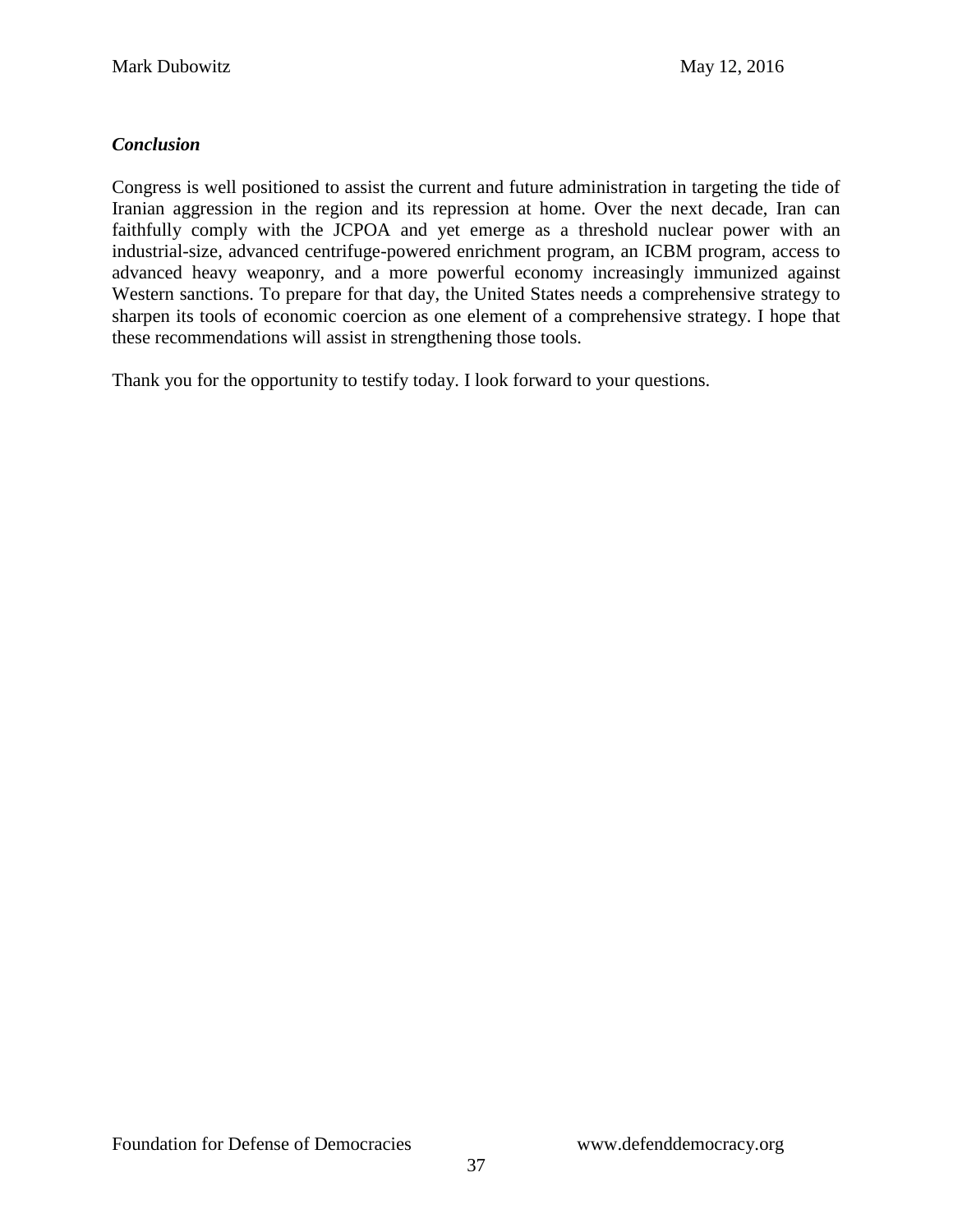***Conclusion***

Congress is well positioned to assist the current and future administration in targeting the tide of Iranian aggression in the region and its repression at home. Over the next decade, Iran can faithfully comply with the JCPOA and yet emerge as a threshold nuclear power with an industrial-size, advanced centrifuge-powered enrichment program, an ICBM program, access to advanced heavy weaponry, and a more powerful economy increasingly immunized against Western sanctions. To prepare for that day, the United States needs a comprehensive strategy to sharpen its tools of economic coercion as one element of a comprehensive strategy. I hope that these recommendations will assist in strengthening those tools.

Thank you for the opportunity to testify today. I look forward to your questions.